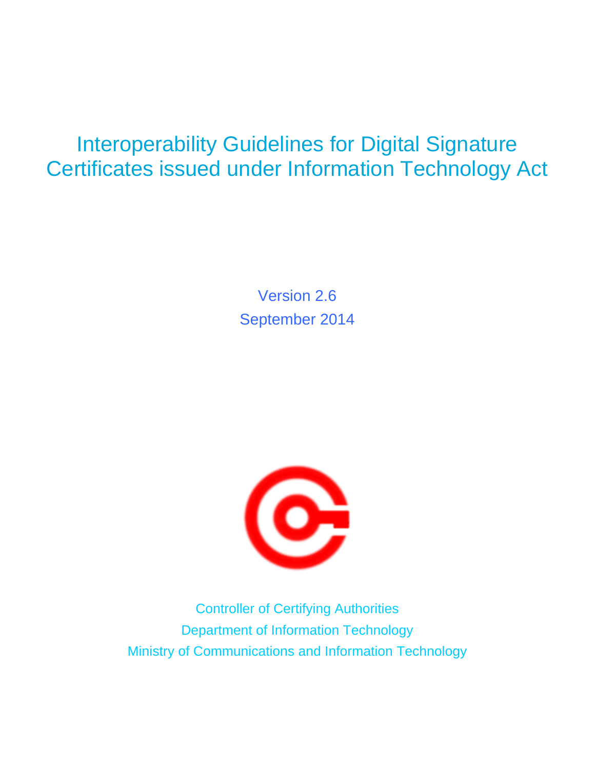# Interoperability Guidelines for Digital Signature Certificates issued under Information Technology Act

Version 2.6

September 2014

Controller of Certifying Authorities

Department of Information Technology

Ministry of Communications and Information Technology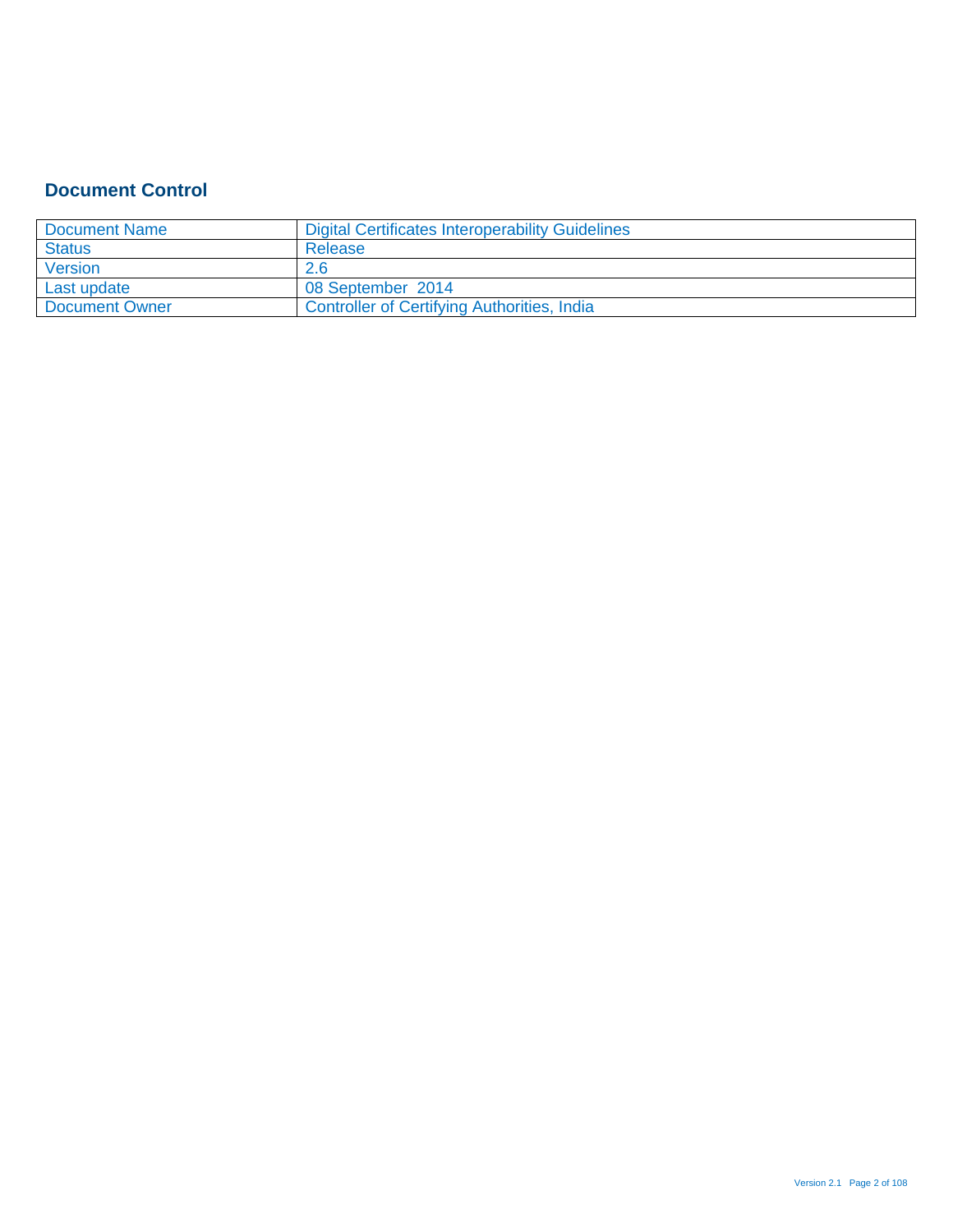## Document Control

| Document Name | Digital Certificates Interoperability Guidelines |
|---|---|
| Status | Release |
| Version | 2.6 |
| Last update | 08 September 2014 |
| Document Owner | Controller of Certifying Authorities, India |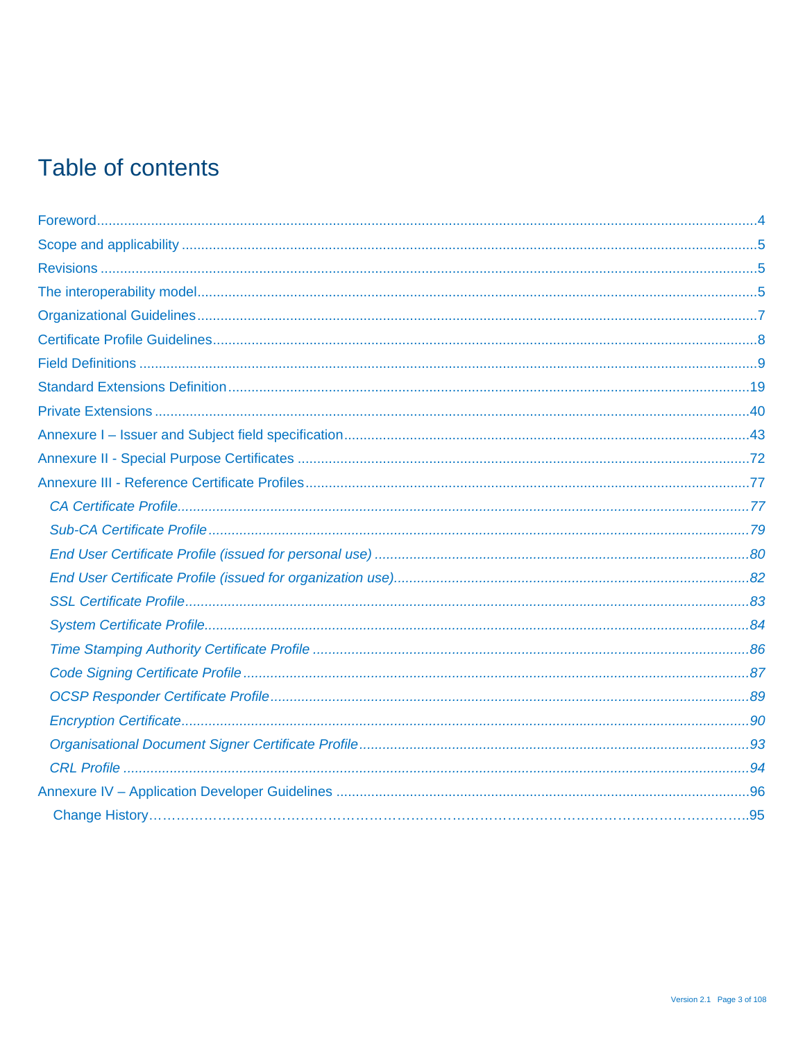# Table of contents

Foreword.....4
Scope and applicability.....5
Revisions.....5
The interoperability model.....5
Organizational Guidelines.....7
Certificate Profile Guidelines.....8
Field Definitions.....9
Standard Extensions Definition.....19
Private Extensions.....40
Annexure I – Issuer and Subject field specification.....43
Annexure II - Special Purpose Certificates.....72
Annexure III - Reference Certificate Profiles.....77
- *CA Certificate Profile.....77*
- *Sub-CA Certificate Profile.....79*
- *End User Certificate Profile (issued for personal use).....80*
- *End User Certificate Profile (issued for organization use).....82*
- *SSL Certificate Profile.....83*
- *System Certificate Profile.....84*
- *Time Stamping Authority Certificate Profile.....86*
- *Code Signing Certificate Profile.....87*
- *OCSP Responder Certificate Profile.....89*
- *Encryption Certificate.....90*
- *Organisational Document Signer Certificate Profile.....93*
- *CRL Profile.....94*

Annexure IV – Application Developer Guidelines.....96
- Change History.....95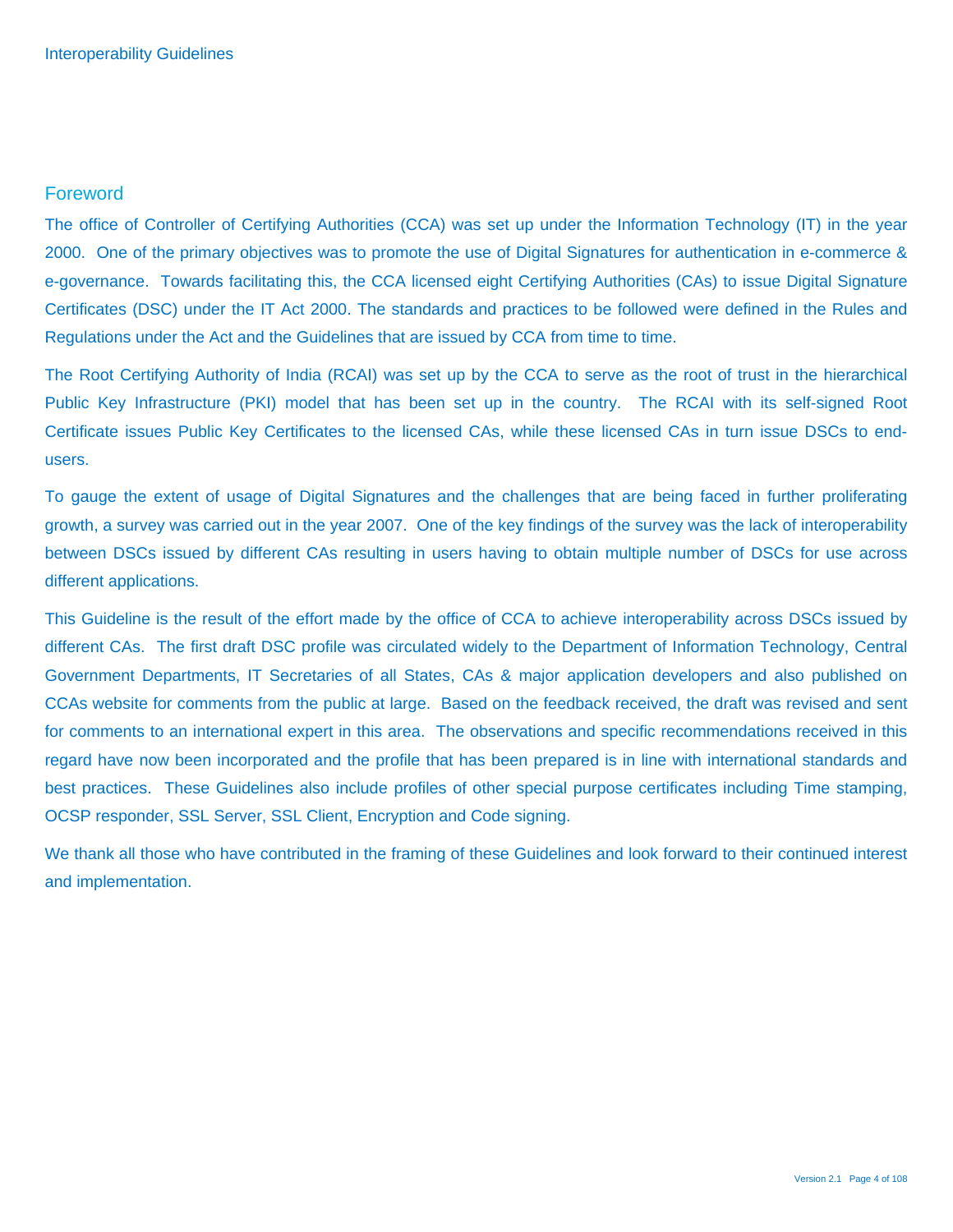## Foreword

The office of Controller of Certifying Authorities (CCA) was set up under the Information Technology (IT) in the year 2000. One of the primary objectives was to promote the use of Digital Signatures for authentication in e-commerce & e-governance. Towards facilitating this, the CCA licensed eight Certifying Authorities (CAs) to issue Digital Signature Certificates (DSC) under the IT Act 2000. The standards and practices to be followed were defined in the Rules and Regulations under the Act and the Guidelines that are issued by CCA from time to time.

The Root Certifying Authority of India (RCAI) was set up by the CCA to serve as the root of trust in the hierarchical Public Key Infrastructure (PKI) model that has been set up in the country. The RCAI with its self-signed Root Certificate issues Public Key Certificates to the licensed CAs, while these licensed CAs in turn issue DSCs to end-users.

To gauge the extent of usage of Digital Signatures and the challenges that are being faced in further proliferating growth, a survey was carried out in the year 2007. One of the key findings of the survey was the lack of interoperability between DSCs issued by different CAs resulting in users having to obtain multiple number of DSCs for use across different applications.

This Guideline is the result of the effort made by the office of CCA to achieve interoperability across DSCs issued by different CAs. The first draft DSC profile was circulated widely to the Department of Information Technology, Central Government Departments, IT Secretaries of all States, CAs & major application developers and also published on CCAs website for comments from the public at large. Based on the feedback received, the draft was revised and sent for comments to an international expert in this area. The observations and specific recommendations received in this regard have now been incorporated and the profile that has been prepared is in line with international standards and best practices. These Guidelines also include profiles of other special purpose certificates including Time stamping, OCSP responder, SSL Server, SSL Client, Encryption and Code signing.

We thank all those who have contributed in the framing of these Guidelines and look forward to their continued interest and implementation.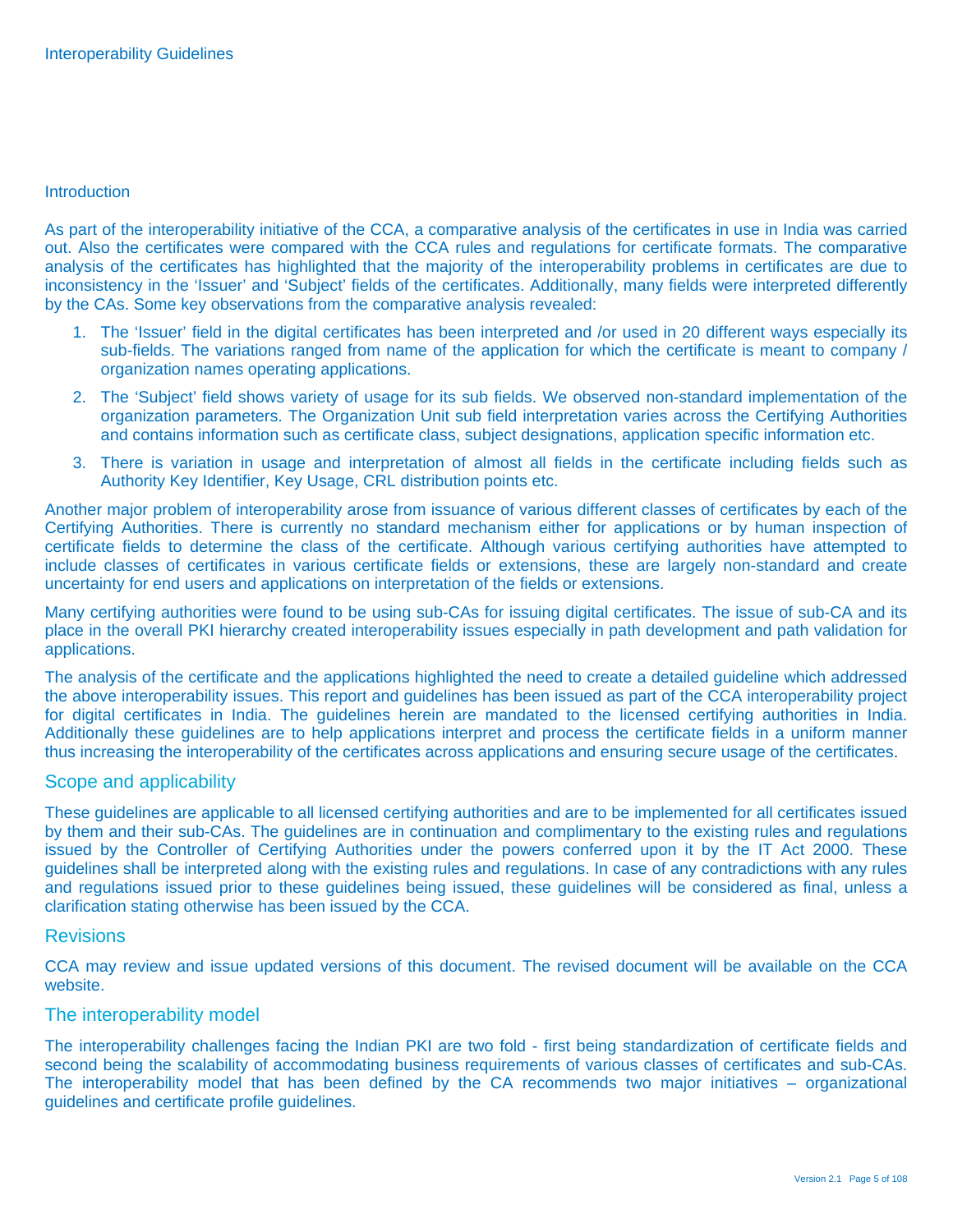Introduction

As part of the interoperability initiative of the CCA, a comparative analysis of the certificates in use in India was carried out. Also the certificates were compared with the CCA rules and regulations for certificate formats. The comparative analysis of the certificates has highlighted that the majority of the interoperability problems in certificates are due to inconsistency in the 'Issuer' and 'Subject' fields of the certificates. Additionally, many fields were interpreted differently by the CAs. Some key observations from the comparative analysis revealed:

1. The 'Issuer' field in the digital certificates has been interpreted and /or used in 20 different ways especially its sub-fields. The variations ranged from name of the application for which the certificate is meant to company / organization names operating applications.
2. The 'Subject' field shows variety of usage for its sub fields. We observed non-standard implementation of the organization parameters. The Organization Unit sub field interpretation varies across the Certifying Authorities and contains information such as certificate class, subject designations, application specific information etc.
3. There is variation in usage and interpretation of almost all fields in the certificate including fields such as Authority Key Identifier, Key Usage, CRL distribution points etc.

Another major problem of interoperability arose from issuance of various different classes of certificates by each of the Certifying Authorities. There is currently no standard mechanism either for applications or by human inspection of certificate fields to determine the class of the certificate. Although various certifying authorities have attempted to include classes of certificates in various certificate fields or extensions, these are largely non-standard and create uncertainty for end users and applications on interpretation of the fields or extensions.

Many certifying authorities were found to be using sub-CAs for issuing digital certificates. The issue of sub-CA and its place in the overall PKI hierarchy created interoperability issues especially in path development and path validation for applications.

The analysis of the certificate and the applications highlighted the need to create a detailed guideline which addressed the above interoperability issues. This report and guidelines has been issued as part of the CCA interoperability project for digital certificates in India. The guidelines herein are mandated to the licensed certifying authorities in India. Additionally these guidelines are to help applications interpret and process the certificate fields in a uniform manner thus increasing the interoperability of the certificates across applications and ensuring secure usage of the certificates.

## Scope and applicability

These guidelines are applicable to all licensed certifying authorities and are to be implemented for all certificates issued by them and their sub-CAs. The guidelines are in continuation and complimentary to the existing rules and regulations issued by the Controller of Certifying Authorities under the powers conferred upon it by the IT Act 2000. These guidelines shall be interpreted along with the existing rules and regulations. In case of any contradictions with any rules and regulations issued prior to these guidelines being issued, these guidelines will be considered as final, unless a clarification stating otherwise has been issued by the CCA.

## Revisions

CCA may review and issue updated versions of this document. The revised document will be available on the CCA website.

## The interoperability model

The interoperability challenges facing the Indian PKI are two fold - first being standardization of certificate fields and second being the scalability of accommodating business requirements of various classes of certificates and sub-CAs. The interoperability model that has been defined by the CA recommends two major initiatives – organizational guidelines and certificate profile guidelines.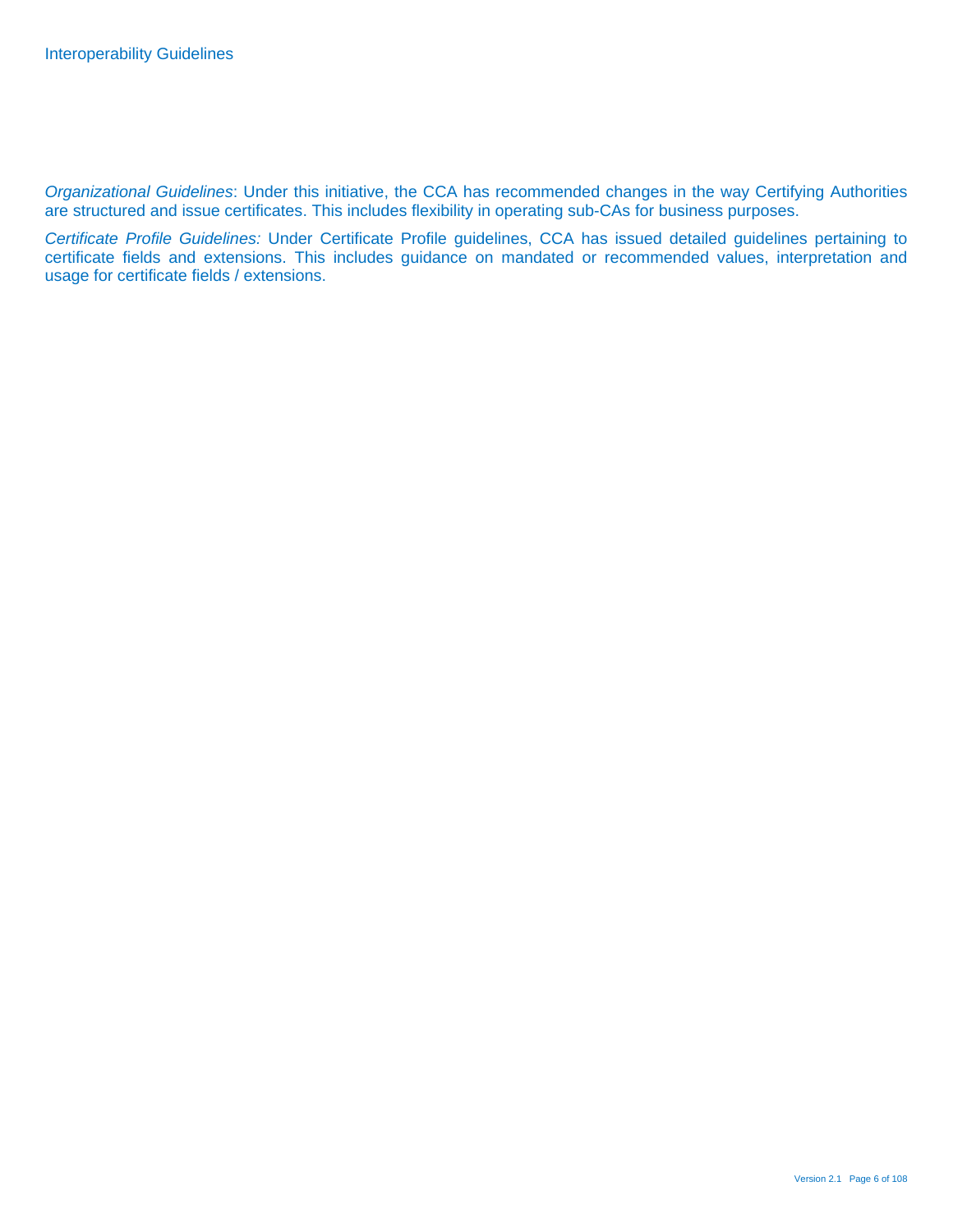*Organizational Guidelines*: Under this initiative, the CCA has recommended changes in the way Certifying Authorities are structured and issue certificates. This includes flexibility in operating sub-CAs for business purposes.

*Certificate Profile Guidelines:* Under Certificate Profile guidelines, CCA has issued detailed guidelines pertaining to certificate fields and extensions. This includes guidance on mandated or recommended values, interpretation and usage for certificate fields / extensions.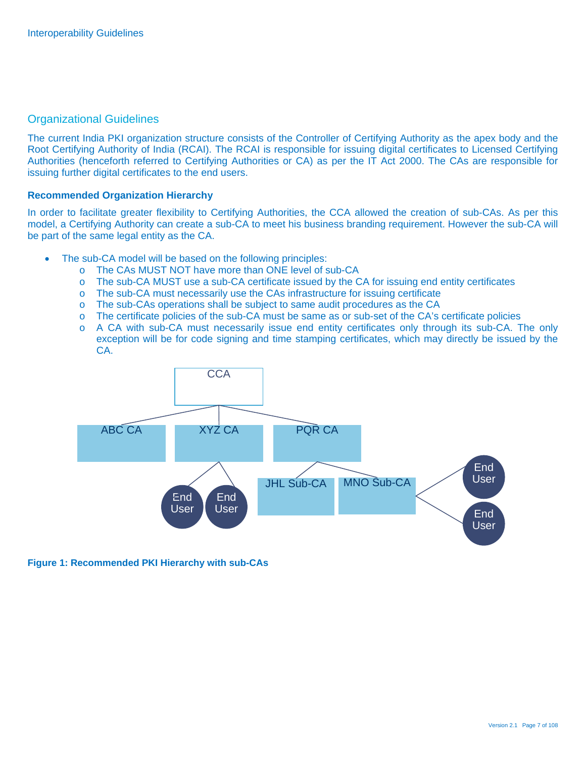## Organizational Guidelines

The current India PKI organization structure consists of the Controller of Certifying Authority as the apex body and the Root Certifying Authority of India (RCAI). The RCAI is responsible for issuing digital certificates to Licensed Certifying Authorities (henceforth referred to as Certifying Authorities or CA) as per the IT Act 2000. The CAs are responsible for issuing further digital certificates to the end users.

### Recommended Organization Hierarchy

In order to facilitate greater flexibility to Certifying Authorities, the CCA allowed the creation of sub-CAs. As per this model, a Certifying Authority can create a sub-CA to meet his business branding requirement. However the sub-CA will be part of the same legal entity as the CA.

- The sub-CA model will be based on the following principles:
  - The CAs MUST NOT have more than ONE level of sub-CA
  - The sub-CA MUST use a sub-CA certificate issued by the CA for issuing end entity certificates
  - The sub-CA must necessarily use the CAs infrastructure for issuing certificate
  - The sub-CAs operations shall be subject to same audit procedures as the CA
  - The certificate policies of the sub-CA must be same as or sub-set of the CA's certificate policies
  - A CA with sub-CA must necessarily issue end entity certificates only through its sub-CA. The only exception will be for code signing and time stamping certificates, which may directly be issued by the CA.

**Figure 1: Recommended PKI Hierarchy with sub-CAs**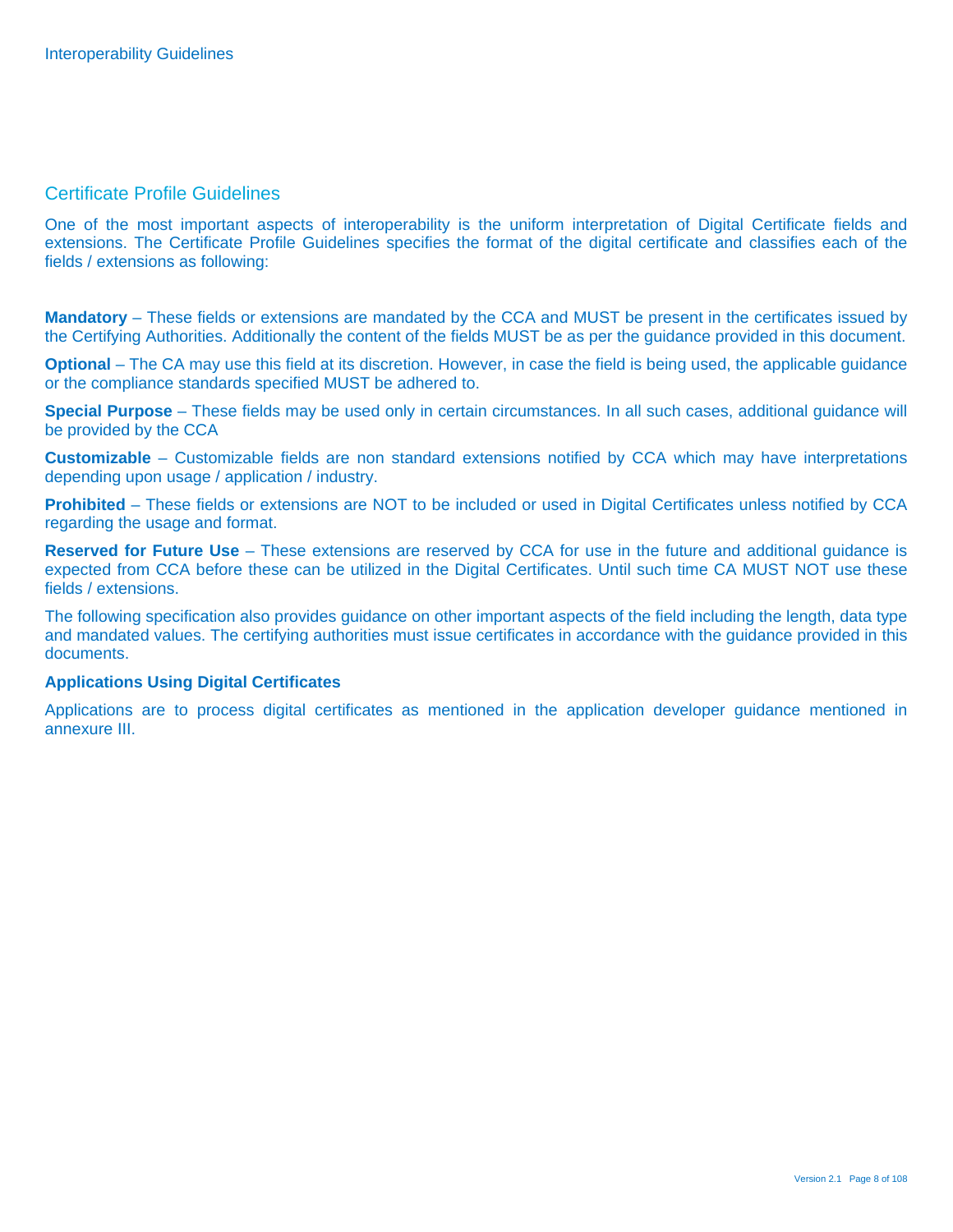## Certificate Profile Guidelines

One of the most important aspects of interoperability is the uniform interpretation of Digital Certificate fields and extensions. The Certificate Profile Guidelines specifies the format of the digital certificate and classifies each of the fields / extensions as following:

**Mandatory** – These fields or extensions are mandated by the CCA and MUST be present in the certificates issued by the Certifying Authorities. Additionally the content of the fields MUST be as per the guidance provided in this document.

**Optional** – The CA may use this field at its discretion. However, in case the field is being used, the applicable guidance or the compliance standards specified MUST be adhered to.

**Special Purpose** – These fields may be used only in certain circumstances. In all such cases, additional guidance will be provided by the CCA

**Customizable** – Customizable fields are non standard extensions notified by CCA which may have interpretations depending upon usage / application / industry.

**Prohibited** – These fields or extensions are NOT to be included or used in Digital Certificates unless notified by CCA regarding the usage and format.

**Reserved for Future Use** – These extensions are reserved by CCA for use in the future and additional guidance is expected from CCA before these can be utilized in the Digital Certificates. Until such time CA MUST NOT use these fields / extensions.

The following specification also provides guidance on other important aspects of the field including the length, data type and mandated values. The certifying authorities must issue certificates in accordance with the guidance provided in this documents.

**Applications Using Digital Certificates**

Applications are to process digital certificates as mentioned in the application developer guidance mentioned in annexure III.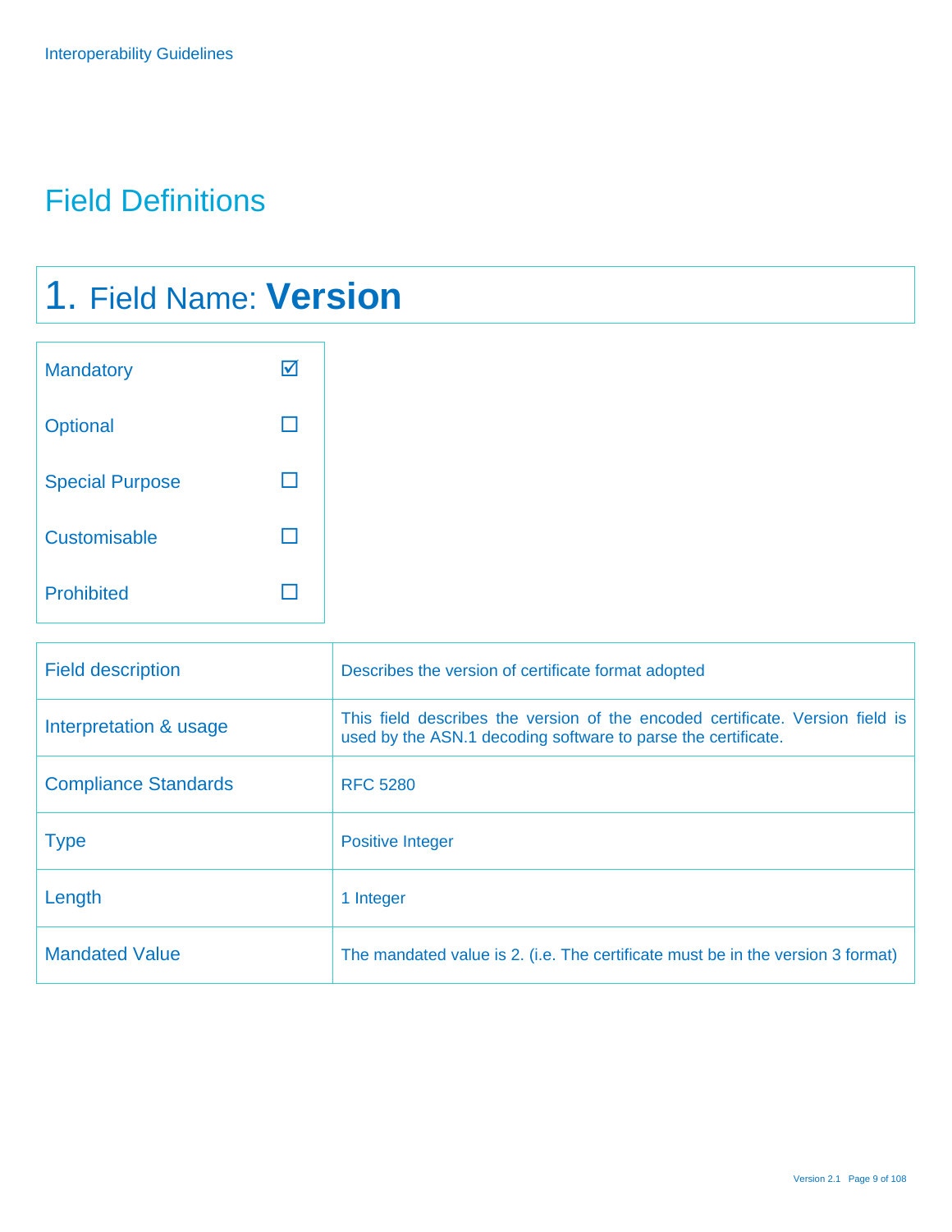# Field Definitions

## 1. Field Name: **Version**

| | |
|---|---|
| Mandatory | ☑ |
| Optional | ☐ |
| Special Purpose | ☐ |
| Customisable | ☐ |
| Prohibited | ☐ |

| | |
|---|---|
| Field description | Describes the version of certificate format adopted |
| Interpretation & usage | This field describes the version of the encoded certificate. Version field is used by the ASN.1 decoding software to parse the certificate. |
| Compliance Standards | RFC 5280 |
| Type | Positive Integer |
| Length | 1 Integer |
| Mandated Value | The mandated value is 2. (i.e. The certificate must be in the version 3 format) |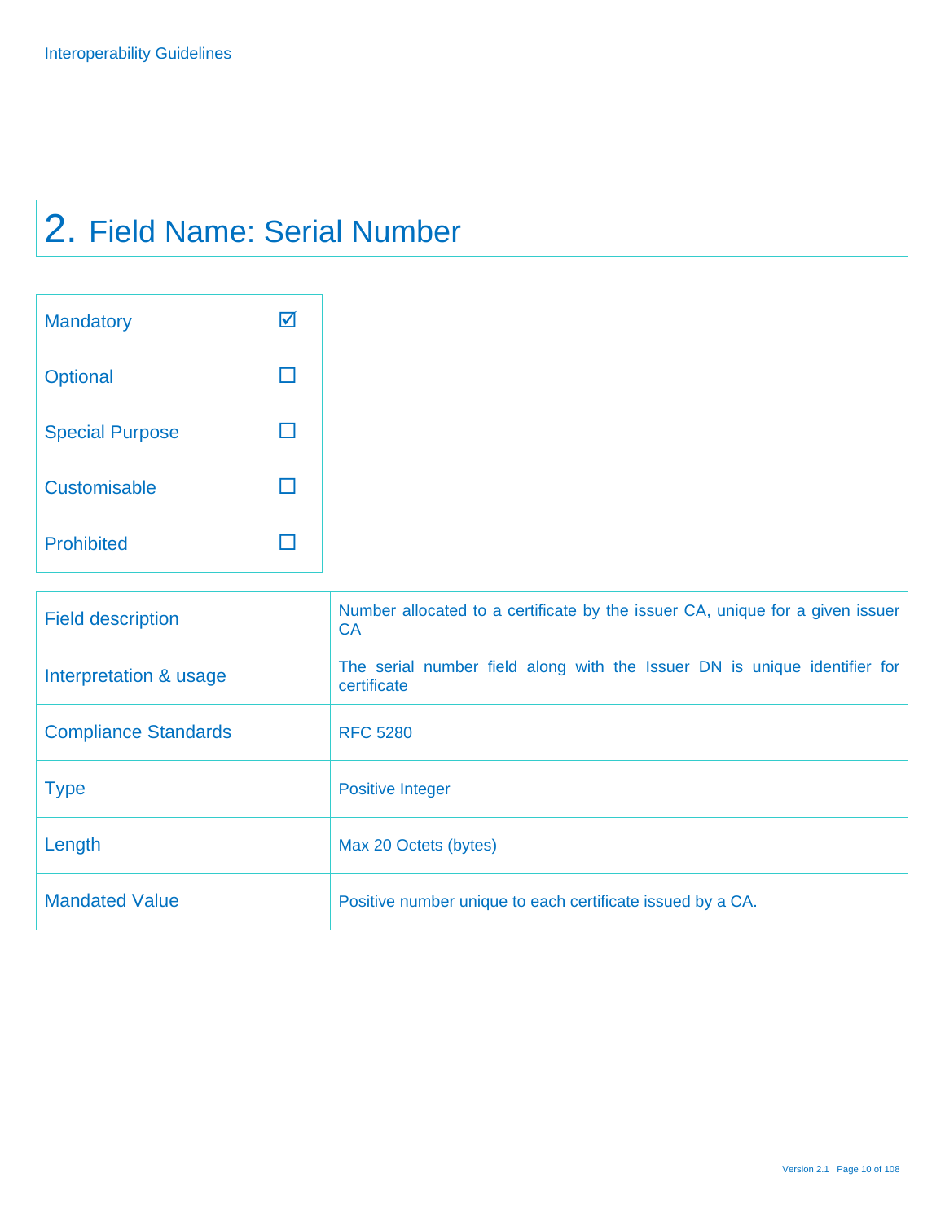# 2. Field Name: Serial Number

| | |
|---|---|
| Mandatory | ☑ |
| Optional | ☐ |
| Special Purpose | ☐ |
| Customisable | ☐ |
| Prohibited | ☐ |

| | |
|---|---|
| Field description | Number allocated to a certificate by the issuer CA, unique for a given issuer CA |
| Interpretation & usage | The serial number field along with the Issuer DN is unique identifier for certificate |
| Compliance Standards | RFC 5280 |
| Type | Positive Integer |
| Length | Max 20 Octets (bytes) |
| Mandated Value | Positive number unique to each certificate issued by a CA. |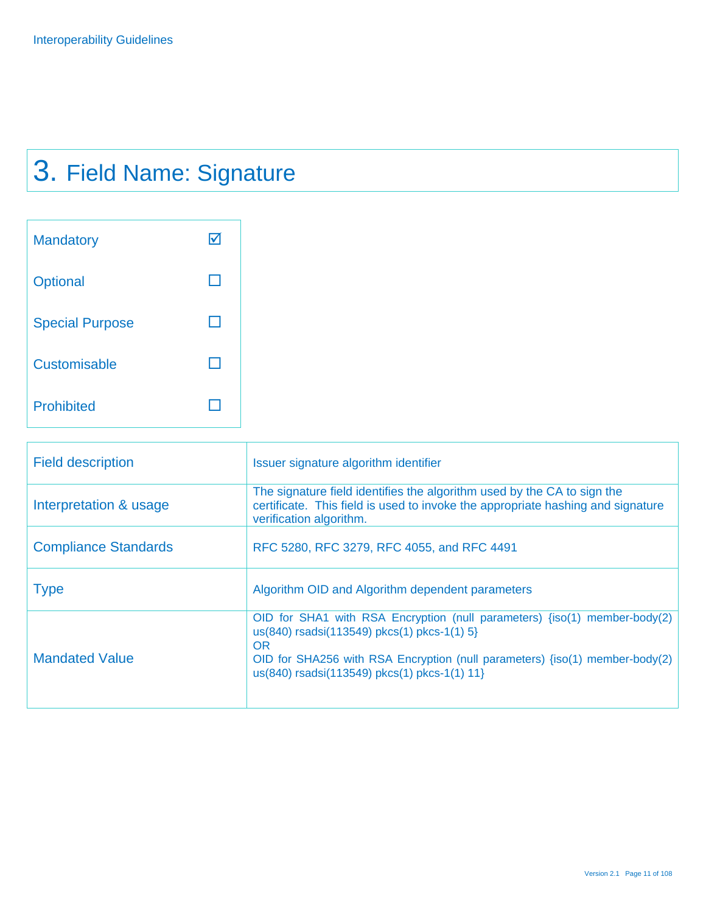# 3. Field Name: Signature

| | |
|---|---|
| Mandatory | ☑ |
| Optional | ☐ |
| Special Purpose | ☐ |
| Customisable | ☐ |
| Prohibited | ☐ |

| | |
|---|---|
| Field description | Issuer signature algorithm identifier |
| Interpretation & usage | The signature field identifies the algorithm used by the CA to sign the certificate. This field is used to invoke the appropriate hashing and signature verification algorithm. |
| Compliance Standards | RFC 5280, RFC 3279, RFC 4055, and RFC 4491 |
| Type | Algorithm OID and Algorithm dependent parameters |
| Mandated Value | OID for SHA1 with RSA Encryption (null parameters) {iso(1) member-body(2) us(840) rsadsi(113549) pkcs(1) pkcs-1(1) 5}<br>OR<br>OID for SHA256 with RSA Encryption (null parameters) {iso(1) member-body(2) us(840) rsadsi(113549) pkcs(1) pkcs-1(1) 11} |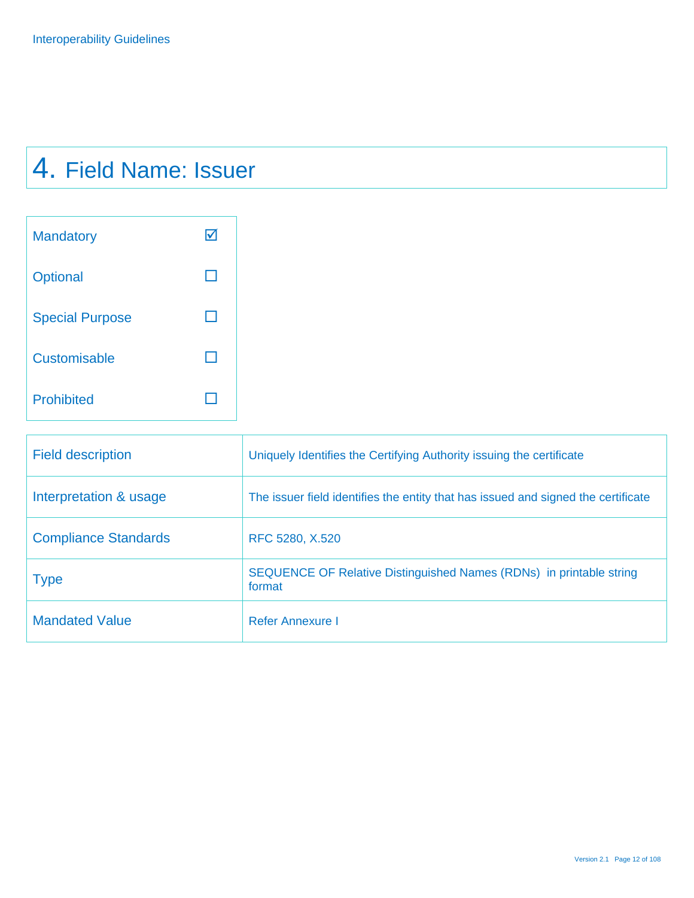# 4. Field Name: Issuer

| | |
|---|---|
| Mandatory | ☑ |
| Optional | ☐ |
| Special Purpose | ☐ |
| Customisable | ☐ |
| Prohibited | ☐ |

| | |
|---|---|
| Field description | Uniquely Identifies the Certifying Authority issuing the certificate |
| Interpretation & usage | The issuer field identifies the entity that has issued and signed the certificate |
| Compliance Standards | RFC 5280, X.520 |
| Type | SEQUENCE OF Relative Distinguished Names (RDNs) in printable string format |
| Mandated Value | Refer Annexure I |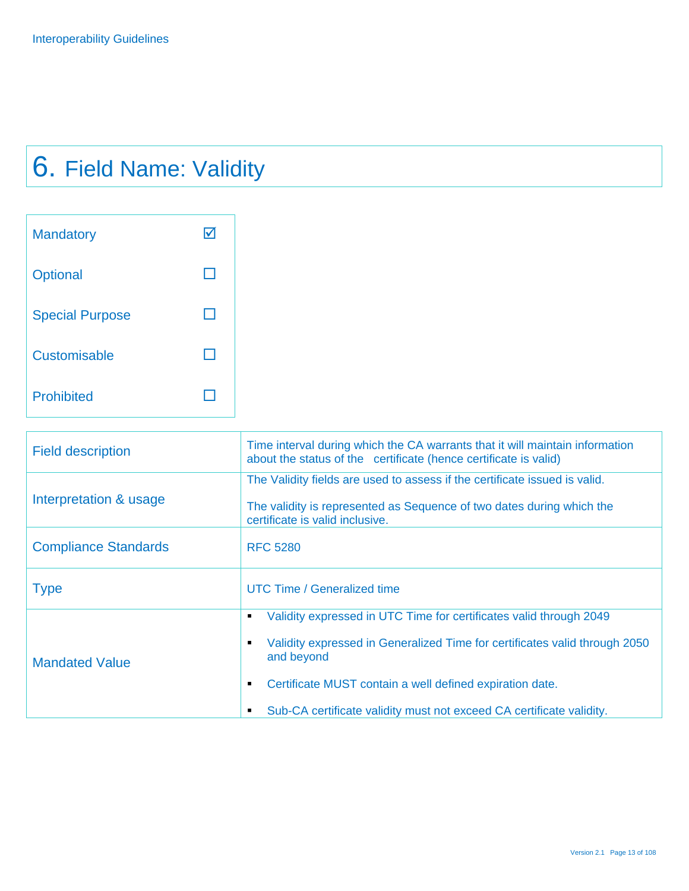# 6. Field Name: Validity

| | |
|---|---|
| Mandatory | ☑ |
| Optional | ☐ |
| Special Purpose | ☐ |
| Customisable | ☐ |
| Prohibited | ☐ |

| | |
|---|---|
| Field description | Time interval during which the CA warrants that it will maintain information about the status of the certificate (hence certificate is valid) |
| Interpretation & usage | The Validity fields are used to assess if the certificate issued is valid.<br><br>The validity is represented as Sequence of two dates during which the certificate is valid inclusive. |
| Compliance Standards | RFC 5280 |
| Type | UTC Time / Generalized time |
| Mandated Value | ▪ Validity expressed in UTC Time for certificates valid through 2049<br>▪ Validity expressed in Generalized Time for certificates valid through 2050 and beyond<br>▪ Certificate MUST contain a well defined expiration date.<br>▪ Sub-CA certificate validity must not exceed CA certificate validity. |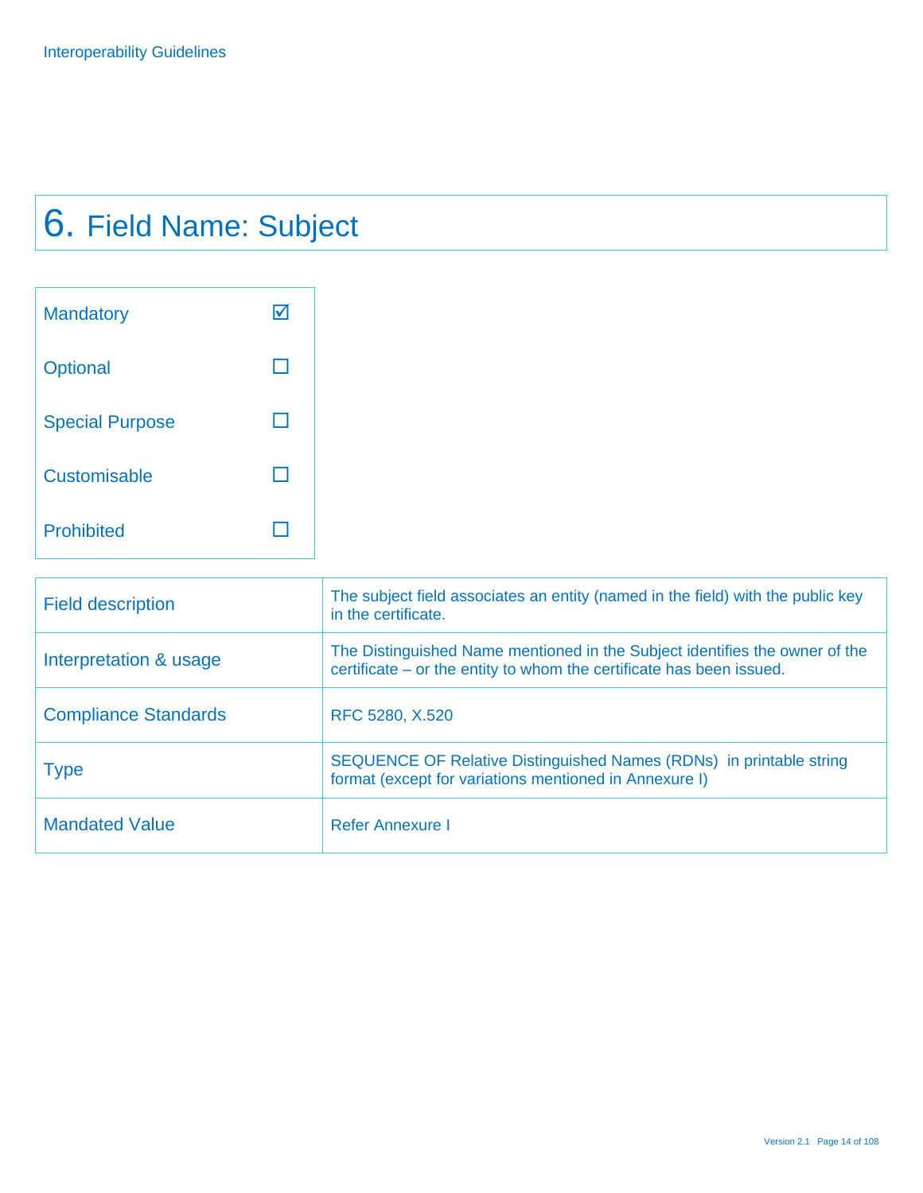# 6. Field Name: Subject

| | |
|---|---|
| Mandatory | ☑ |
| Optional | ☐ |
| Special Purpose | ☐ |
| Customisable | ☐ |
| Prohibited | ☐ |

| | |
|---|---|
| Field description | The subject field associates an entity (named in the field) with the public key in the certificate. |
| Interpretation & usage | The Distinguished Name mentioned in the Subject identifies the owner of the certificate – or the entity to whom the certificate has been issued. |
| Compliance Standards | RFC 5280, X.520 |
| Type | SEQUENCE OF Relative Distinguished Names (RDNs) in printable string format (except for variations mentioned in Annexure I) |
| Mandated Value | Refer Annexure I |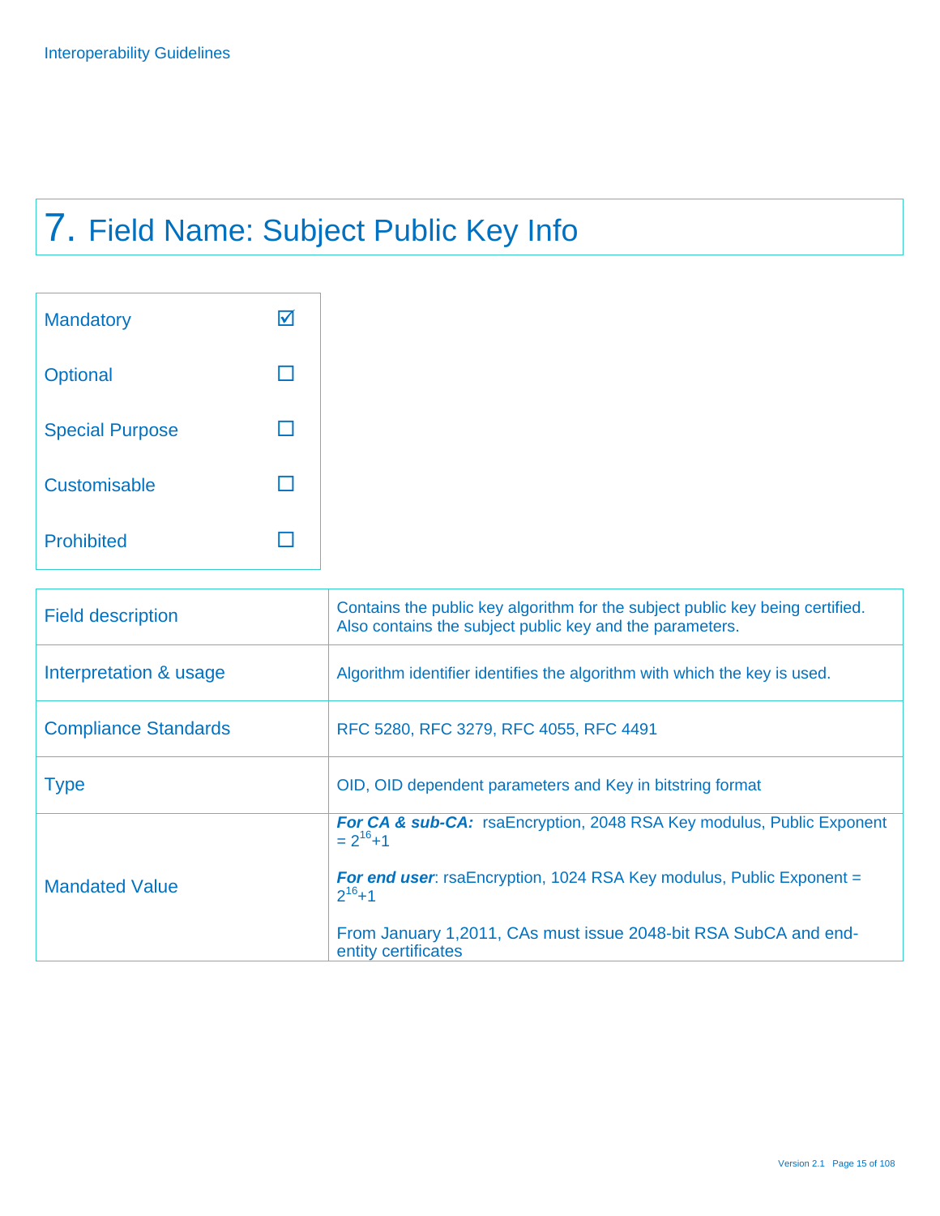# 7. Field Name: Subject Public Key Info

| | |
|---|---|
| Mandatory | ☑ |
| Optional | ☐ |
| Special Purpose | ☐ |
| Customisable | ☐ |
| Prohibited | ☐ |

| | |
|---|---|
| Field description | Contains the public key algorithm for the subject public key being certified. Also contains the subject public key and the parameters. |
| Interpretation & usage | Algorithm identifier identifies the algorithm with which the key is used. |
| Compliance Standards | RFC 5280, RFC 3279, RFC 4055, RFC 4491 |
| Type | OID, OID dependent parameters and Key in bitstring format |
| Mandated Value | ***For CA & sub-CA:*** rsaEncryption, 2048 RSA Key modulus, Public Exponent = $2^{16}+1$<br><br>***For end user***: rsaEncryption, 1024 RSA Key modulus, Public Exponent = $2^{16}+1$<br><br>From January 1,2011, CAs must issue 2048-bit RSA SubCA and end-entity certificates |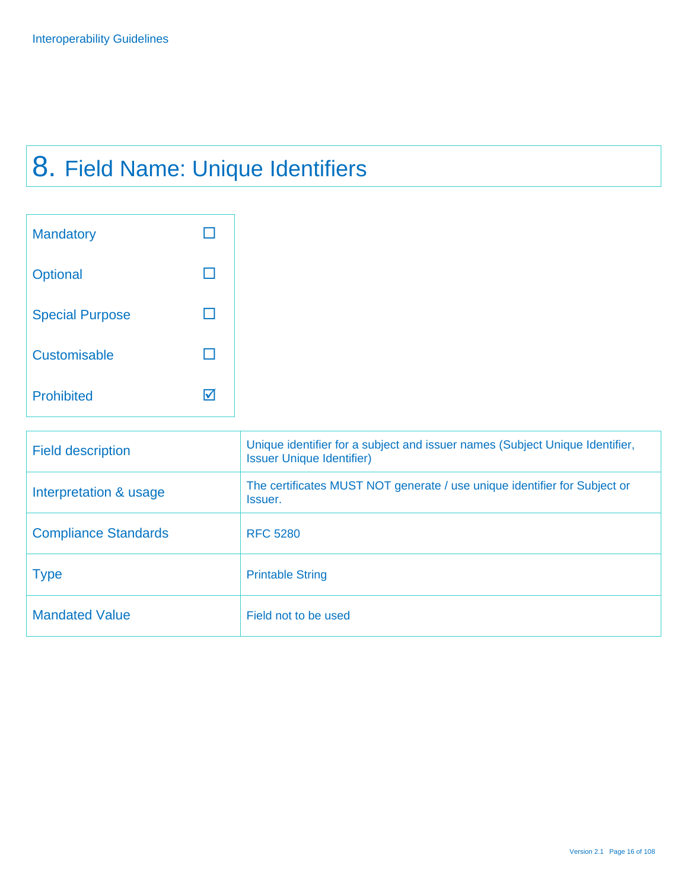# 8. Field Name: Unique Identifiers

| | |
|---|---|
| Mandatory | ☐ |
| Optional | ☐ |
| Special Purpose | ☐ |
| Customisable | ☐ |
| Prohibited | ☑ |

| | |
|---|---|
| Field description | Unique identifier for a subject and issuer names (Subject Unique Identifier, Issuer Unique Identifier) |
| Interpretation & usage | The certificates MUST NOT generate / use unique identifier for Subject or Issuer. |
| Compliance Standards | RFC 5280 |
| Type | Printable String |
| Mandated Value | Field not to be used |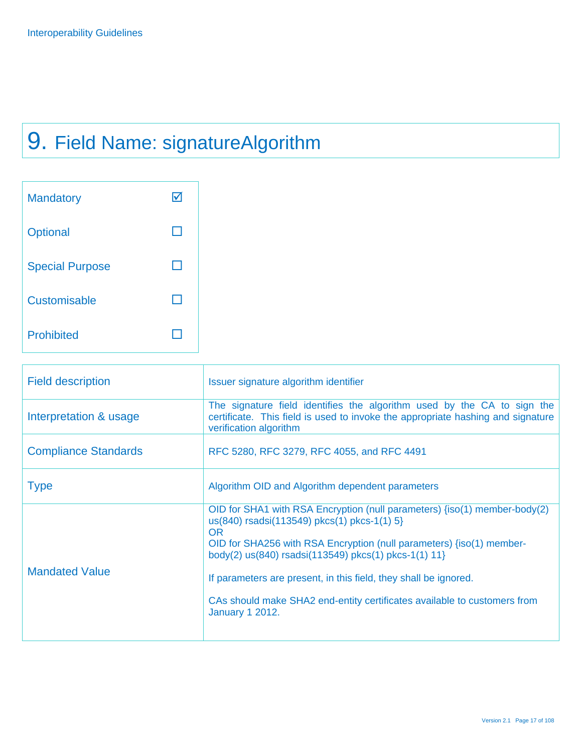# 9. Field Name: signatureAlgorithm

| | |
|---|---|
| Mandatory | ☑ |
| Optional | ☐ |
| Special Purpose | ☐ |
| Customisable | ☐ |
| Prohibited | ☐ |

| | |
|---|---|
| Field description | Issuer signature algorithm identifier |
| Interpretation & usage | The signature field identifies the algorithm used by the CA to sign the certificate. This field is used to invoke the appropriate hashing and signature verification algorithm |
| Compliance Standards | RFC 5280, RFC 3279, RFC 4055, and RFC 4491 |
| Type | Algorithm OID and Algorithm dependent parameters |
| Mandated Value | OID for SHA1 with RSA Encryption (null parameters) {iso(1) member-body(2) us(840) rsadsi(113549) pkcs(1) pkcs-1(1) 5}<br>OR<br>OID for SHA256 with RSA Encryption (null parameters) {iso(1) member-body(2) us(840) rsadsi(113549) pkcs(1) pkcs-1(1) 11}<br><br>If parameters are present, in this field, they shall be ignored.<br><br>CAs should make SHA2 end-entity certificates available to customers from January 1 2012. |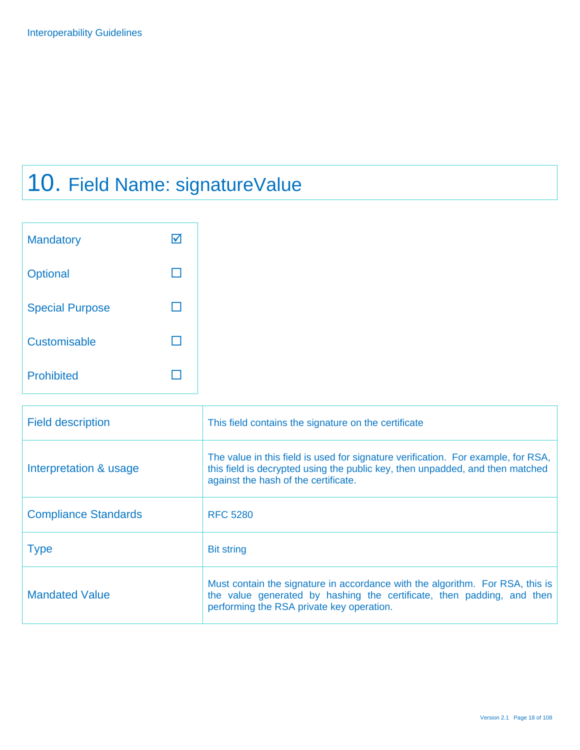# 10. Field Name: signatureValue

| | |
|---|---|
| Mandatory | ☑ |
| Optional | ☐ |
| Special Purpose | ☐ |
| Customisable | ☐ |
| Prohibited | ☐ |

| | |
|---|---|
| Field description | This field contains the signature on the certificate |
| Interpretation & usage | The value in this field is used for signature verification. For example, for RSA, this field is decrypted using the public key, then unpadded, and then matched against the hash of the certificate. |
| Compliance Standards | RFC 5280 |
| Type | Bit string |
| Mandated Value | Must contain the signature in accordance with the algorithm. For RSA, this is the value generated by hashing the certificate, then padding, and then performing the RSA private key operation. |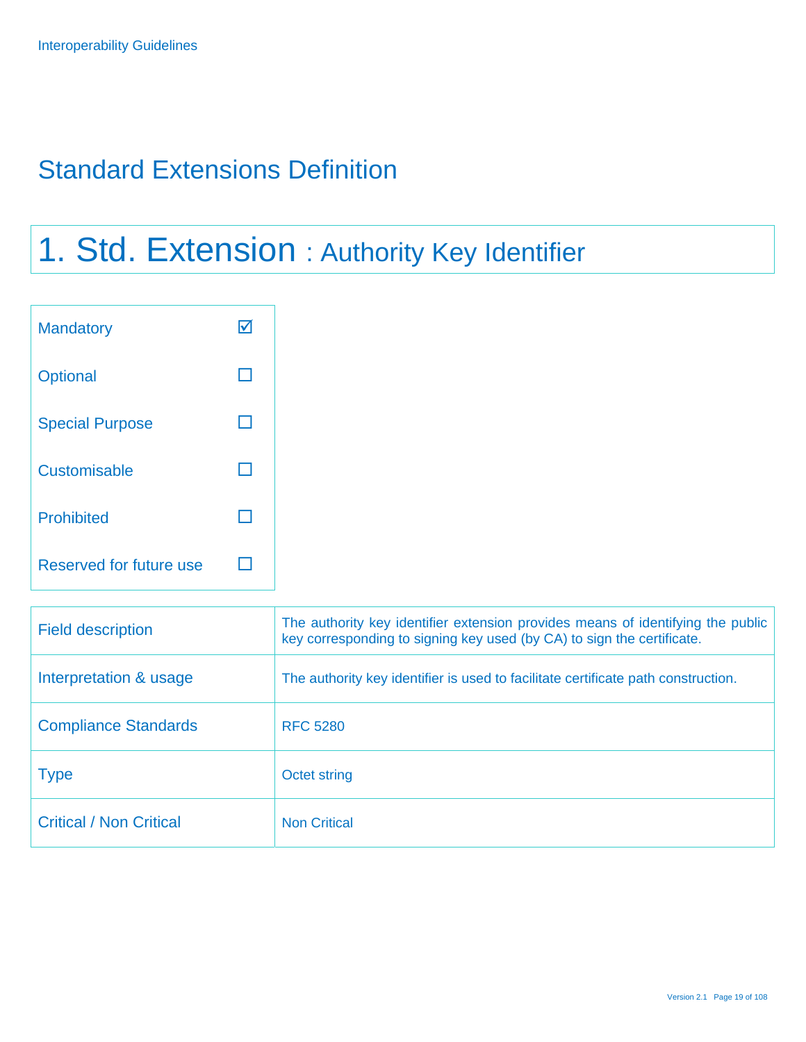# Standard Extensions Definition

## 1. Std. Extension : Authority Key Identifier

| | |
|---|---|
| Mandatory | ☑ |
| Optional | ☐ |
| Special Purpose | ☐ |
| Customisable | ☐ |
| Prohibited | ☐ |
| Reserved for future use | ☐ |

| | |
|---|---|
| Field description | The authority key identifier extension provides means of identifying the public key corresponding to signing key used (by CA) to sign the certificate. |
| Interpretation & usage | The authority key identifier is used to facilitate certificate path construction. |
| Compliance Standards | RFC 5280 |
| Type | Octet string |
| Critical / Non Critical | Non Critical |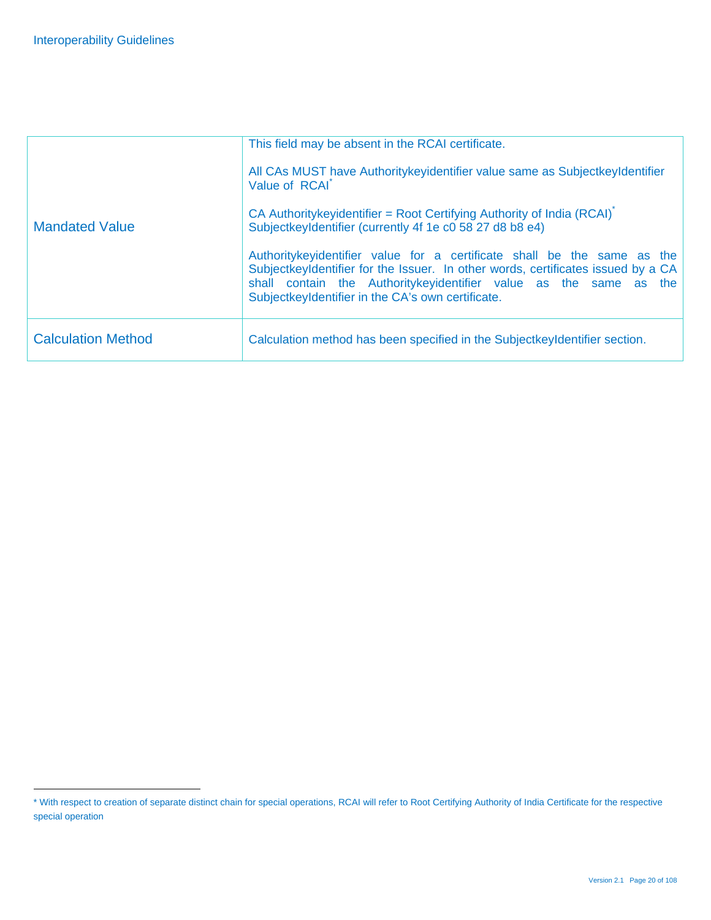| | |
|---|---|
| Mandated Value | This field may be absent in the RCAI certificate.<br><br>All CAs MUST have Authoritykeyidentifier value same as SubjectkeyIdentifier Value of RCAI*<br><br>CA Authoritykeyidentifier = Root Certifying Authority of India (RCAI)* SubjectkeyIdentifier (currently 4f 1e c0 58 27 d8 b8 e4)<br><br>Authoritykeyidentifier value for a certificate shall be the same as the SubjectkeyIdentifier for the Issuer. In other words, certificates issued by a CA shall contain the Authoritykeyidentifier value as the same as the SubjectkeyIdentifier in the CA's own certificate. |
| Calculation Method | Calculation method has been specified in the SubjectkeyIdentifier section. |

* With respect to creation of separate distinct chain for special operations, RCAI will refer to Root Certifying Authority of India Certificate for the respective special operation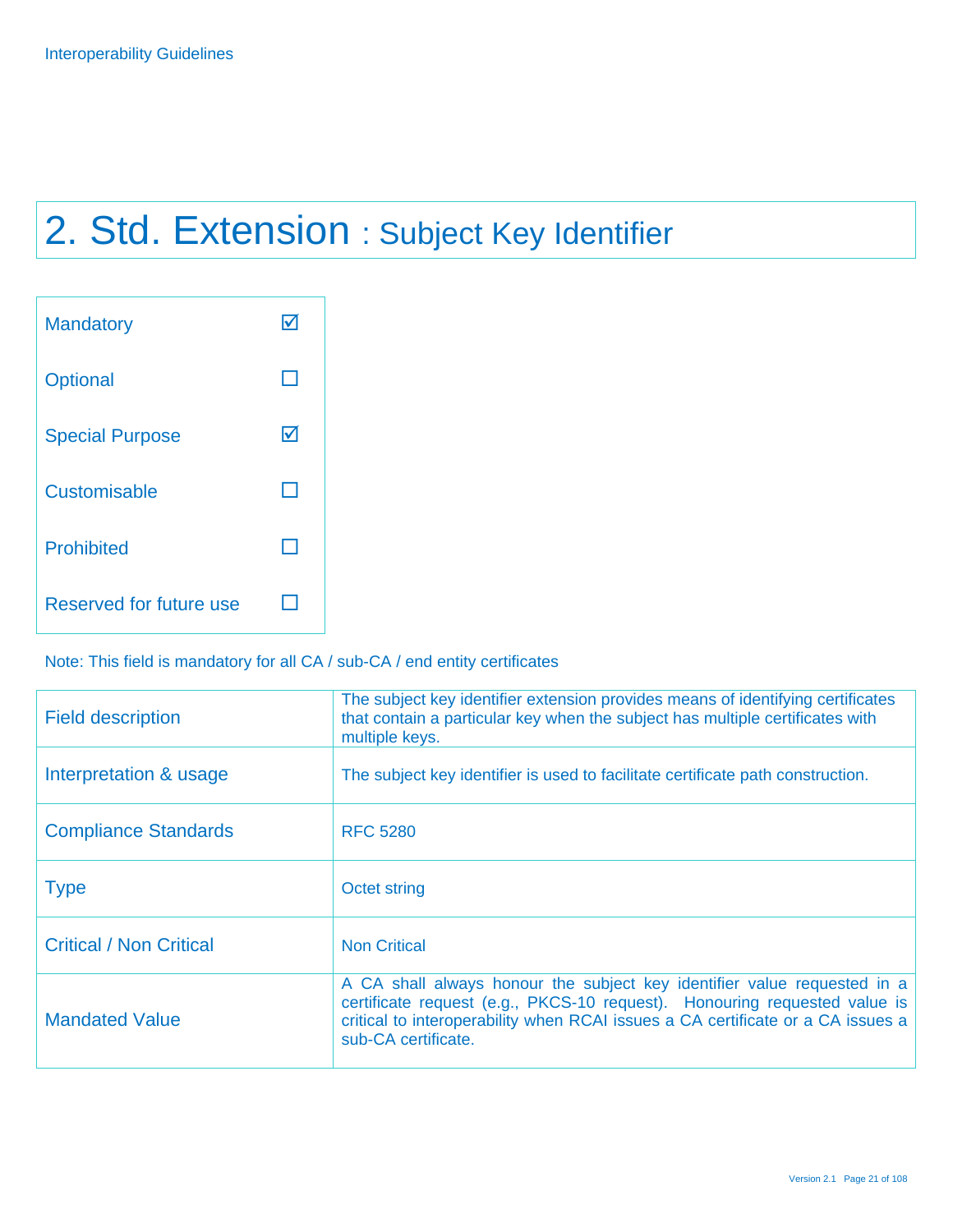# 2. Std. Extension : Subject Key Identifier

| | |
|---|---|
| Mandatory | ☑ |
| Optional | ☐ |
| Special Purpose | ☑ |
| Customisable | ☐ |
| Prohibited | ☐ |
| Reserved for future use | ☐ |

Note: This field is mandatory for all CA / sub-CA / end entity certificates

| | |
|---|---|
| Field description | The subject key identifier extension provides means of identifying certificates that contain a particular key when the subject has multiple certificates with multiple keys. |
| Interpretation & usage | The subject key identifier is used to facilitate certificate path construction. |
| Compliance Standards | RFC 5280 |
| Type | Octet string |
| Critical / Non Critical | Non Critical |
| Mandated Value | A CA shall always honour the subject key identifier value requested in a certificate request (e.g., PKCS-10 request). Honouring requested value is critical to interoperability when RCAI issues a CA certificate or a CA issues a sub-CA certificate. |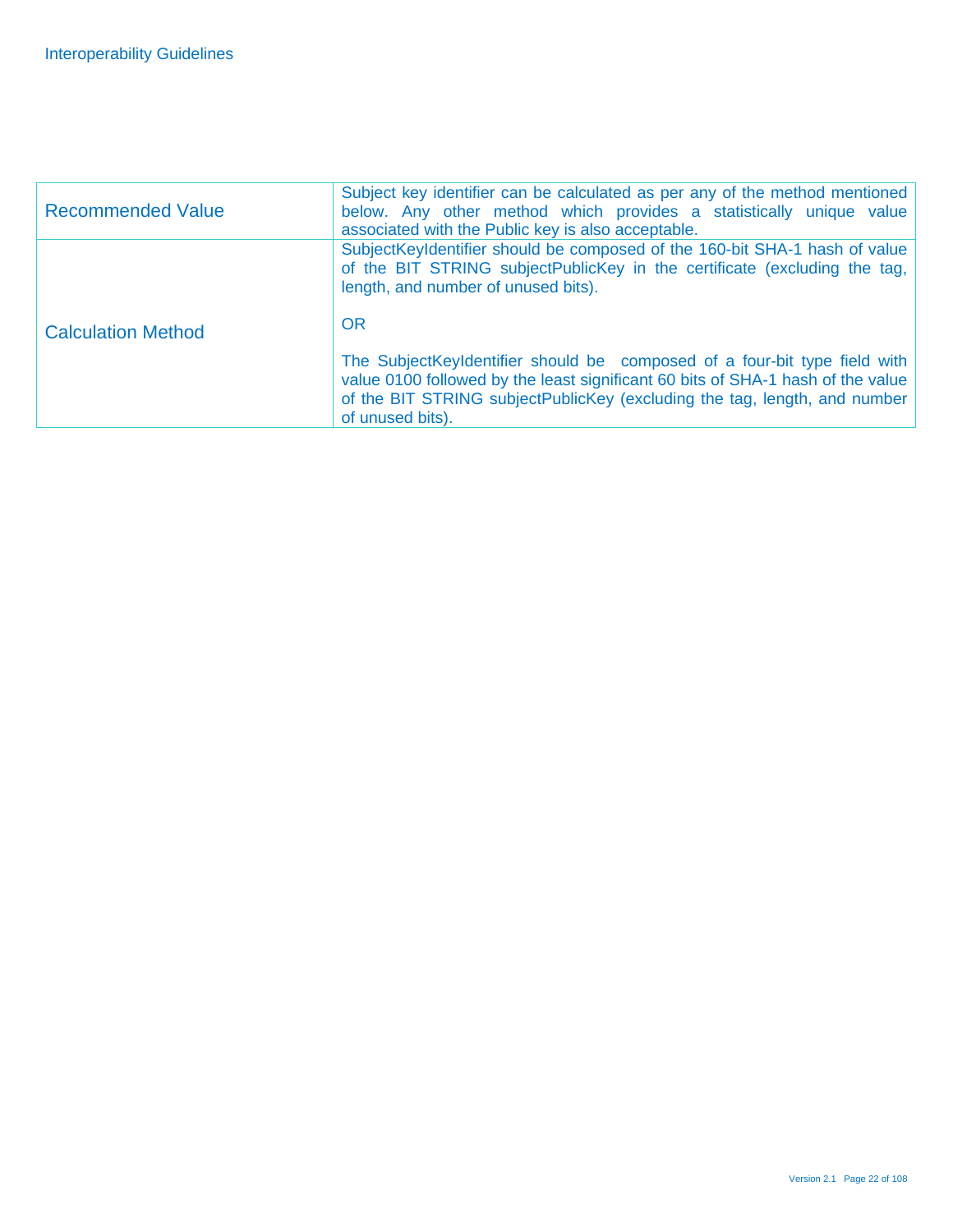| | |
|---|---|
| Recommended Value | Subject key identifier can be calculated as per any of the method mentioned below. Any other method which provides a statistically unique value associated with the Public key is also acceptable. |
| Calculation Method | SubjectKeyIdentifier should be composed of the 160-bit SHA-1 hash of value of the BIT STRING subjectPublicKey in the certificate (excluding the tag, length, and number of unused bits).<br><br>OR<br><br>The SubjectKeyIdentifier should be composed of a four-bit type field with value 0100 followed by the least significant 60 bits of SHA-1 hash of the value of the BIT STRING subjectPublicKey (excluding the tag, length, and number of unused bits). |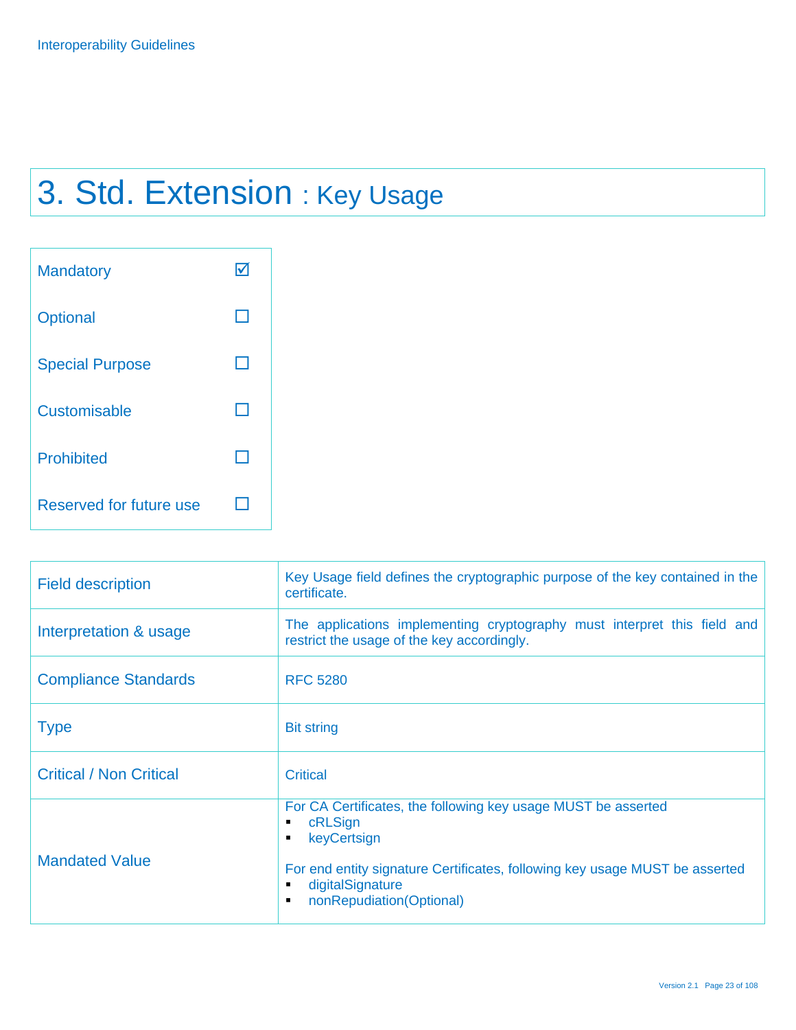# 3. Std. Extension : Key Usage

| | |
|---|---|
| Mandatory | ☑ |
| Optional | ☐ |
| Special Purpose | ☐ |
| Customisable | ☐ |
| Prohibited | ☐ |
| Reserved for future use | ☐ |

| | |
|---|---|
| Field description | Key Usage field defines the cryptographic purpose of the key contained in the certificate. |
| Interpretation & usage | The applications implementing cryptography must interpret this field and restrict the usage of the key accordingly. |
| Compliance Standards | RFC 5280 |
| Type | Bit string |
| Critical / Non Critical | Critical |
| Mandated Value | For CA Certificates, the following key usage MUST be asserted<br>▪ cRLSign<br>▪ keyCertsign<br><br>For end entity signature Certificates, following key usage MUST be asserted<br>▪ digitalSignature<br>▪ nonRepudiation(Optional) |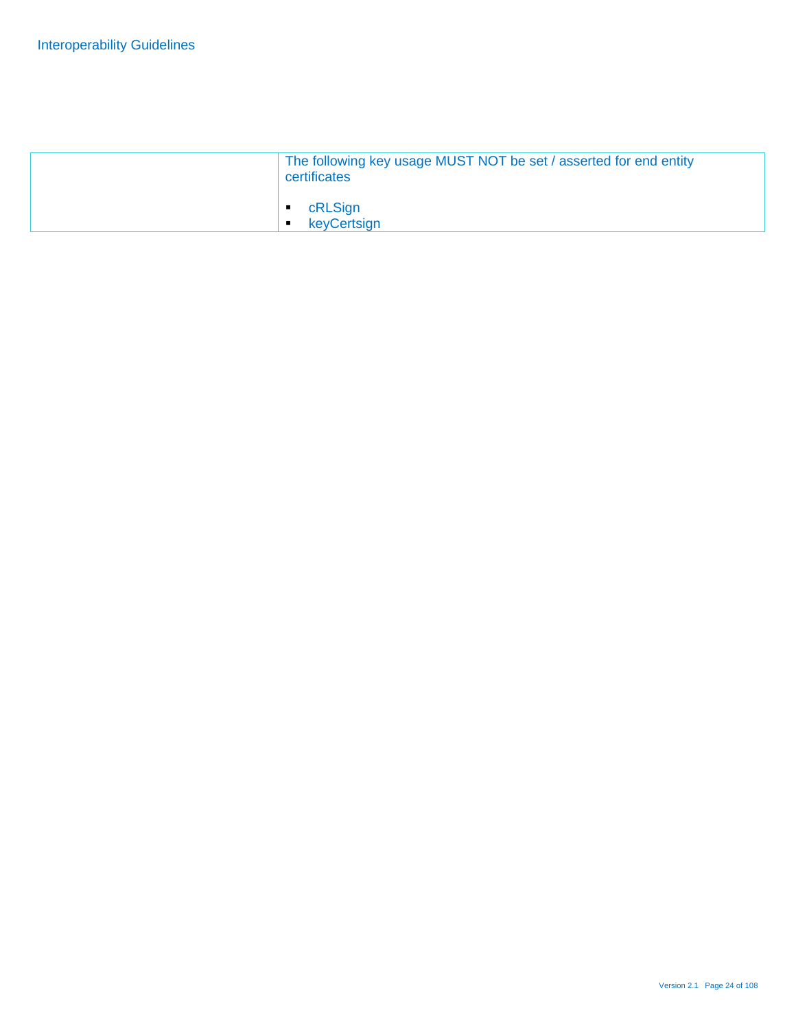| | |
|---|---|
| | The following key usage MUST NOT be set / asserted for end entity certificates<br><br>▪ cRLSign<br>▪ keyCertsign |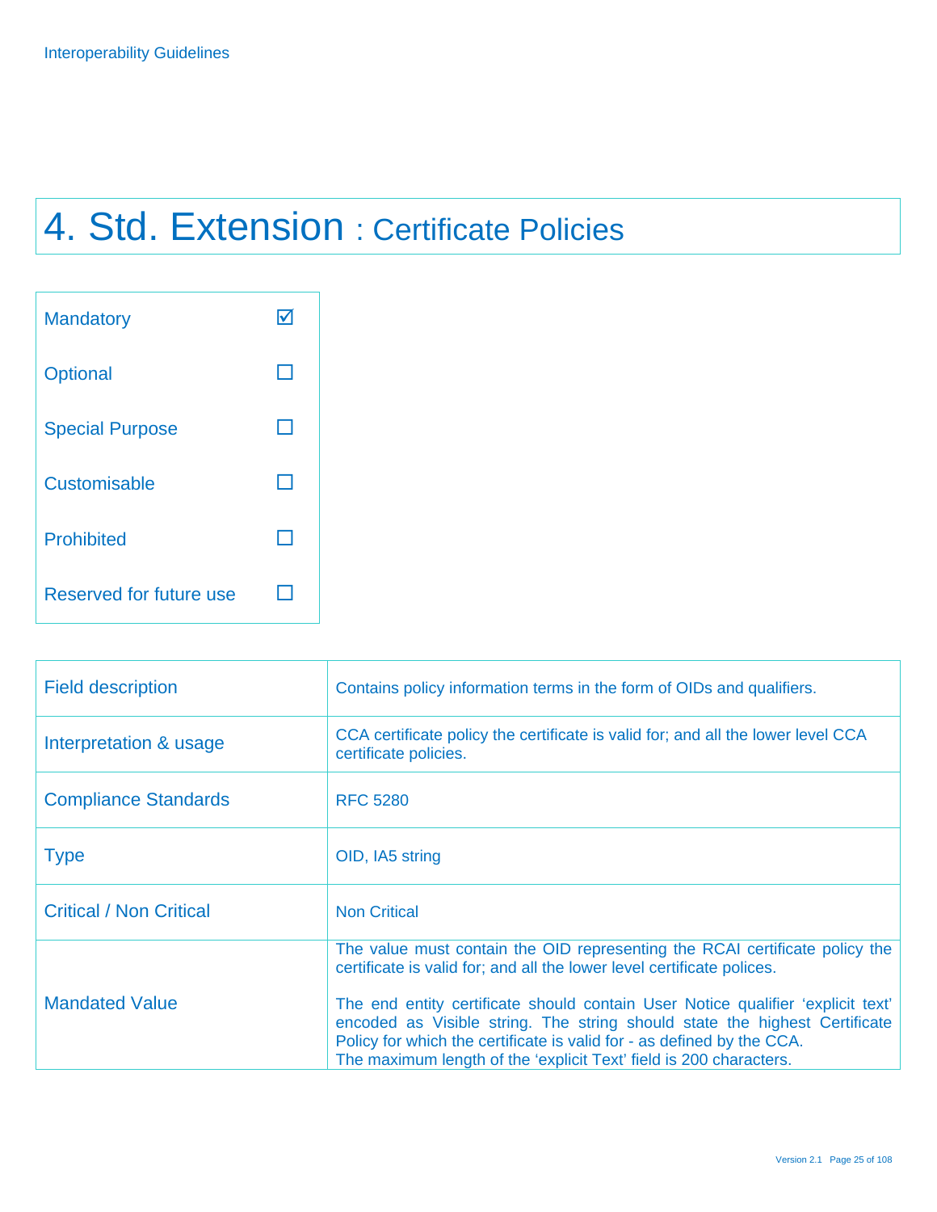# 4. Std. Extension : Certificate Policies

| | |
|---|---|
| Mandatory | ☑ |
| Optional | ☐ |
| Special Purpose | ☐ |
| Customisable | ☐ |
| Prohibited | ☐ |
| Reserved for future use | ☐ |

| | |
|---|---|
| Field description | Contains policy information terms in the form of OIDs and qualifiers. |
| Interpretation & usage | CCA certificate policy the certificate is valid for; and all the lower level CCA certificate policies. |
| Compliance Standards | RFC 5280 |
| Type | OID, IA5 string |
| Critical / Non Critical | Non Critical |
| Mandated Value | The value must contain the OID representing the RCAI certificate policy the certificate is valid for; and all the lower level certificate polices.<br><br>The end entity certificate should contain User Notice qualifier 'explicit text' encoded as Visible string. The string should state the highest Certificate Policy for which the certificate is valid for - as defined by the CCA.<br>The maximum length of the 'explicit Text' field is 200 characters. |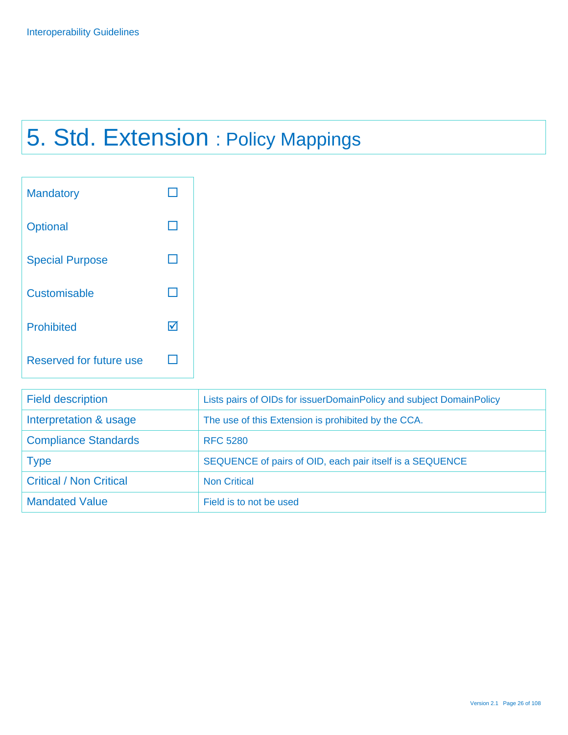# 5. Std. Extension : Policy Mappings

| | |
|---|---|
| Mandatory | ☐ |
| Optional | ☐ |
| Special Purpose | ☐ |
| Customisable | ☐ |
| Prohibited | ☑ |
| Reserved for future use | ☐ |

| | |
|---|---|
| Field description | Lists pairs of OIDs for issuerDomainPolicy and subject DomainPolicy |
| Interpretation & usage | The use of this Extension is prohibited by the CCA. |
| Compliance Standards | RFC 5280 |
| Type | SEQUENCE of pairs of OID, each pair itself is a SEQUENCE |
| Critical / Non Critical | Non Critical |
| Mandated Value | Field is to not be used |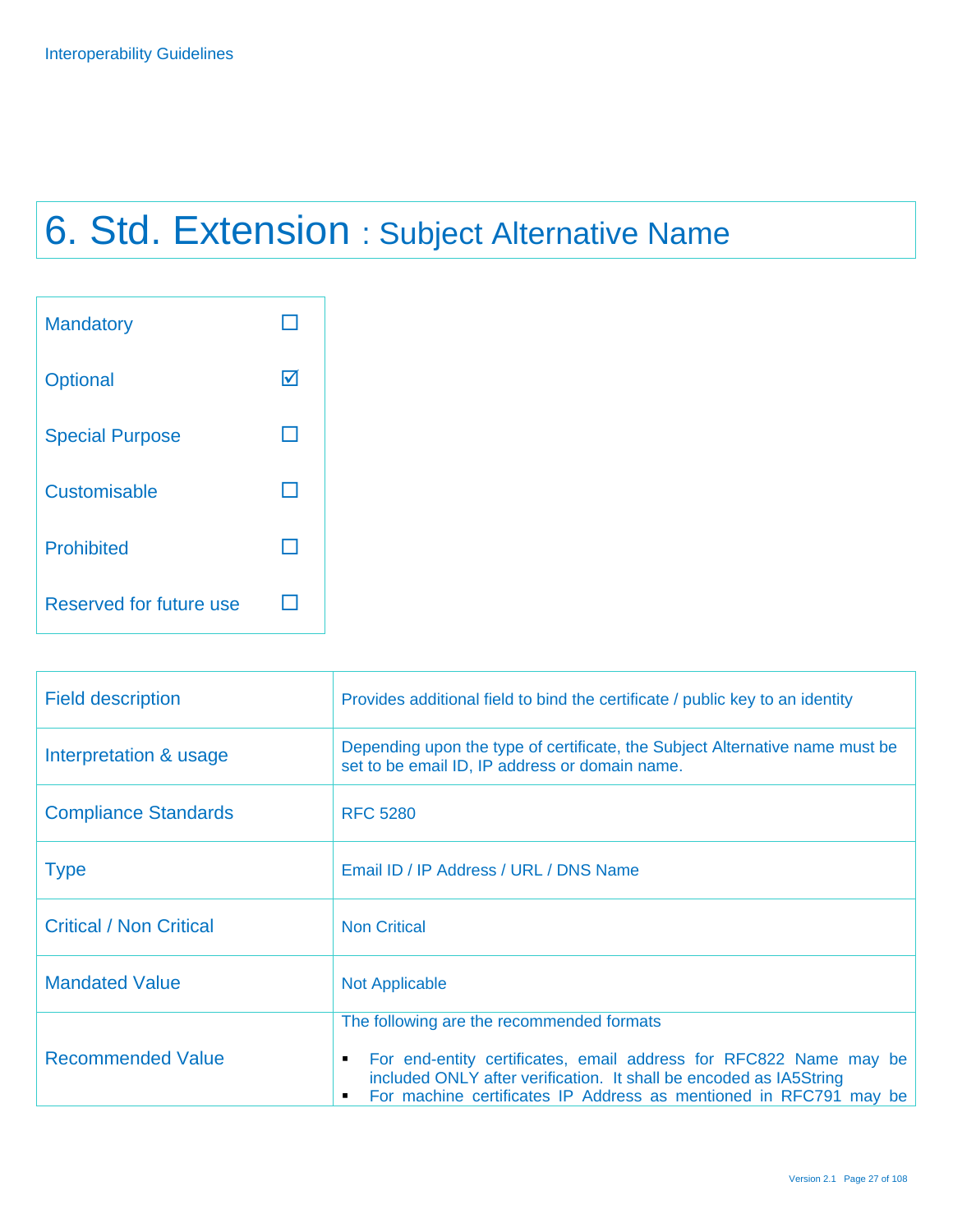# 6. Std. Extension : Subject Alternative Name

| | |
|---|---|
| Mandatory | ☐ |
| Optional | ☑ |
| Special Purpose | ☐ |
| Customisable | ☐ |
| Prohibited | ☐ |
| Reserved for future use | ☐ |

| | |
|---|---|
| Field description | Provides additional field to bind the certificate / public key to an identity |
| Interpretation & usage | Depending upon the type of certificate, the Subject Alternative name must be set to be email ID, IP address or domain name. |
| Compliance Standards | RFC 5280 |
| Type | Email ID / IP Address / URL / DNS Name |
| Critical / Non Critical | Non Critical |
| Mandated Value | Not Applicable |
| Recommended Value | The following are the recommended formats<br>▪ For end-entity certificates, email address for RFC822 Name may be included ONLY after verification. It shall be encoded as IA5String<br>▪ For machine certificates IP Address as mentioned in RFC791 may be |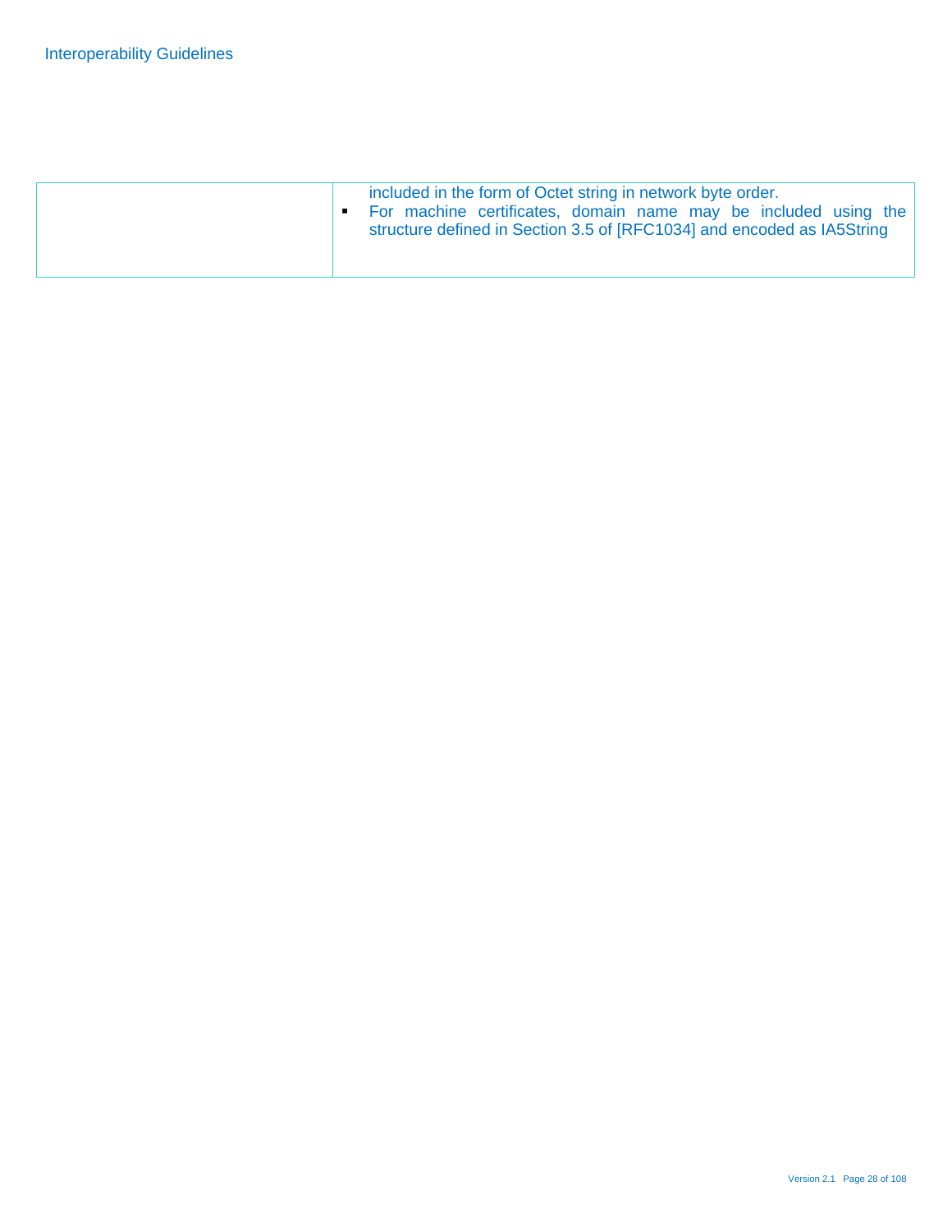| | |
|---|---|
| | included in the form of Octet string in network byte order.<br>▪ For machine certificates, domain name may be included using the structure defined in Section 3.5 of [RFC1034] and encoded as IA5String |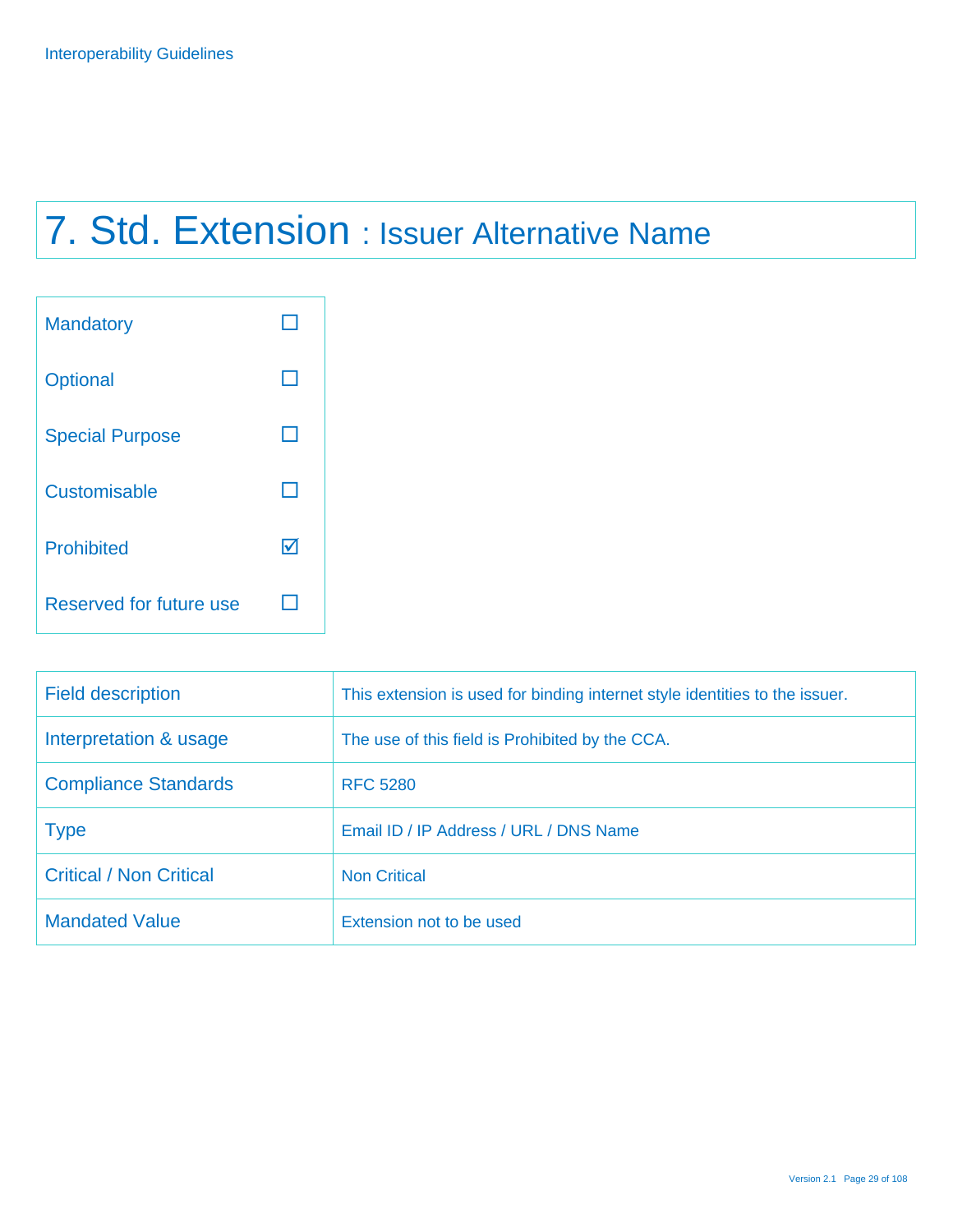# 7. Std. Extension : Issuer Alternative Name

| | |
|---|---|
| Mandatory | ☐ |
| Optional | ☐ |
| Special Purpose | ☐ |
| Customisable | ☐ |
| Prohibited | ☑ |
| Reserved for future use | ☐ |

| | |
|---|---|
| Field description | This extension is used for binding internet style identities to the issuer. |
| Interpretation & usage | The use of this field is Prohibited by the CCA. |
| Compliance Standards | RFC 5280 |
| Type | Email ID / IP Address / URL / DNS Name |
| Critical / Non Critical | Non Critical |
| Mandated Value | Extension not to be used |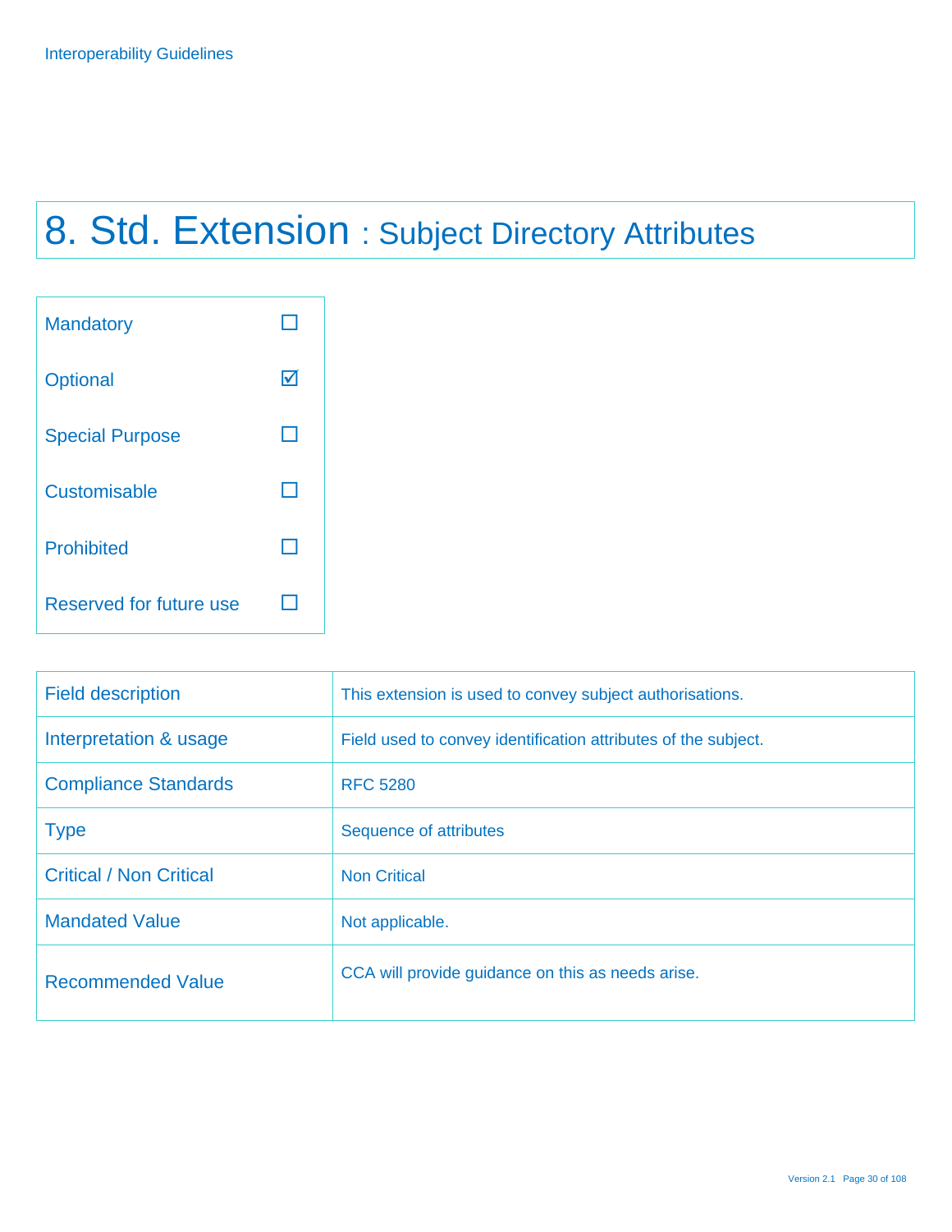# 8. Std. Extension : Subject Directory Attributes

| | |
|---|---|
| Mandatory | ☐ |
| Optional | ☑ |
| Special Purpose | ☐ |
| Customisable | ☐ |
| Prohibited | ☐ |
| Reserved for future use | ☐ |

| | |
|---|---|
| Field description | This extension is used to convey subject authorisations. |
| Interpretation & usage | Field used to convey identification attributes of the subject. |
| Compliance Standards | RFC 5280 |
| Type | Sequence of attributes |
| Critical / Non Critical | Non Critical |
| Mandated Value | Not applicable. |
| Recommended Value | CCA will provide guidance on this as needs arise. |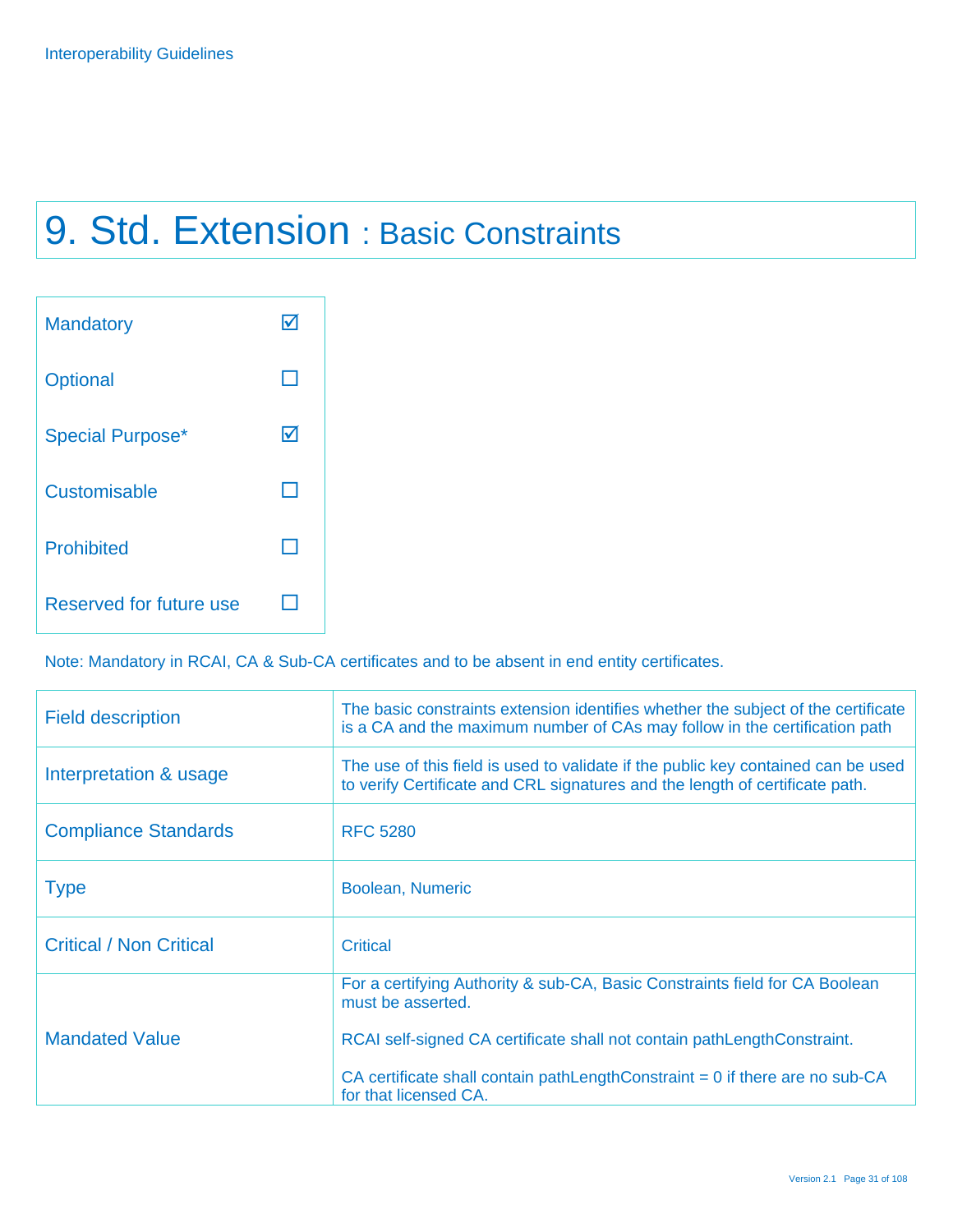# 9. Std. Extension : Basic Constraints

| | |
|---|---|
| Mandatory | ☑ |
| Optional | ☐ |
| Special Purpose* | ☑ |
| Customisable | ☐ |
| Prohibited | ☐ |
| Reserved for future use | ☐ |

Note: Mandatory in RCAI, CA & Sub-CA certificates and to be absent in end entity certificates.

| | |
|---|---|
| Field description | The basic constraints extension identifies whether the subject of the certificate is a CA and the maximum number of CAs may follow in the certification path |
| Interpretation & usage | The use of this field is used to validate if the public key contained can be used to verify Certificate and CRL signatures and the length of certificate path. |
| Compliance Standards | RFC 5280 |
| Type | Boolean, Numeric |
| Critical / Non Critical | Critical |
| Mandated Value | For a certifying Authority & sub-CA, Basic Constraints field for CA Boolean must be asserted.<br><br>RCAI self-signed CA certificate shall not contain pathLengthConstraint.<br><br>CA certificate shall contain pathLengthConstraint = 0 if there are no sub-CA for that licensed CA. |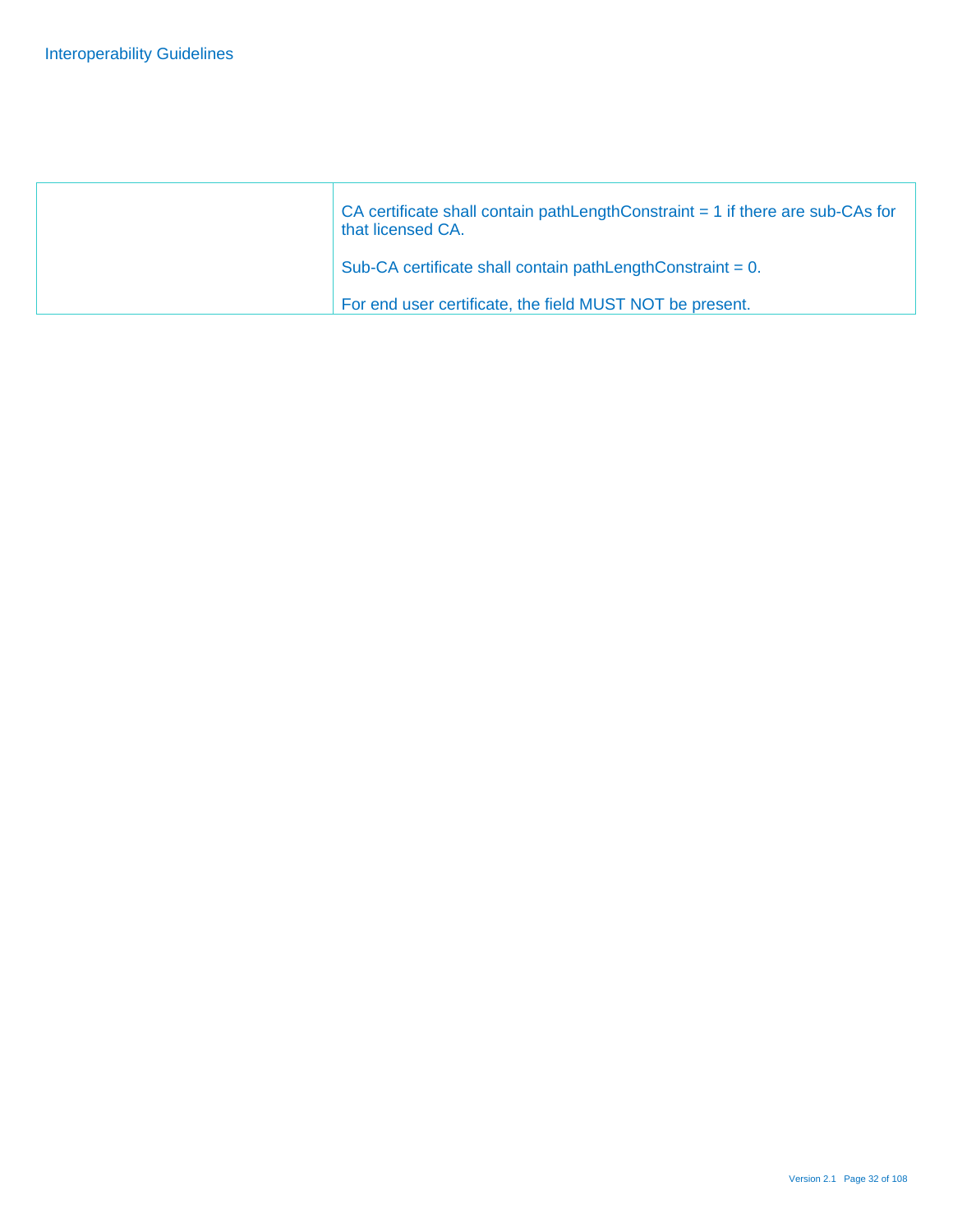|  |  |
|---|---|
|  | CA certificate shall contain pathLengthConstraint = 1 if there are sub-CAs for that licensed CA.<br><br>Sub-CA certificate shall contain pathLengthConstraint = 0.<br><br>For end user certificate, the field MUST NOT be present. |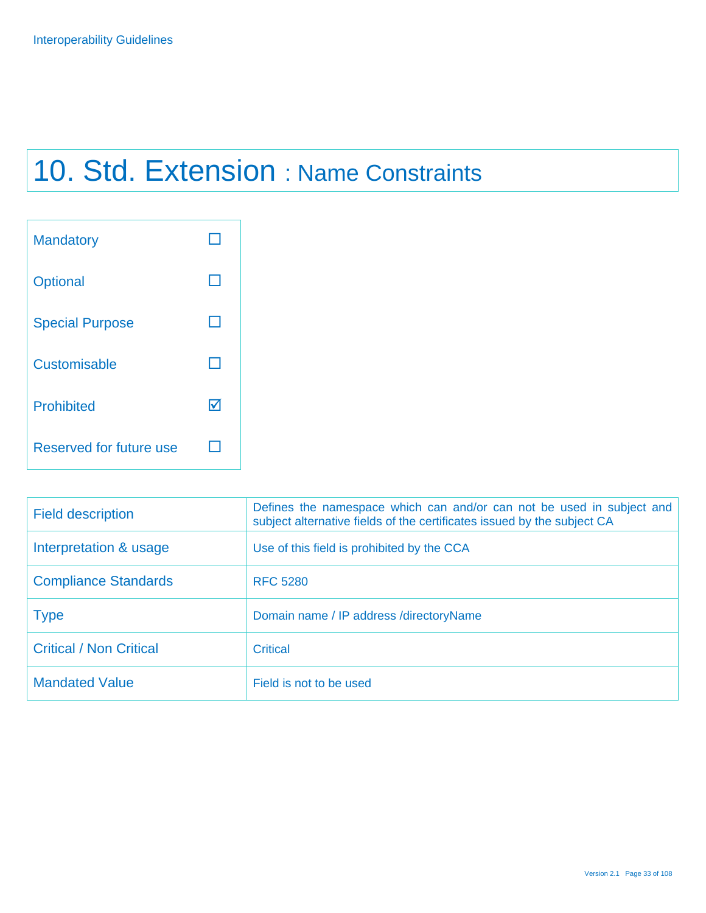# 10. Std. Extension : Name Constraints

| | |
|---|---|
| Mandatory | ☐ |
| Optional | ☐ |
| Special Purpose | ☐ |
| Customisable | ☐ |
| Prohibited | ☑ |
| Reserved for future use | ☐ |

| | |
|---|---|
| Field description | Defines the namespace which can and/or can not be used in subject and subject alternative fields of the certificates issued by the subject CA |
| Interpretation & usage | Use of this field is prohibited by the CCA |
| Compliance Standards | RFC 5280 |
| Type | Domain name / IP address /directoryName |
| Critical / Non Critical | Critical |
| Mandated Value | Field is not to be used |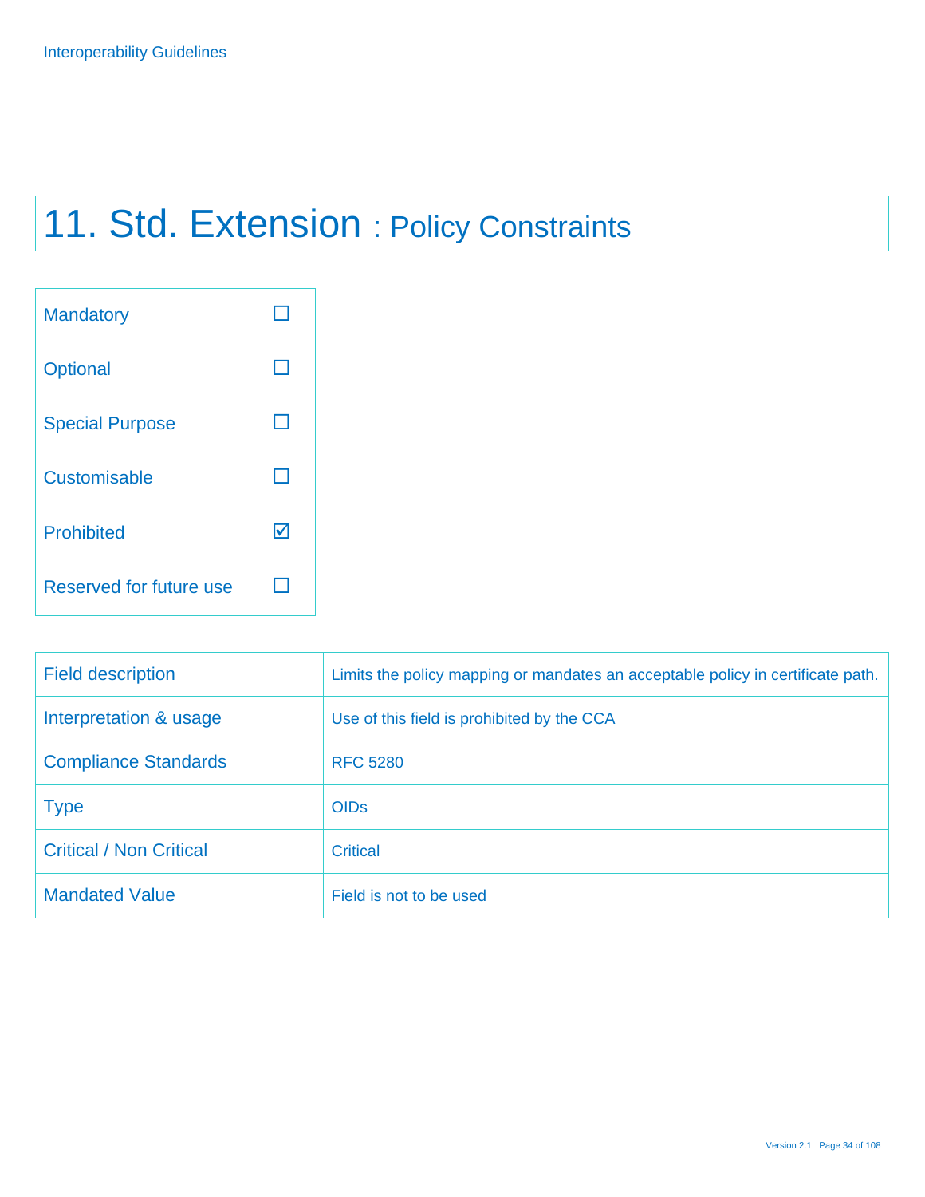# 11. Std. Extension : Policy Constraints

| | |
|---|---|
| Mandatory | ☐ |
| Optional | ☐ |
| Special Purpose | ☐ |
| Customisable | ☐ |
| Prohibited | ☑ |
| Reserved for future use | ☐ |

| | |
|---|---|
| Field description | Limits the policy mapping or mandates an acceptable policy in certificate path. |
| Interpretation & usage | Use of this field is prohibited by the CCA |
| Compliance Standards | RFC 5280 |
| Type | OIDs |
| Critical / Non Critical | Critical |
| Mandated Value | Field is not to be used |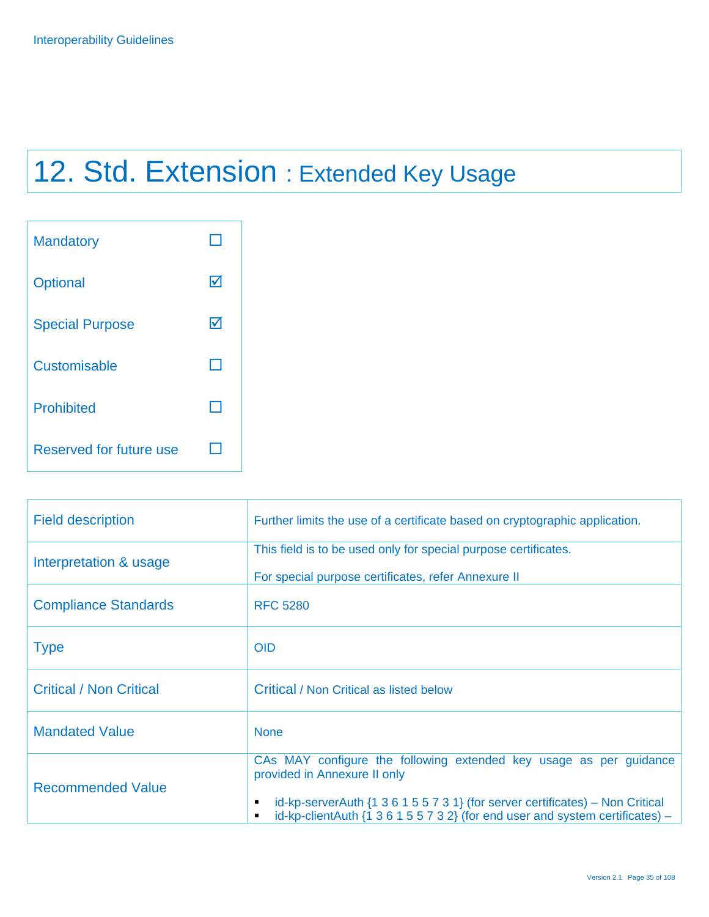# 12. Std. Extension : Extended Key Usage

| | |
|---|---|
| Mandatory | ☐ |
| Optional | ☑ |
| Special Purpose | ☑ |
| Customisable | ☐ |
| Prohibited | ☐ |
| Reserved for future use | ☐ |

| | |
|---|---|
| Field description | Further limits the use of a certificate based on cryptographic application. |
| Interpretation & usage | This field is to be used only for special purpose certificates.<br><br>For special purpose certificates, refer Annexure II |
| Compliance Standards | RFC 5280 |
| Type | OID |
| Critical / Non Critical | Critical / Non Critical as listed below |
| Mandated Value | None |
| Recommended Value | CAs MAY configure the following extended key usage as per guidance provided in Annexure II only<br><br>▪ id-kp-serverAuth {1 3 6 1 5 5 7 3 1} (for server certificates) – Non Critical<br>▪ id-kp-clientAuth {1 3 6 1 5 5 7 3 2} (for end user and system certificates) – |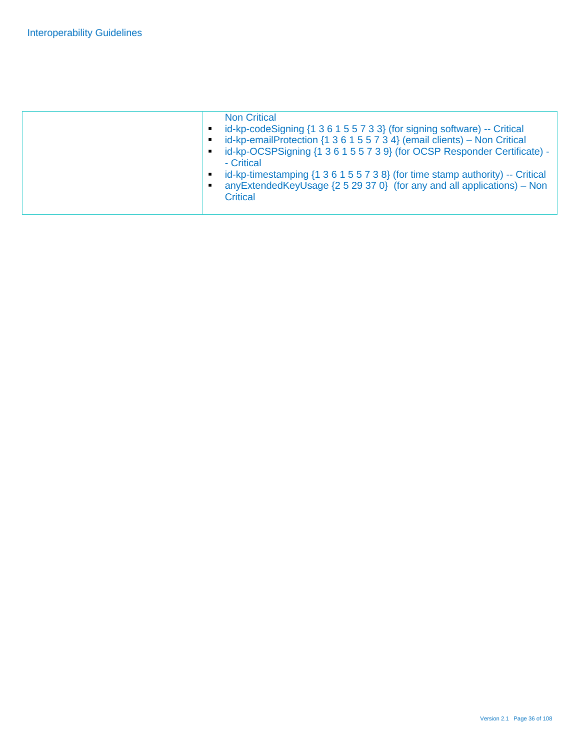|  |  |
|---|---|
|  | Non Critical<br>▪ id-kp-codeSigning {1 3 6 1 5 5 7 3 3} (for signing software) -- Critical<br>▪ id-kp-emailProtection {1 3 6 1 5 5 7 3 4} (email clients) – Non Critical<br>▪ id-kp-OCSPSigning {1 3 6 1 5 5 7 3 9} (for OCSP Responder Certificate) -- Critical<br>▪ id-kp-timestamping {1 3 6 1 5 5 7 3 8} (for time stamp authority) -- Critical<br>▪ anyExtendedKeyUsage {2 5 29 37 0} (for any and all applications) – Non Critical |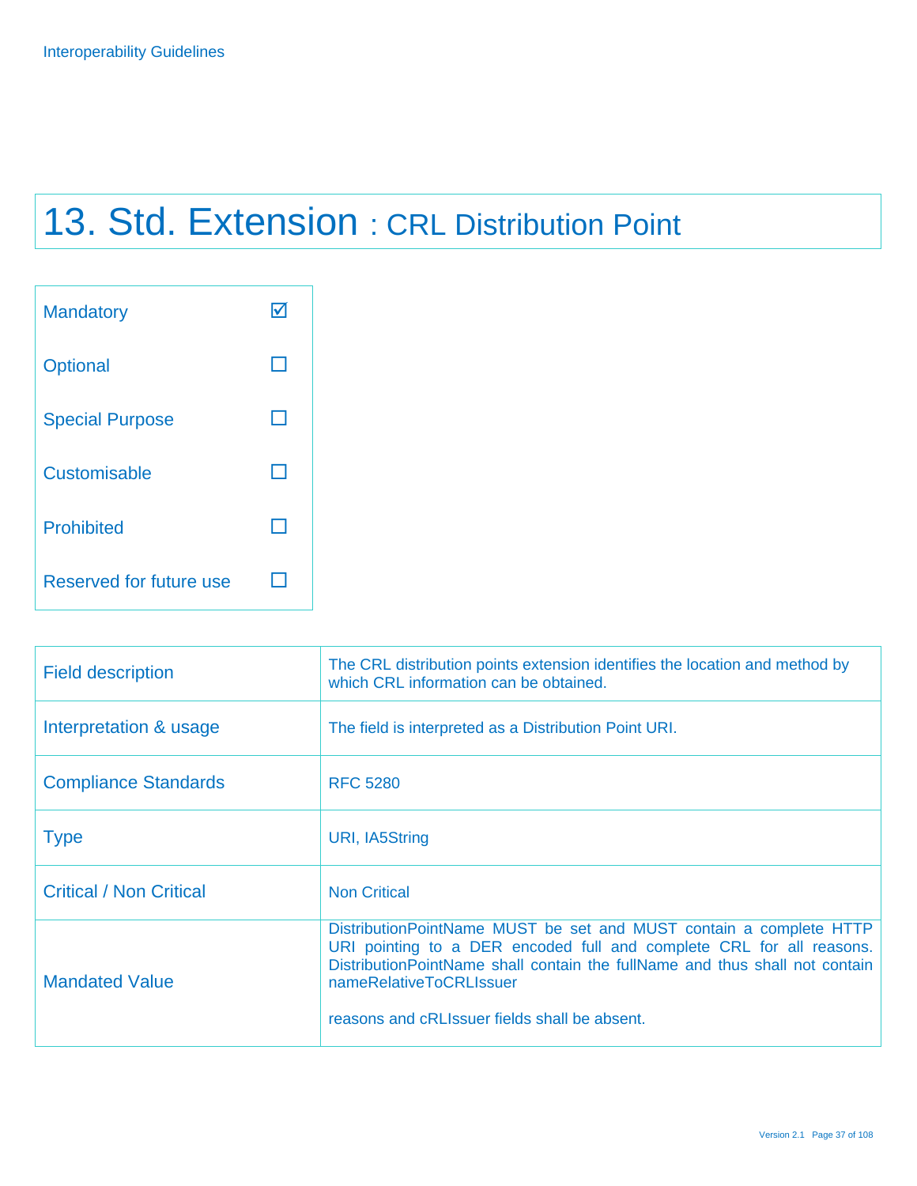# 13. Std. Extension : CRL Distribution Point

| | |
|---|---|
| Mandatory | ☑ |
| Optional | ☐ |
| Special Purpose | ☐ |
| Customisable | ☐ |
| Prohibited | ☐ |
| Reserved for future use | ☐ |

| | |
|---|---|
| Field description | The CRL distribution points extension identifies the location and method by which CRL information can be obtained. |
| Interpretation & usage | The field is interpreted as a Distribution Point URI. |
| Compliance Standards | RFC 5280 |
| Type | URI, IA5String |
| Critical / Non Critical | Non Critical |
| Mandated Value | DistributionPointName MUST be set and MUST contain a complete HTTP URI pointing to a DER encoded full and complete CRL for all reasons. DistributionPointName shall contain the fullName and thus shall not contain nameRelativeToCRLIssuer<br><br>reasons and cRLIssuer fields shall be absent. |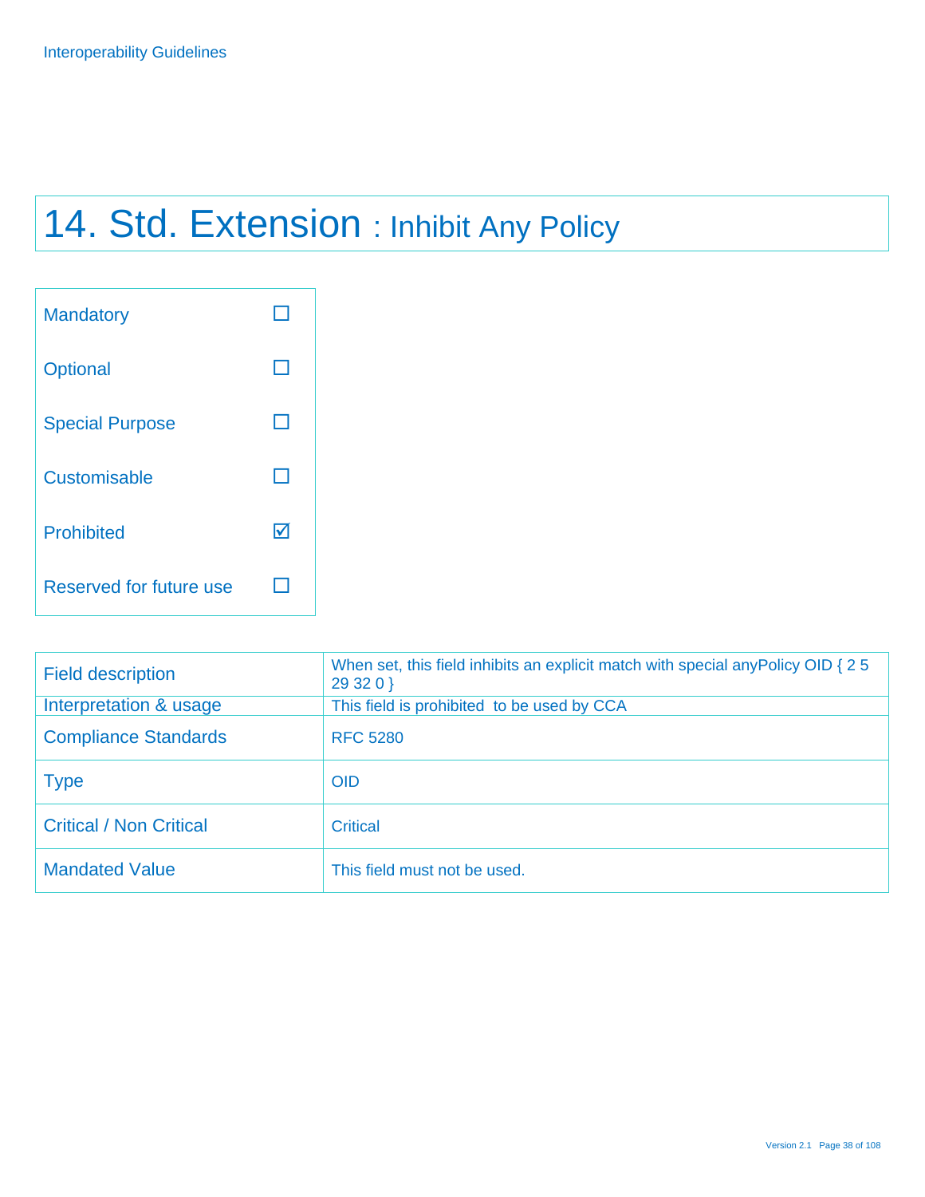# 14. Std. Extension : Inhibit Any Policy

| | |
|---|---|
| Mandatory | ☐ |
| Optional | ☐ |
| Special Purpose | ☐ |
| Customisable | ☐ |
| Prohibited | ☑ |
| Reserved for future use | ☐ |

| | |
|---|---|
| Field description | When set, this field inhibits an explicit match with special anyPolicy OID { 2 5 29 32 0 } |
| Interpretation & usage | This field is prohibited to be used by CCA |
| Compliance Standards | RFC 5280 |
| Type | OID |
| Critical / Non Critical | Critical |
| Mandated Value | This field must not be used. |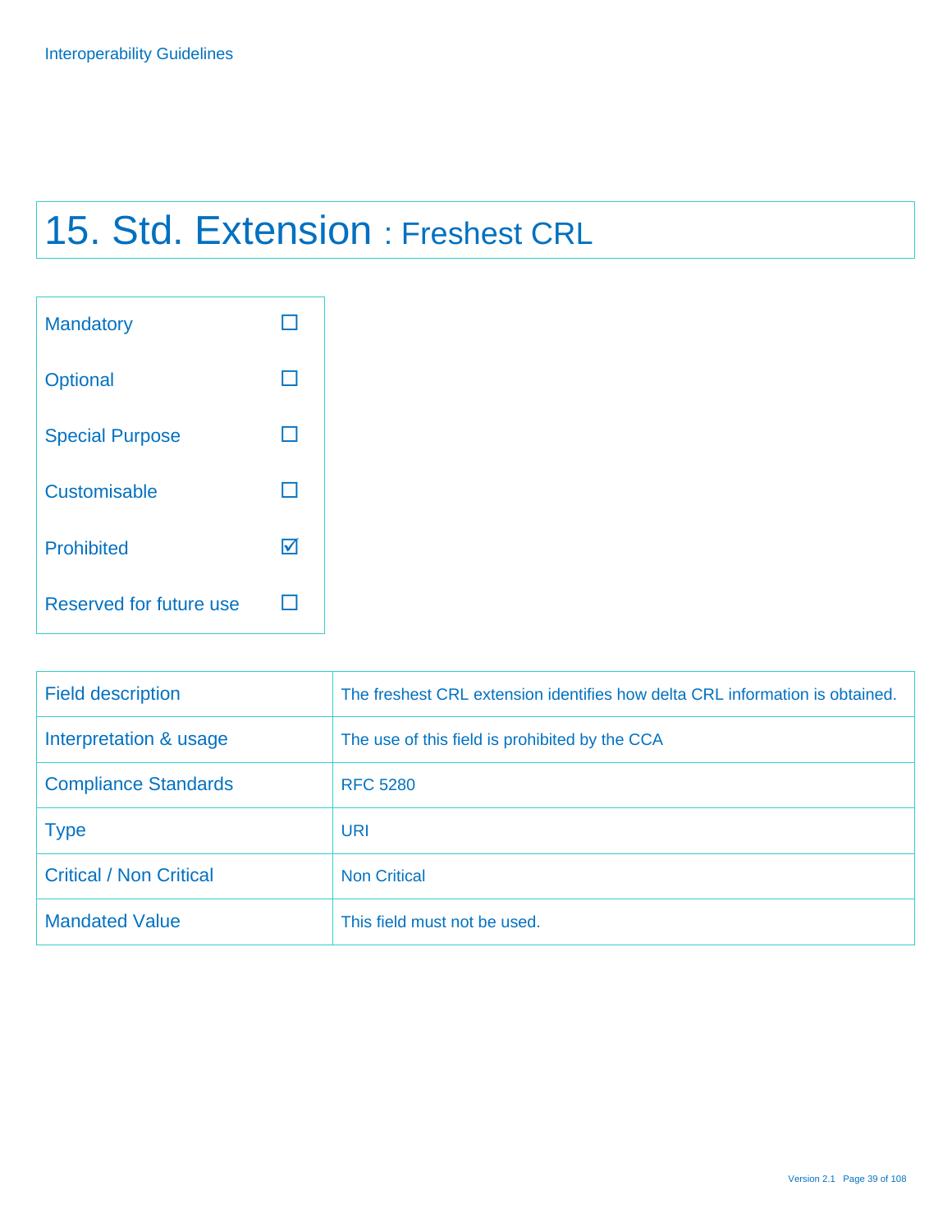# 15. Std. Extension : Freshest CRL

| | |
|---|---|
| Mandatory | ☐ |
| Optional | ☐ |
| Special Purpose | ☐ |
| Customisable | ☐ |
| Prohibited | ☑ |
| Reserved for future use | ☐ |

| | |
|---|---|
| Field description | The freshest CRL extension identifies how delta CRL information is obtained. |
| Interpretation & usage | The use of this field is prohibited by the CCA |
| Compliance Standards | RFC 5280 |
| Type | URI |
| Critical / Non Critical | Non Critical |
| Mandated Value | This field must not be used. |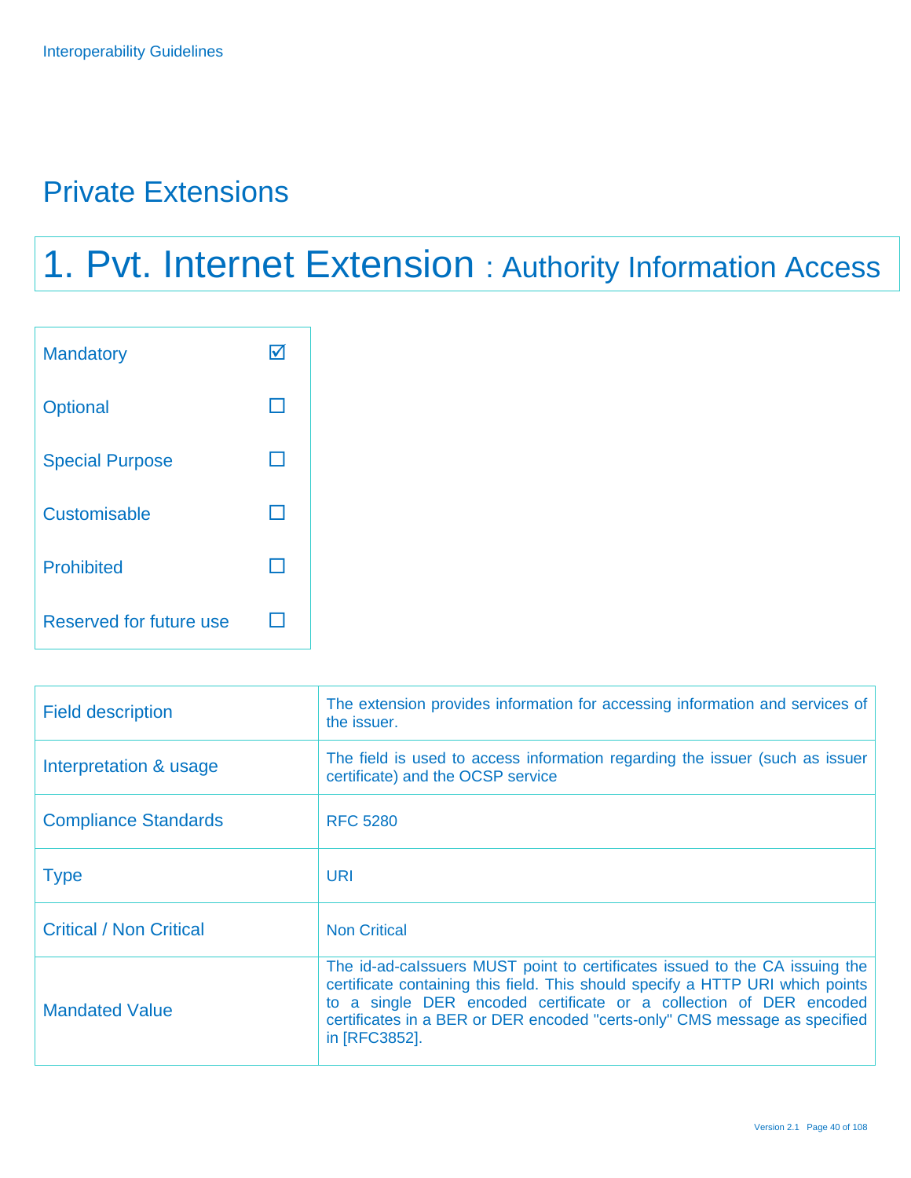# Private Extensions

## 1. Pvt. Internet Extension : Authority Information Access

| | |
|---|---|
| Mandatory | ☑ |
| Optional | ☐ |
| Special Purpose | ☐ |
| Customisable | ☐ |
| Prohibited | ☐ |
| Reserved for future use | ☐ |

| | |
|---|---|
| Field description | The extension provides information for accessing information and services of the issuer. |
| Interpretation & usage | The field is used to access information regarding the issuer (such as issuer certificate) and the OCSP service |
| Compliance Standards | RFC 5280 |
| Type | URI |
| Critical / Non Critical | Non Critical |
| Mandated Value | The id-ad-caIssuers MUST point to certificates issued to the CA issuing the certificate containing this field. This should specify a HTTP URI which points to a single DER encoded certificate or a collection of DER encoded certificates in a BER or DER encoded "certs-only" CMS message as specified in [RFC3852]. |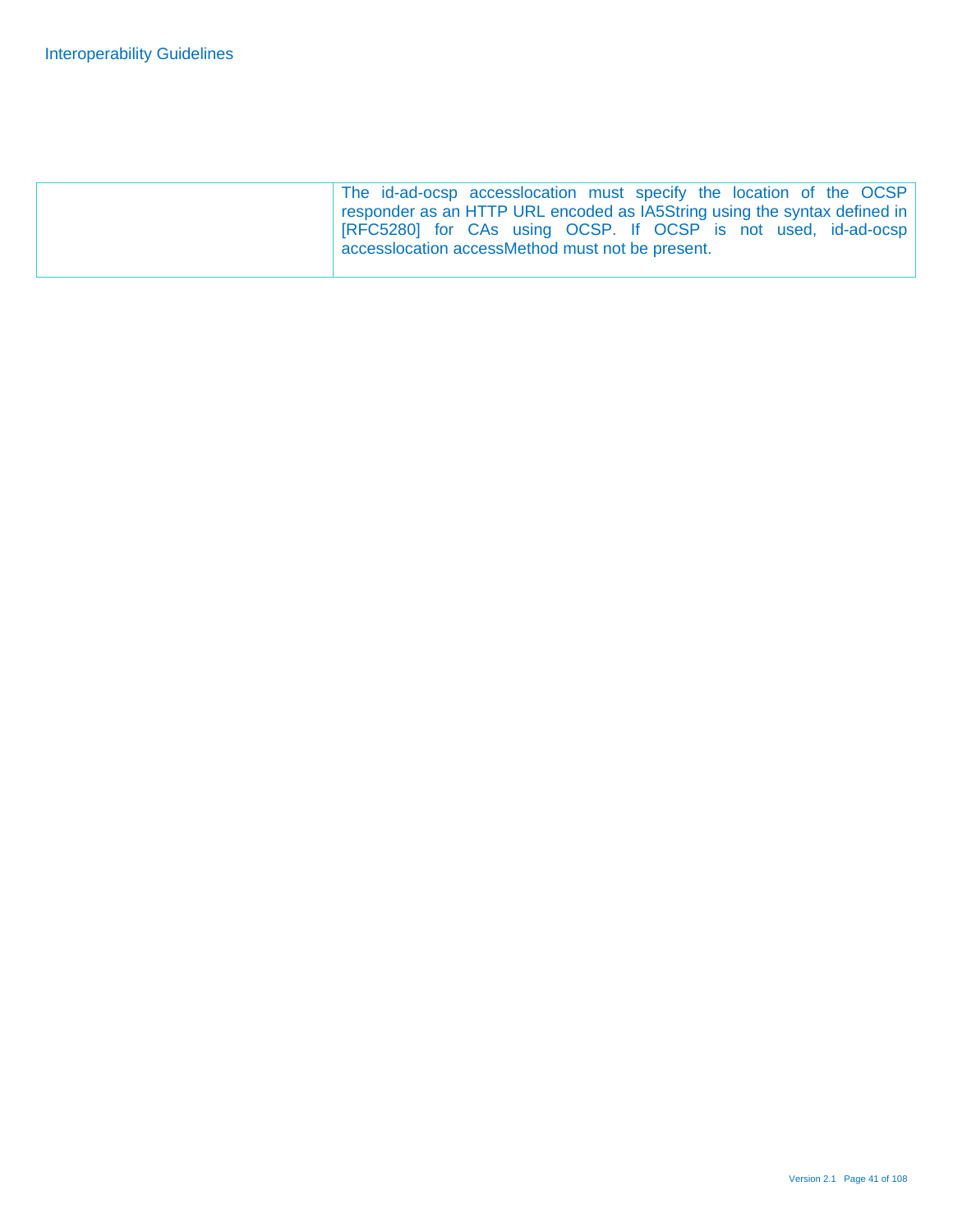| | |
|---|---|
| | The id-ad-ocsp accesslocation must specify the location of the OCSP responder as an HTTP URL encoded as IA5String using the syntax defined in [RFC5280] for CAs using OCSP. If OCSP is not used, id-ad-ocsp accesslocation accessMethod must not be present. |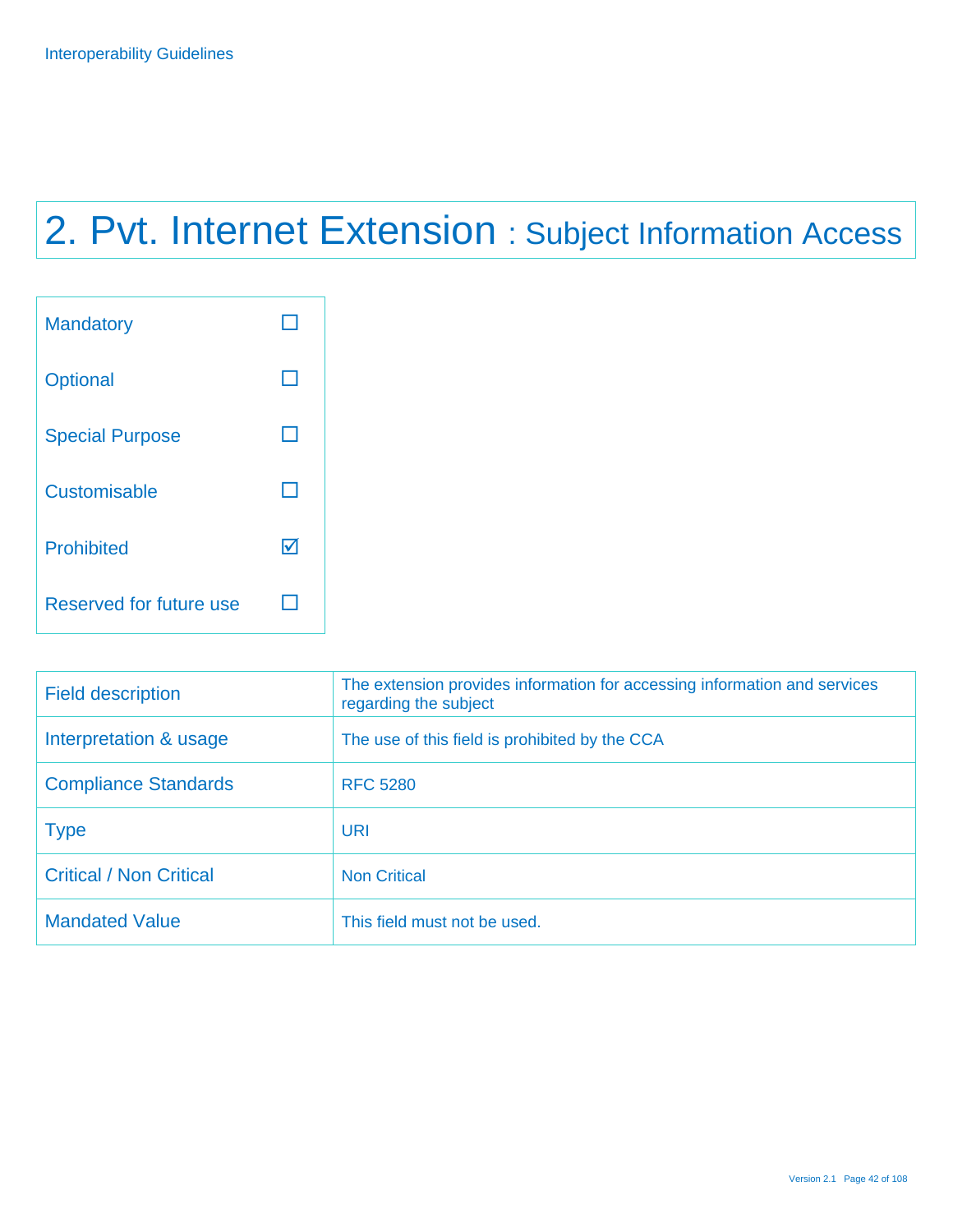# 2. Pvt. Internet Extension : Subject Information Access

| | |
|---|---|
| Mandatory | ☐ |
| Optional | ☐ |
| Special Purpose | ☐ |
| Customisable | ☐ |
| Prohibited | ☑ |
| Reserved for future use | ☐ |

| | |
|---|---|
| Field description | The extension provides information for accessing information and services regarding the subject |
| Interpretation & usage | The use of this field is prohibited by the CCA |
| Compliance Standards | RFC 5280 |
| Type | URI |
| Critical / Non Critical | Non Critical |
| Mandated Value | This field must not be used. |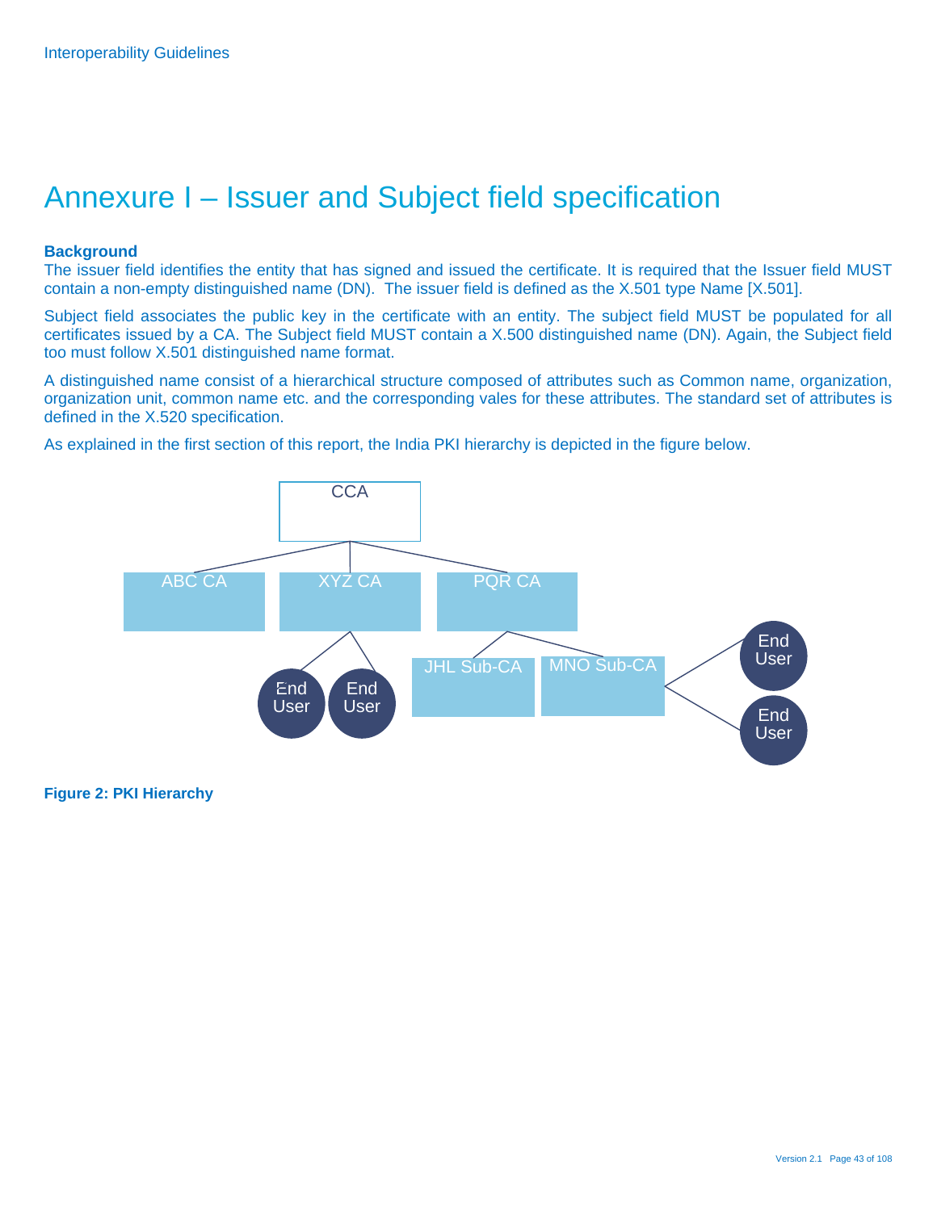# Annexure I – Issuer and Subject field specification

**Background**

The issuer field identifies the entity that has signed and issued the certificate. It is required that the Issuer field MUST contain a non-empty distinguished name (DN). The issuer field is defined as the X.501 type Name [X.501].

Subject field associates the public key in the certificate with an entity. The subject field MUST be populated for all certificates issued by a CA. The Subject field MUST contain a X.500 distinguished name (DN). Again, the Subject field too must follow X.501 distinguished name format.

A distinguished name consist of a hierarchical structure composed of attributes such as Common name, organization, organization unit, common name etc. and the corresponding vales for these attributes. The standard set of attributes is defined in the X.520 specification.

As explained in the first section of this report, the India PKI hierarchy is depicted in the figure below.

CCA

ABC CA XYZ CA PQR CA

End User End User JHL Sub-CA MNO Sub-CA End User End User

**Figure 2: PKI Hierarchy**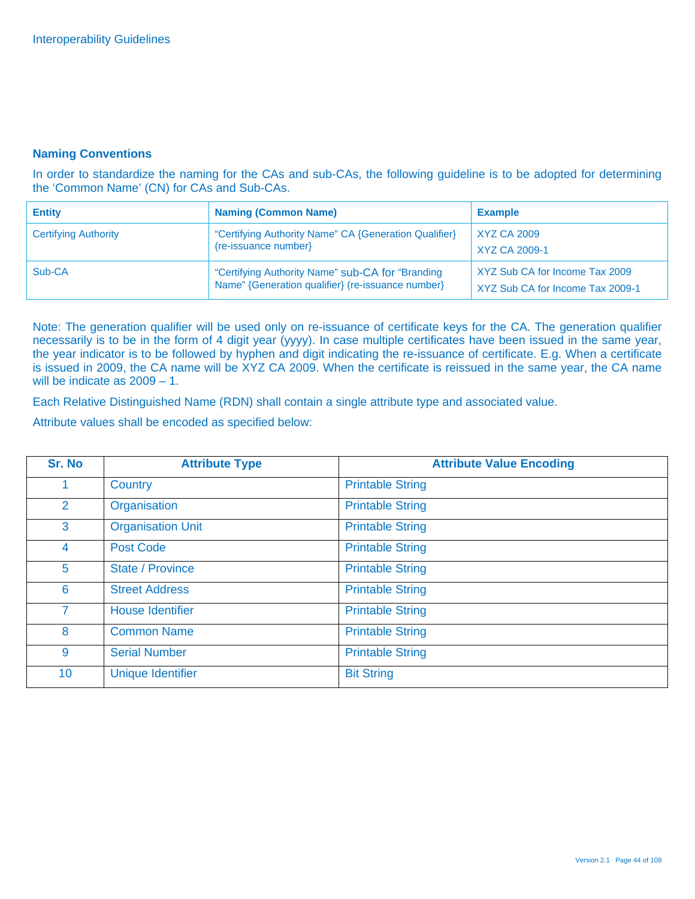### Naming Conventions

In order to standardize the naming for the CAs and sub-CAs, the following guideline is to be adopted for determining the 'Common Name' (CN) for CAs and Sub-CAs.

| Entity | Naming (Common Name) | Example |
|---|---|---|
| Certifying Authority | "Certifying Authority Name" CA {Generation Qualifier} (re-issuance number} | XYZ CA 2009<br>XYZ CA 2009-1 |
| Sub-CA | "Certifying Authority Name" sub-CA for "Branding Name" {Generation qualifier} (re-issuance number} | XYZ Sub CA for Income Tax 2009<br>XYZ Sub CA for Income Tax 2009-1 |

Note: The generation qualifier will be used only on re-issuance of certificate keys for the CA. The generation qualifier necessarily is to be in the form of 4 digit year (yyyy). In case multiple certificates have been issued in the same year, the year indicator is to be followed by hyphen and digit indicating the re-issuance of certificate. E.g. When a certificate is issued in 2009, the CA name will be XYZ CA 2009. When the certificate is reissued in the same year, the CA name will be indicate as 2009 – 1.

Each Relative Distinguished Name (RDN) shall contain a single attribute type and associated value.

Attribute values shall be encoded as specified below:

| Sr. No | Attribute Type | Attribute Value Encoding |
|---|---|---|
| 1 | Country | Printable String |
| 2 | Organisation | Printable String |
| 3 | Organisation Unit | Printable String |
| 4 | Post Code | Printable String |
| 5 | State / Province | Printable String |
| 6 | Street Address | Printable String |
| 7 | House Identifier | Printable String |
| 8 | Common Name | Printable String |
| 9 | Serial Number | Printable String |
| 10 | Unique Identifier | Bit String |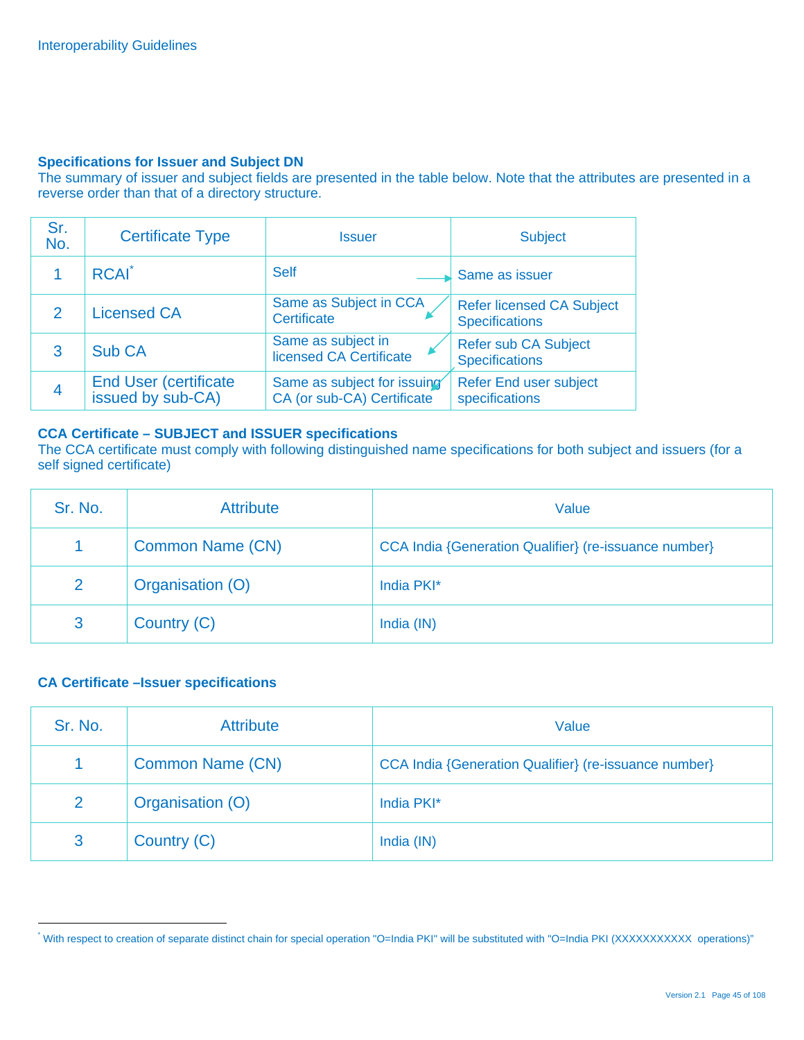**Specifications for Issuer and Subject DN**

The summary of issuer and subject fields are presented in the table below. Note that the attributes are presented in a reverse order than that of a directory structure.

| Sr. No. | Certificate Type | Issuer | Subject |
|---|---|---|---|
| 1 | RCAI* | Self | Same as issuer |
| 2 | Licensed CA | Same as Subject in CCA Certificate | Refer licensed CA Subject Specifications |
| 3 | Sub CA | Same as subject in licensed CA Certificate | Refer sub CA Subject Specifications |
| 4 | End User (certificate issued by sub-CA) | Same as subject for issuing CA (or sub-CA) Certificate | Refer End user subject specifications |

**CCA Certificate – SUBJECT and ISSUER specifications**

The CCA certificate must comply with following distinguished name specifications for both subject and issuers (for a self signed certificate)

| Sr. No. | Attribute | Value |
|---|---|---|
| 1 | Common Name (CN) | CCA India {Generation Qualifier} (re-issuance number} |
| 2 | Organisation (O) | India PKI* |
| 3 | Country (C) | India (IN) |

**CA Certificate –Issuer specifications**

| Sr. No. | Attribute | Value |
|---|---|---|
| 1 | Common Name (CN) | CCA India {Generation Qualifier} (re-issuance number} |
| 2 | Organisation (O) | India PKI* |
| 3 | Country (C) | India (IN) |

* With respect to creation of separate distinct chain for special operation "O=India PKI" will be substituted with "O=India PKI (XXXXXXXXXXX operations)"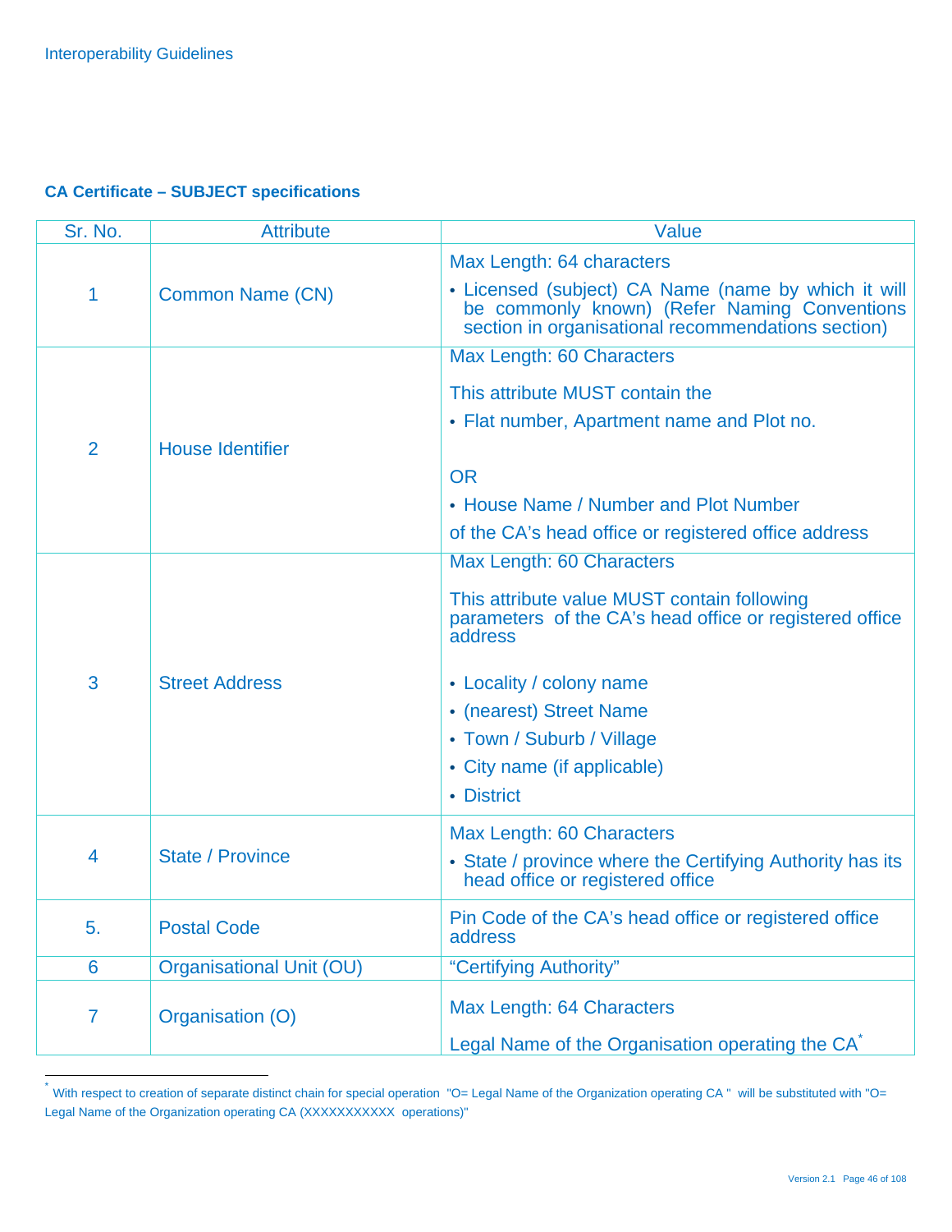**CA Certificate – SUBJECT specifications**

| Sr. No. | Attribute | Value |
|---|---|---|
| 1 | Common Name (CN) | Max Length: 64 characters<br>• Licensed (subject) CA Name (name by which it will be commonly known) (Refer Naming Conventions section in organisational recommendations section) |
| 2 | House Identifier | Max Length: 60 Characters<br>This attribute MUST contain the<br>• Flat number, Apartment name and Plot no.<br>OR<br>• House Name / Number and Plot Number<br>of the CA's head office or registered office address |
| 3 | Street Address | Max Length: 60 Characters<br>This attribute value MUST contain following parameters of the CA's head office or registered office address<br>• Locality / colony name<br>• (nearest) Street Name<br>• Town / Suburb / Village<br>• City name (if applicable)<br>• District |
| 4 | State / Province | Max Length: 60 Characters<br>• State / province where the Certifying Authority has its head office or registered office |
| 5. | Postal Code | Pin Code of the CA's head office or registered office address |
| 6 | Organisational Unit (OU) | "Certifying Authority" |
| 7 | Organisation (O) | Max Length: 64 Characters<br>Legal Name of the Organisation operating the CA[*] |

[*] With respect to creation of separate distinct chain for special operation "O= Legal Name of the Organization operating CA " will be substituted with "O= Legal Name of the Organization operating CA (XXXXXXXXXXX operations)"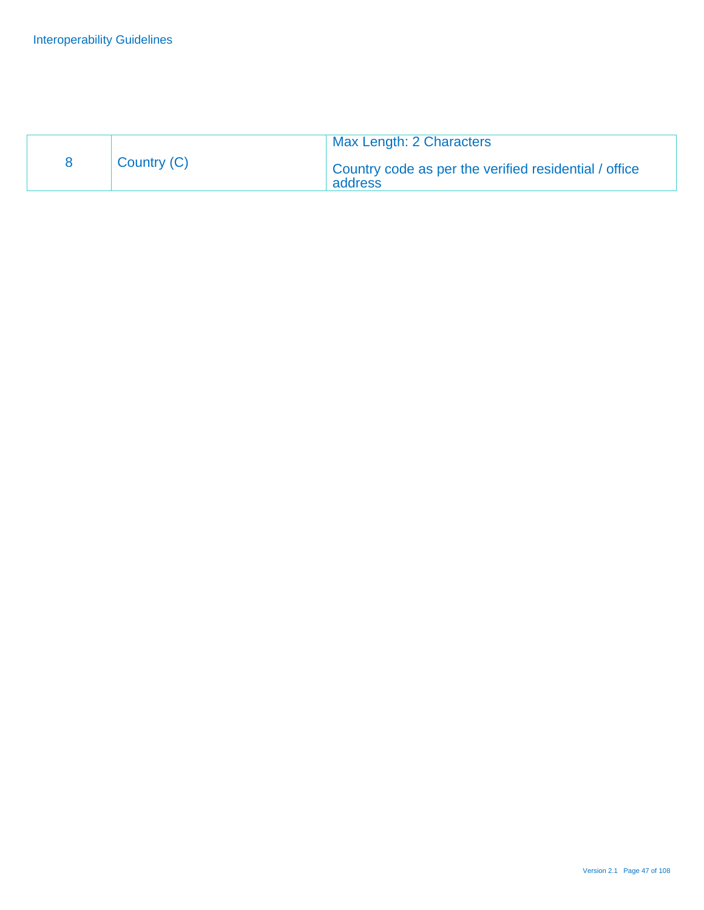| | | |
|---|---|---|
| 8 | Country (C) | Max Length: 2 Characters<br><br>Country code as per the verified residential / office address |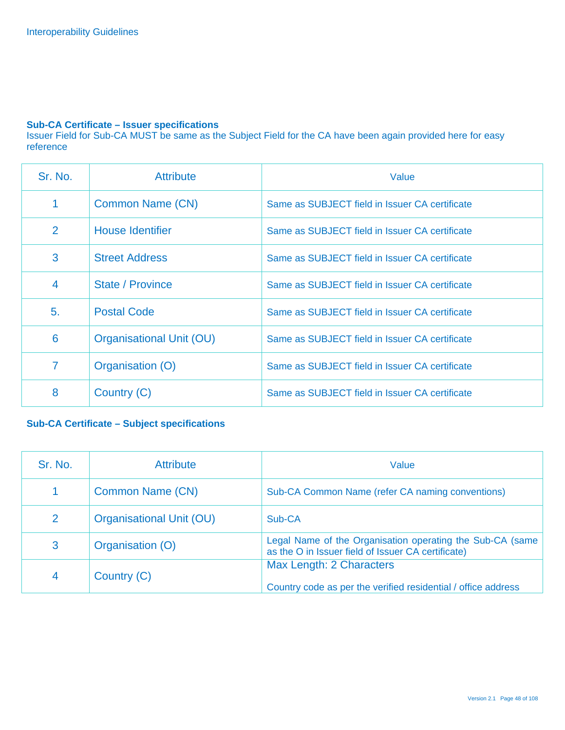### Sub-CA Certificate – Issuer specifications

Issuer Field for Sub-CA MUST be same as the Subject Field for the CA have been again provided here for easy reference

| Sr. No. | Attribute | Value |
|---|---|---|
| 1 | Common Name (CN) | Same as SUBJECT field in Issuer CA certificate |
| 2 | House Identifier | Same as SUBJECT field in Issuer CA certificate |
| 3 | Street Address | Same as SUBJECT field in Issuer CA certificate |
| 4 | State / Province | Same as SUBJECT field in Issuer CA certificate |
| 5. | Postal Code | Same as SUBJECT field in Issuer CA certificate |
| 6 | Organisational Unit (OU) | Same as SUBJECT field in Issuer CA certificate |
| 7 | Organisation (O) | Same as SUBJECT field in Issuer CA certificate |
| 8 | Country (C) | Same as SUBJECT field in Issuer CA certificate |

### Sub-CA Certificate – Subject specifications

| Sr. No. | Attribute | Value |
|---|---|---|
| 1 | Common Name (CN) | Sub-CA Common Name (refer CA naming conventions) |
| 2 | Organisational Unit (OU) | Sub-CA |
| 3 | Organisation (O) | Legal Name of the Organisation operating the Sub-CA (same as the O in Issuer field of Issuer CA certificate) |
| 4 | Country (C) | Max Length: 2 Characters<br><br>Country code as per the verified residential / office address |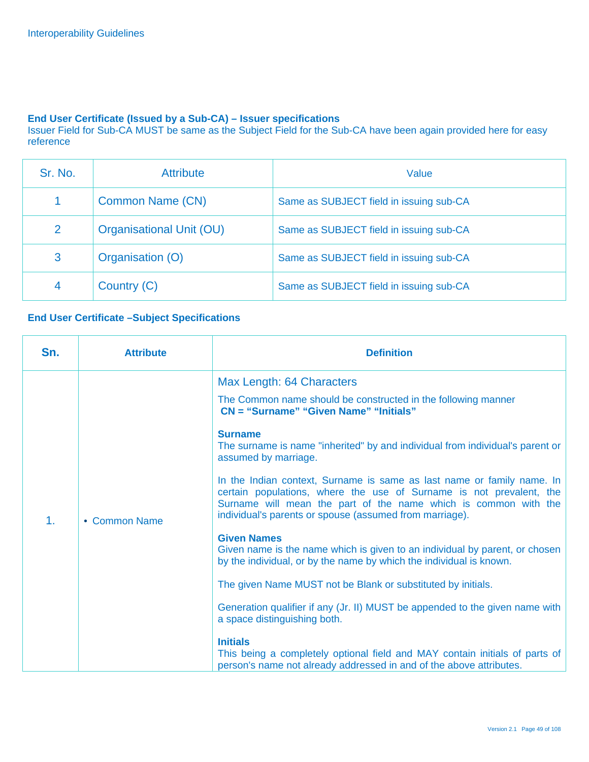### End User Certificate (Issued by a Sub-CA) – Issuer specifications

Issuer Field for Sub-CA MUST be same as the Subject Field for the Sub-CA have been again provided here for easy reference

| Sr. No. | Attribute | Value |
|---|---|---|
| 1 | Common Name (CN) | Same as SUBJECT field in issuing sub-CA |
| 2 | Organisational Unit (OU) | Same as SUBJECT field in issuing sub-CA |
| 3 | Organisation (O) | Same as SUBJECT field in issuing sub-CA |
| 4 | Country (C) | Same as SUBJECT field in issuing sub-CA |

### End User Certificate –Subject Specifications

| Sn. | Attribute | Definition |
|---|---|---|
| 1. | • Common Name | Max Length: 64 Characters<br><br>The Common name should be constructed in the following manner<br>**CN = “Surname” “Given Name” “Initials”**<br><br>**Surname**<br>The surname is name "inherited" by and individual from individual's parent or assumed by marriage.<br><br>In the Indian context, Surname is same as last name or family name. In certain populations, where the use of Surname is not prevalent, the Surname will mean the part of the name which is common with the individual's parents or spouse (assumed from marriage).<br><br>**Given Names**<br>Given name is the name which is given to an individual by parent, or chosen by the individual, or by the name by which the individual is known.<br><br>The given Name MUST not be Blank or substituted by initials.<br><br>Generation qualifier if any (Jr. II) MUST be appended to the given name with a space distinguishing both.<br><br>**Initials**<br>This being a completely optional field and MAY contain initials of parts of person's name not already addressed in and of the above attributes. |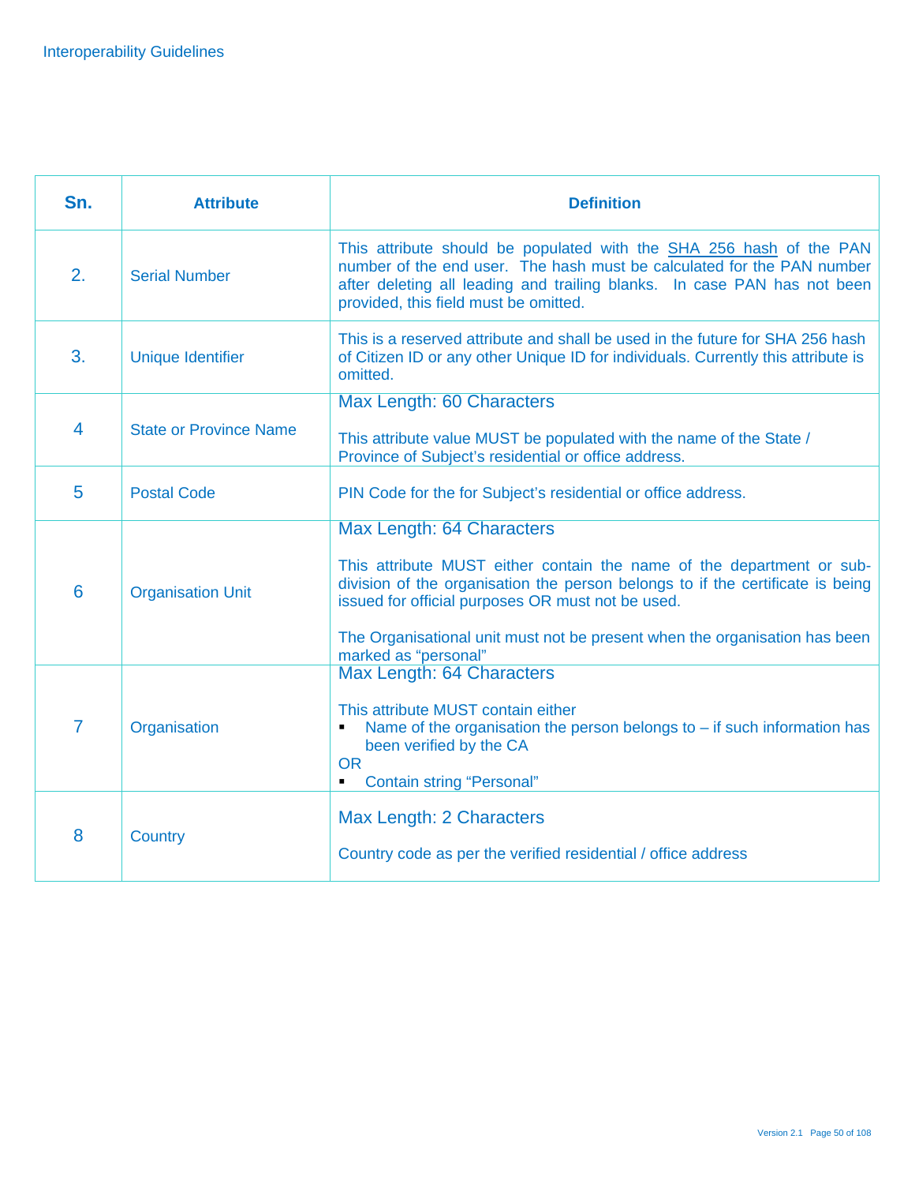| Sn. | Attribute | Definition |
|---|---|---|
| 2. | Serial Number | This attribute should be populated with the SHA 256 hash of the PAN number of the end user. The hash must be calculated for the PAN number after deleting all leading and trailing blanks. In case PAN has not been provided, this field must be omitted. |
| 3. | Unique Identifier | This is a reserved attribute and shall be used in the future for SHA 256 hash of Citizen ID or any other Unique ID for individuals. Currently this attribute is omitted. |
| 4 | State or Province Name | Max Length: 60 Characters<br><br>This attribute value MUST be populated with the name of the State / Province of Subject's residential or office address. |
| 5 | Postal Code | PIN Code for the for Subject's residential or office address. |
| 6 | Organisation Unit | Max Length: 64 Characters<br><br>This attribute MUST either contain the name of the department or sub-division of the organisation the person belongs to if the certificate is being issued for official purposes OR must not be used.<br><br>The Organisational unit must not be present when the organisation has been marked as "personal" |
| 7 | Organisation | Max Length: 64 Characters<br><br>This attribute MUST contain either<br>▪ Name of the organisation the person belongs to – if such information has been verified by the CA<br>OR<br>▪ Contain string "Personal" |
| 8 | Country | Max Length: 2 Characters<br><br>Country code as per the verified residential / office address |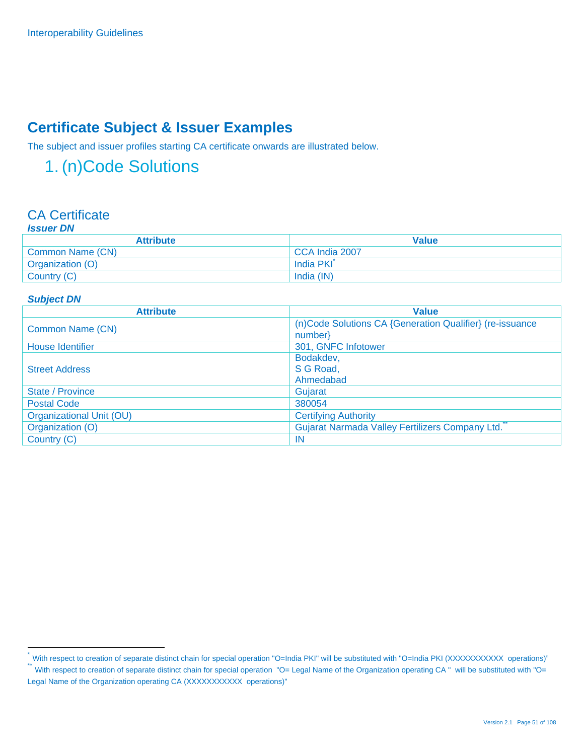# Certificate Subject & Issuer Examples

The subject and issuer profiles starting CA certificate onwards are illustrated below.

## 1. (n)Code Solutions

### CA Certificate

***Issuer DN***

| Attribute | Value |
|---|---|
| Common Name (CN) | CCA India 2007 |
| Organization (O) | India PKI* |
| Country (C) | India (IN) |

***Subject DN***

| Attribute | Value |
|---|---|
| Common Name (CN) | (n)Code Solutions CA {Generation Qualifier} (re-issuance number} |
| House Identifier | 301, GNFC Infotower |
| Street Address | Bodakdev, S G Road, Ahmedabad |
| State / Province | Gujarat |
| Postal Code | 380054 |
| Organizational Unit (OU) | Certifying Authority |
| Organization (O) | Gujarat Narmada Valley Fertilizers Company Ltd.** |
| Country (C) | IN |

---

* With respect to creation of separate distinct chain for special operation "O=India PKI" will be substituted with "O=India PKI (XXXXXXXXXXX operations)"

** With respect to creation of separate distinct chain for special operation "O= Legal Name of the Organization operating CA " will be substituted with "O= Legal Name of the Organization operating CA (XXXXXXXXXXX operations)"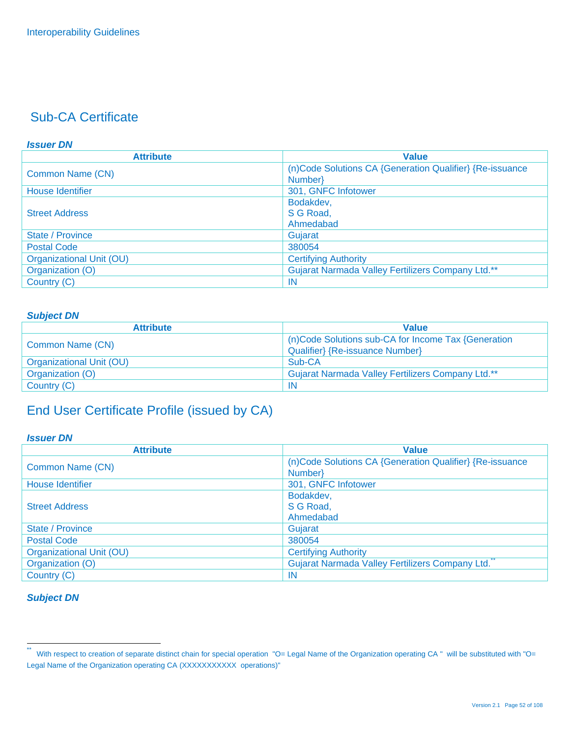## Sub-CA Certificate

***Issuer DN***

| Attribute | Value |
|---|---|
| Common Name (CN) | (n)Code Solutions CA {Generation Qualifier} {Re-issuance Number} |
| House Identifier | 301, GNFC Infotower |
| Street Address | Bodakdev,<br>S G Road,<br>Ahmedabad |
| State / Province | Gujarat |
| Postal Code | 380054 |
| Organizational Unit (OU) | Certifying Authority |
| Organization (O) | Gujarat Narmada Valley Fertilizers Company Ltd.** |
| Country (C) | IN |

***Subject DN***

| Attribute | Value |
|---|---|
| Common Name (CN) | (n)Code Solutions sub-CA for Income Tax {Generation Qualifier} {Re-issuance Number} |
| Organizational Unit (OU) | Sub-CA |
| Organization (O) | Gujarat Narmada Valley Fertilizers Company Ltd.** |
| Country (C) | IN |

## End User Certificate Profile (issued by CA)

***Issuer DN***

| Attribute | Value |
|---|---|
| Common Name (CN) | (n)Code Solutions CA {Generation Qualifier} {Re-issuance Number} |
| House Identifier | 301, GNFC Infotower |
| Street Address | Bodakdev,<br>S G Road,<br>Ahmedabad |
| State / Province | Gujarat |
| Postal Code | 380054 |
| Organizational Unit (OU) | Certifying Authority |
| Organization (O) | Gujarat Narmada Valley Fertilizers Company Ltd.** |
| Country (C) | IN |

***Subject DN***

---

** With respect to creation of separate distinct chain for special operation "O= Legal Name of the Organization operating CA " will be substituted with "O= Legal Name of the Organization operating CA (XXXXXXXXXXX operations)"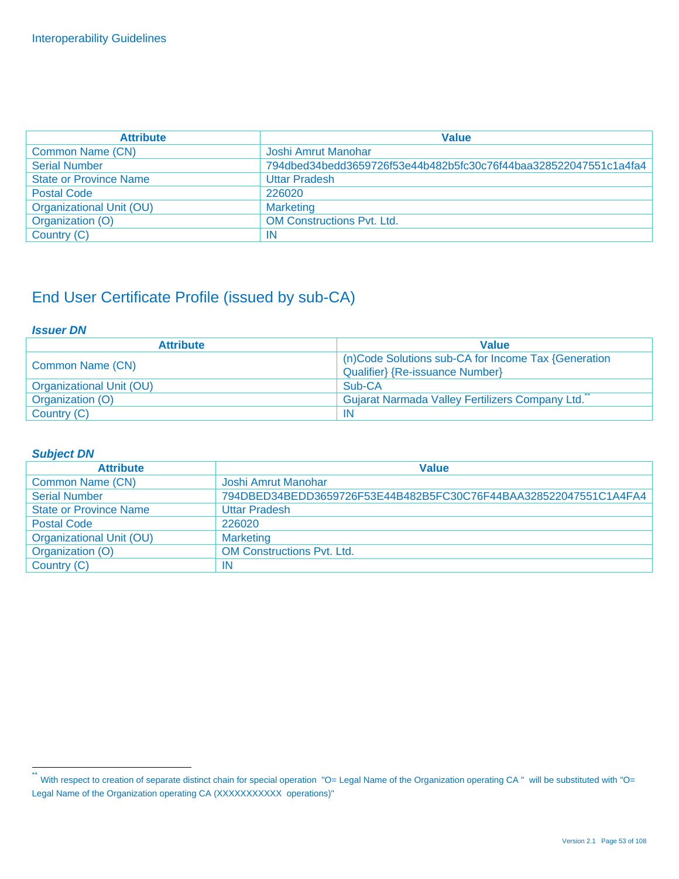| Attribute | Value |
| --- | --- |
| Common Name (CN) | Joshi Amrut Manohar |
| Serial Number | 794dbed34bedd3659726f53e44b482b5fc30c76f44baa328522047551c1a4fa4 |
| State or Province Name | Uttar Pradesh |
| Postal Code | 226020 |
| Organizational Unit (OU) | Marketing |
| Organization (O) | OM Constructions Pvt. Ltd. |
| Country (C) | IN |

## End User Certificate Profile (issued by sub-CA)

***Issuer DN***

| Attribute | Value |
| --- | --- |
| Common Name (CN) | (n)Code Solutions sub-CA for Income Tax {Generation Qualifier} {Re-issuance Number} |
| Organizational Unit (OU) | Sub-CA |
| Organization (O) | Gujarat Narmada Valley Fertilizers Company Ltd.[**] |
| Country (C) | IN |

***Subject DN***

| Attribute | Value |
| --- | --- |
| Common Name (CN) | Joshi Amrut Manohar |
| Serial Number | 794DBED34BEDD3659726F53E44B482B5FC30C76F44BAA328522047551C1A4FA4 |
| State or Province Name | Uttar Pradesh |
| Postal Code | 226020 |
| Organizational Unit (OU) | Marketing |
| Organization (O) | OM Constructions Pvt. Ltd. |
| Country (C) | IN |

[**] With respect to creation of separate distinct chain for special operation "O= Legal Name of the Organization operating CA " will be substituted with "O= Legal Name of the Organization operating CA (XXXXXXXXXXX operations)"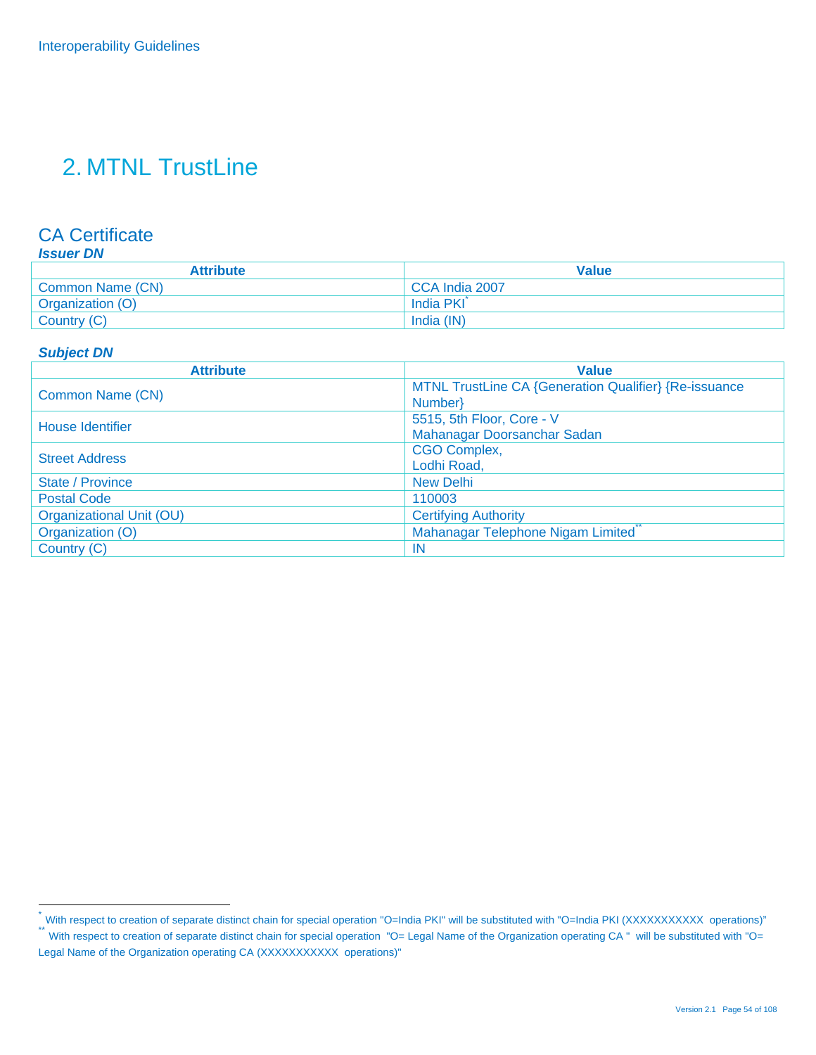# 2. MTNL TrustLine

## CA Certificate

***Issuer DN***

| Attribute | Value |
|---|---|
| Common Name (CN) | CCA India 2007 |
| Organization (O) | India PKI[*] |
| Country (C) | India (IN) |

***Subject DN***

| Attribute | Value |
|---|---|
| Common Name (CN) | MTNL TrustLine CA {Generation Qualifier} {Re-issuance Number} |
| House Identifier | 5515, 5th Floor, Core - V<br>Mahanagar Doorsanchar Sadan |
| Street Address | CGO Complex,<br>Lodhi Road, |
| State / Province | New Delhi |
| Postal Code | 110003 |
| Organizational Unit (OU) | Certifying Authority |
| Organization (O) | Mahanagar Telephone Nigam Limited[**] |
| Country (C) | IN |

---

[*] With respect to creation of separate distinct chain for special operation "O=India PKI" will be substituted with "O=India PKI (XXXXXXXXXXX operations)"

[**] With respect to creation of separate distinct chain for special operation "O= Legal Name of the Organization operating CA " will be substituted with "O= Legal Name of the Organization operating CA (XXXXXXXXXXX operations)"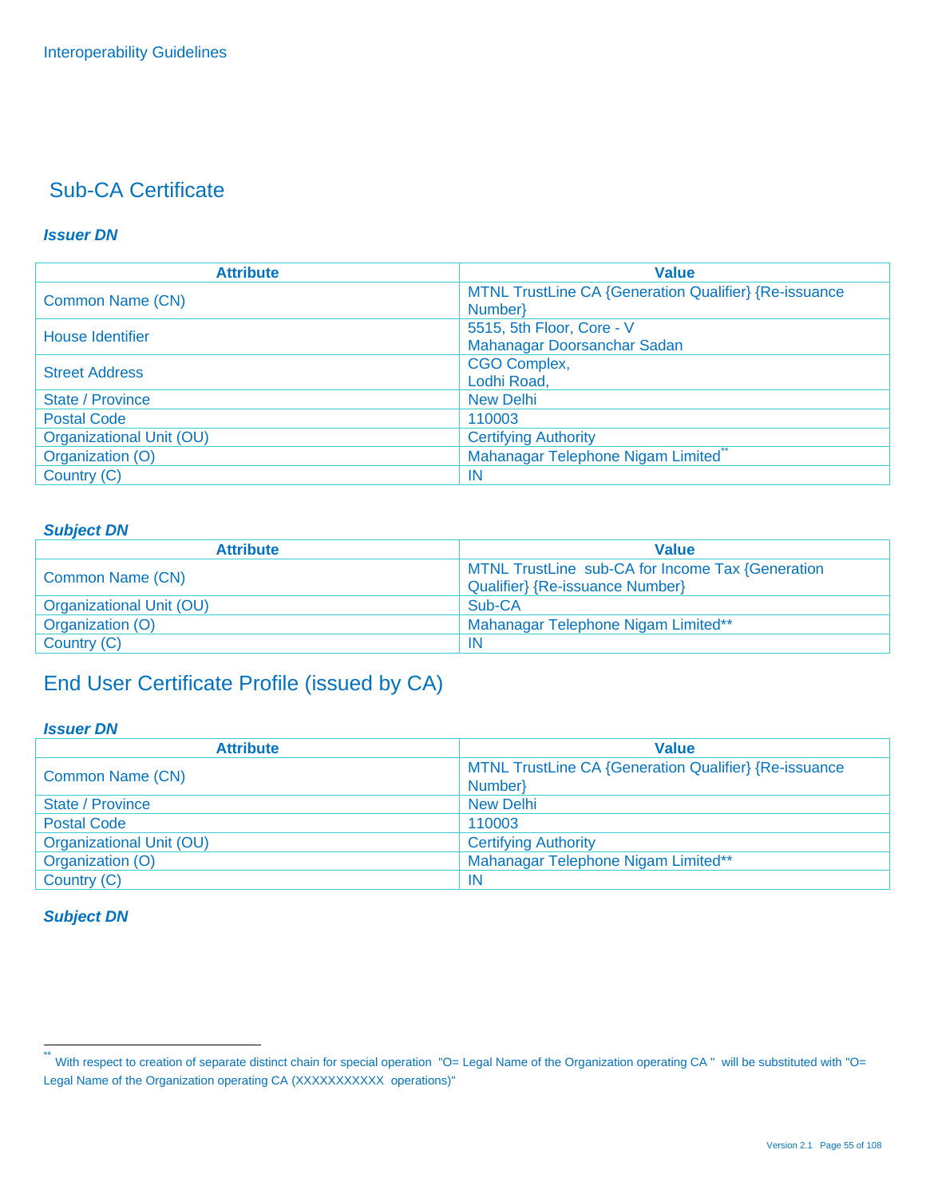## Sub-CA Certificate

### *Issuer DN*

| Attribute | Value |
|---|---|
| Common Name (CN) | MTNL TrustLine CA {Generation Qualifier} {Re-issuance Number} |
| House Identifier | 5515, 5th Floor, Core - V Mahanagar Doorsanchar Sadan |
| Street Address | CGO Complex, Lodhi Road, |
| State / Province | New Delhi |
| Postal Code | 110003 |
| Organizational Unit (OU) | Certifying Authority |
| Organization (O) | Mahanagar Telephone Nigam Limited** |
| Country (C) | IN |

### *Subject DN*

| Attribute | Value |
|---|---|
| Common Name (CN) | MTNL TrustLine sub-CA for Income Tax {Generation Qualifier} {Re-issuance Number} |
| Organizational Unit (OU) | Sub-CA |
| Organization (O) | Mahanagar Telephone Nigam Limited** |
| Country (C) | IN |

## End User Certificate Profile (issued by CA)

### *Issuer DN*

| Attribute | Value |
|---|---|
| Common Name (CN) | MTNL TrustLine CA {Generation Qualifier} {Re-issuance Number} |
| State / Province | New Delhi |
| Postal Code | 110003 |
| Organizational Unit (OU) | Certifying Authority |
| Organization (O) | Mahanagar Telephone Nigam Limited** |
| Country (C) | IN |

### *Subject DN*

---

** With respect to creation of separate distinct chain for special operation "O= Legal Name of the Organization operating CA " will be substituted with "O= Legal Name of the Organization operating CA (XXXXXXXXXXX operations)"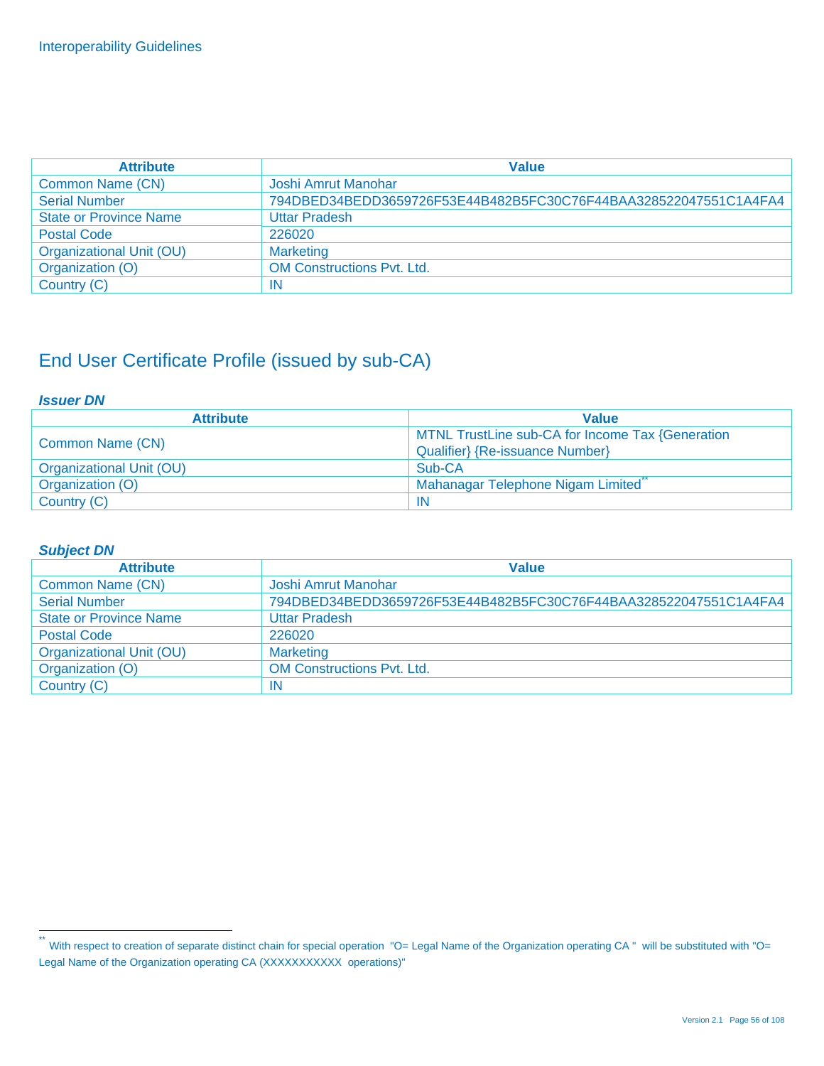| Attribute | Value |
| --- | --- |
| Common Name (CN) | Joshi Amrut Manohar |
| Serial Number | 794DBED34BEDD3659726F53E44B482B5FC30C76F44BAA328522047551C1A4FA4 |
| State or Province Name | Uttar Pradesh |
| Postal Code | 226020 |
| Organizational Unit (OU) | Marketing |
| Organization (O) | OM Constructions Pvt. Ltd. |
| Country (C) | IN |

# End User Certificate Profile (issued by sub-CA)

***Issuer DN***

| Attribute | Value |
| --- | --- |
| Common Name (CN) | MTNL TrustLine sub-CA for Income Tax {Generation Qualifier} {Re-issuance Number} |
| Organizational Unit (OU) | Sub-CA |
| Organization (O) | Mahanagar Telephone Nigam Limited[**] |
| Country (C) | IN |

***Subject DN***

| Attribute | Value |
| --- | --- |
| Common Name (CN) | Joshi Amrut Manohar |
| Serial Number | 794DBED34BEDD3659726F53E44B482B5FC30C76F44BAA328522047551C1A4FA4 |
| State or Province Name | Uttar Pradesh |
| Postal Code | 226020 |
| Organizational Unit (OU) | Marketing |
| Organization (O) | OM Constructions Pvt. Ltd. |
| Country (C) | IN |

---

[**] With respect to creation of separate distinct chain for special operation "O= Legal Name of the Organization operating CA " will be substituted with "O= Legal Name of the Organization operating CA (XXXXXXXXXXX operations)"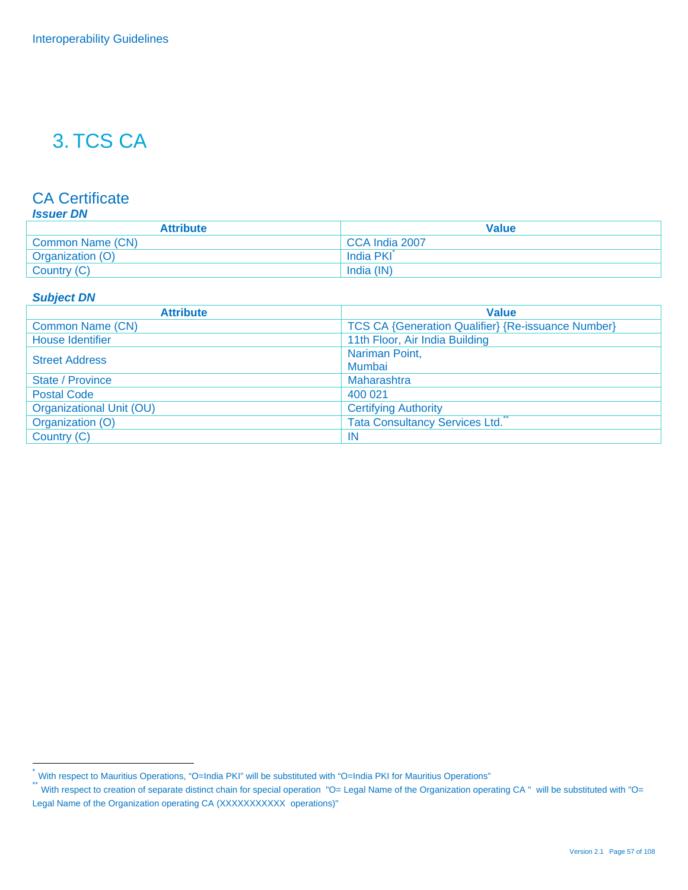# 3. TCS CA

## CA Certificate

***Issuer DN***

| Attribute | Value |
| --- | --- |
| Common Name (CN) | CCA India 2007 |
| Organization (O) | India PKI* |
| Country (C) | India (IN) |

***Subject DN***

| Attribute | Value |
| --- | --- |
| Common Name (CN) | TCS CA {Generation Qualifier} {Re-issuance Number} |
| House Identifier | 11th Floor, Air India Building |
| Street Address | Nariman Point,<br>Mumbai |
| State / Province | Maharashtra |
| Postal Code | 400 021 |
| Organizational Unit (OU) | Certifying Authority |
| Organization (O) | Tata Consultancy Services Ltd.** |
| Country (C) | IN |

---

\* With respect to Mauritius Operations, "O=India PKI" will be substituted with "O=India PKI for Mauritius Operations"

\*\* With respect to creation of separate distinct chain for special operation "O= Legal Name of the Organization operating CA " will be substituted with "O= Legal Name of the Organization operating CA (XXXXXXXXXXX operations)"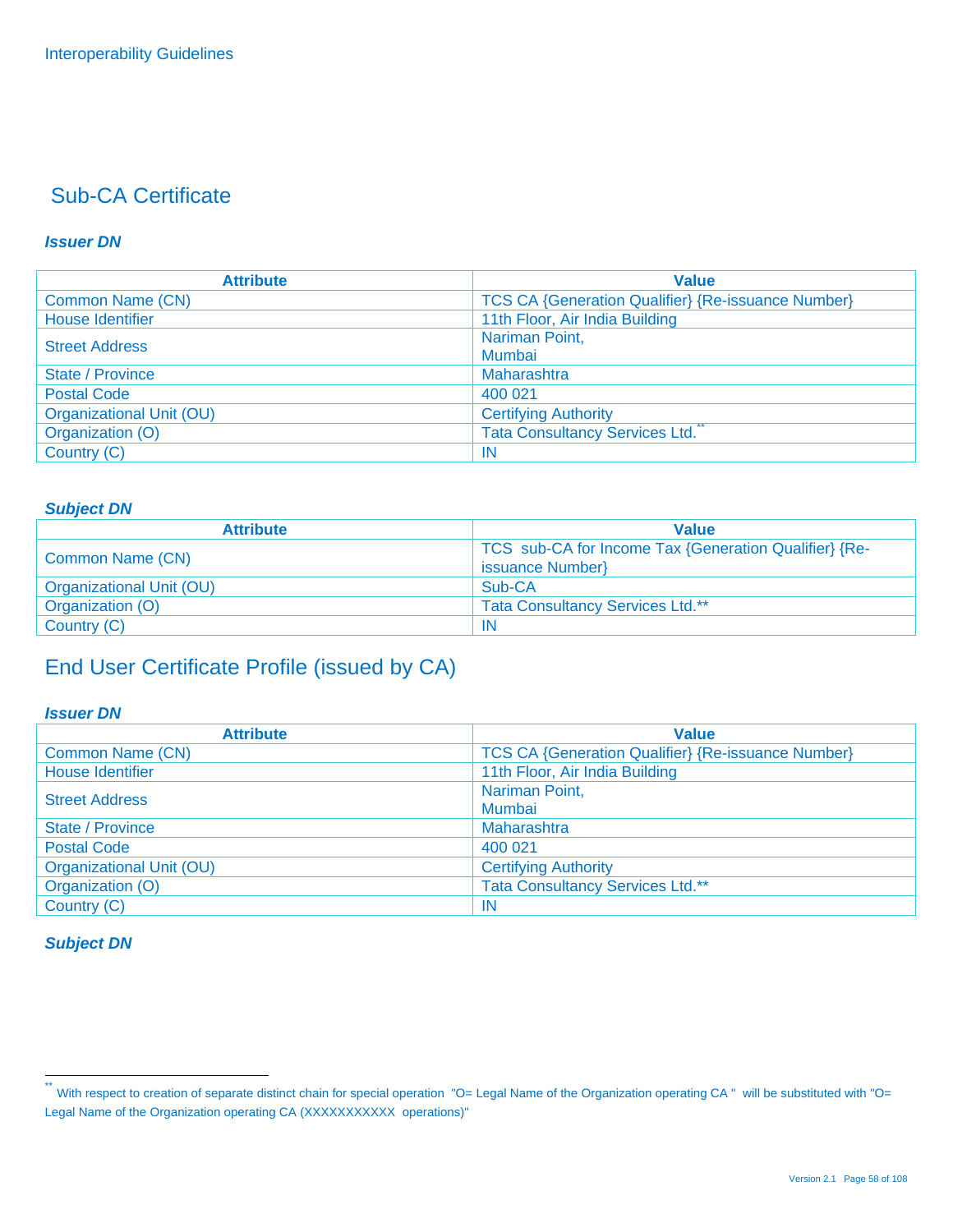## Sub-CA Certificate

***Issuer DN***

| Attribute | Value |
|---|---|
| Common Name (CN) | TCS CA {Generation Qualifier} {Re-issuance Number} |
| House Identifier | 11th Floor, Air India Building |
| Street Address | Nariman Point,<br>Mumbai |
| State / Province | Maharashtra |
| Postal Code | 400 021 |
| Organizational Unit (OU) | Certifying Authority |
| Organization (O) | Tata Consultancy Services Ltd.** |
| Country (C) | IN |

***Subject DN***

| Attribute | Value |
|---|---|
| Common Name (CN) | TCS sub-CA for Income Tax {Generation Qualifier} {Re-issuance Number} |
| Organizational Unit (OU) | Sub-CA |
| Organization (O) | Tata Consultancy Services Ltd.** |
| Country (C) | IN |

## End User Certificate Profile (issued by CA)

***Issuer DN***

| Attribute | Value |
|---|---|
| Common Name (CN) | TCS CA {Generation Qualifier} {Re-issuance Number} |
| House Identifier | 11th Floor, Air India Building |
| Street Address | Nariman Point,<br>Mumbai |
| State / Province | Maharashtra |
| Postal Code | 400 021 |
| Organizational Unit (OU) | Certifying Authority |
| Organization (O) | Tata Consultancy Services Ltd.** |
| Country (C) | IN |

***Subject DN***

** With respect to creation of separate distinct chain for special operation "O= Legal Name of the Organization operating CA " will be substituted with "O= Legal Name of the Organization operating CA (XXXXXXXXXXX operations)"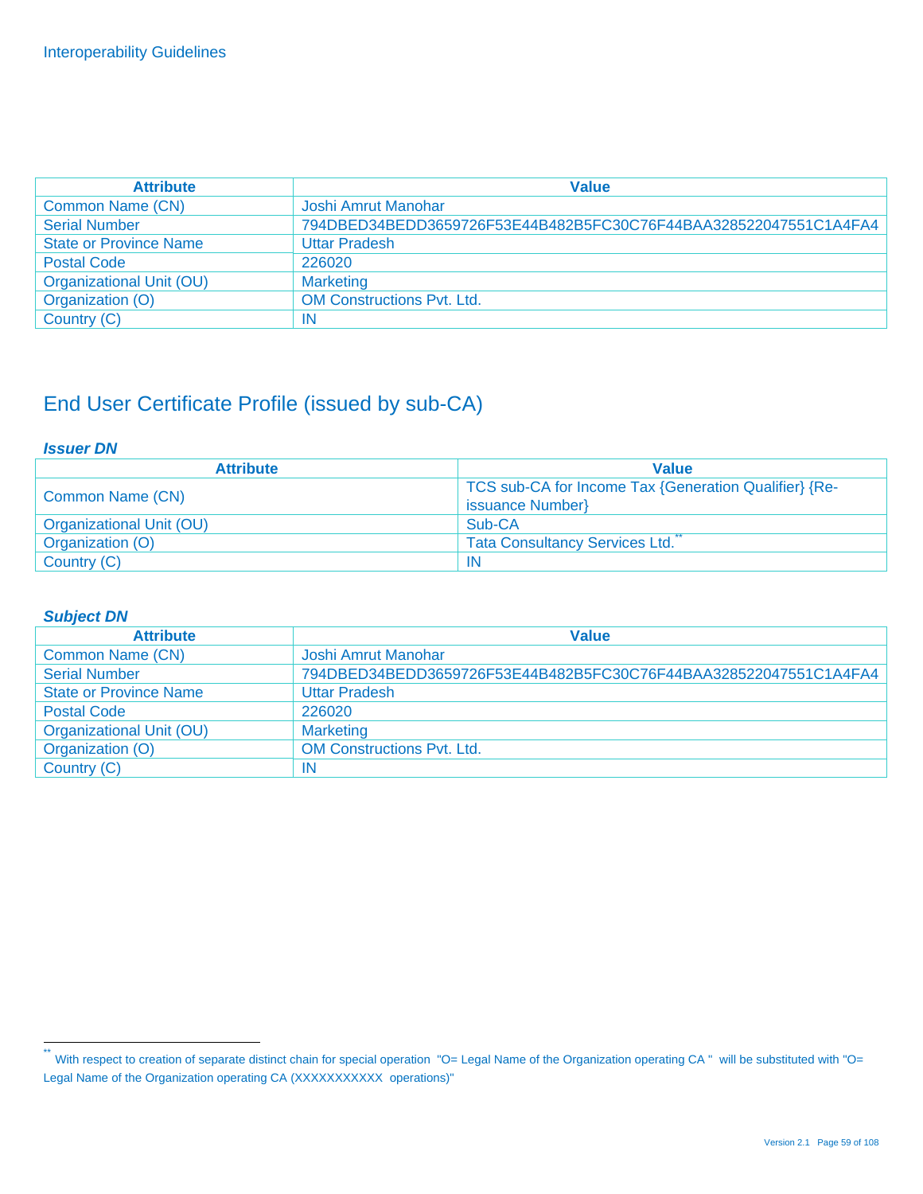| Attribute | Value |
|---|---|
| Common Name (CN) | Joshi Amrut Manohar |
| Serial Number | 794DBED34BEDD3659726F53E44B482B5FC30C76F44BAA328522047551C1A4FA4 |
| State or Province Name | Uttar Pradesh |
| Postal Code | 226020 |
| Organizational Unit (OU) | Marketing |
| Organization (O) | OM Constructions Pvt. Ltd. |
| Country (C) | IN |

# End User Certificate Profile (issued by sub-CA)

***Issuer DN***

| Attribute | Value |
|---|---|
| Common Name (CN) | TCS sub-CA for Income Tax {Generation Qualifier} {Re-issuance Number} |
| Organizational Unit (OU) | Sub-CA |
| Organization (O) | Tata Consultancy Services Ltd.** |
| Country (C) | IN |

***Subject DN***

| Attribute | Value |
|---|---|
| Common Name (CN) | Joshi Amrut Manohar |
| Serial Number | 794DBED34BEDD3659726F53E44B482B5FC30C76F44BAA328522047551C1A4FA4 |
| State or Province Name | Uttar Pradesh |
| Postal Code | 226020 |
| Organizational Unit (OU) | Marketing |
| Organization (O) | OM Constructions Pvt. Ltd. |
| Country (C) | IN |

** With respect to creation of separate distinct chain for special operation "O= Legal Name of the Organization operating CA " will be substituted with "O= Legal Name of the Organization operating CA (XXXXXXXXXXX operations)"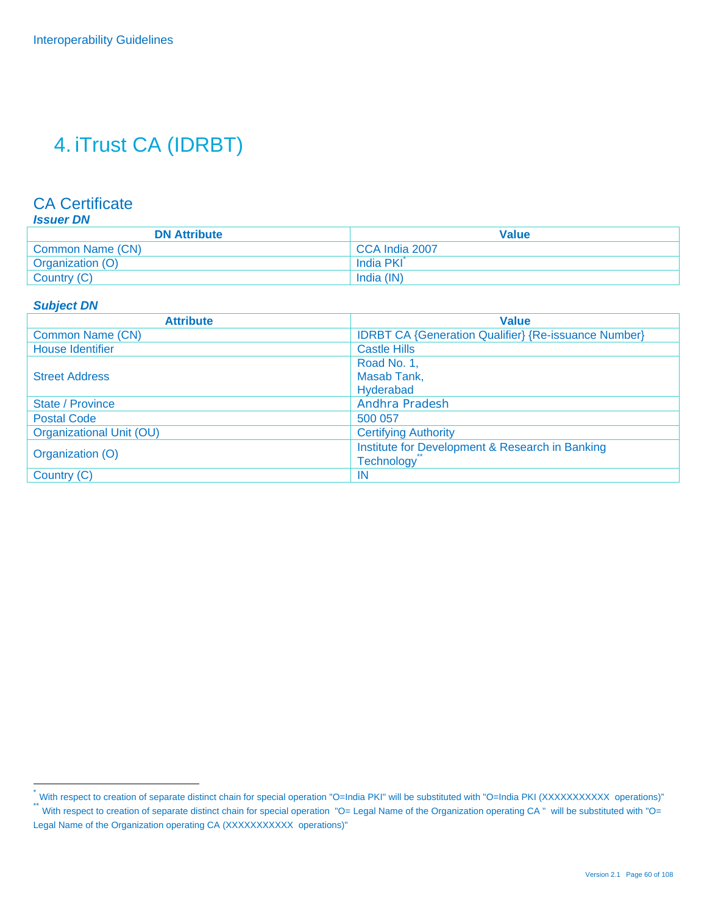# 4. iTrust CA (IDRBT)

## CA Certificate

### *Issuer DN*

| DN Attribute | Value |
|---|---|
| Common Name (CN) | CCA India 2007 |
| Organization (O) | India PKI[*] |
| Country (C) | India (IN) |

### *Subject DN*

| Attribute | Value |
|---|---|
| Common Name (CN) | IDRBT CA {Generation Qualifier} {Re-issuance Number} |
| House Identifier | Castle Hills |
| Street Address | Road No. 1,<br>Masab Tank,<br>Hyderabad |
| State / Province | Andhra Pradesh |
| Postal Code | 500 057 |
| Organizational Unit (OU) | Certifying Authority |
| Organization (O) | Institute for Development & Research in Banking Technology[**] |
| Country (C) | IN |

---

[*] With respect to creation of separate distinct chain for special operation "O=India PKI" will be substituted with "O=India PKI (XXXXXXXXXXX operations)"

[**] With respect to creation of separate distinct chain for special operation "O= Legal Name of the Organization operating CA " will be substituted with "O= Legal Name of the Organization operating CA (XXXXXXXXXXX operations)"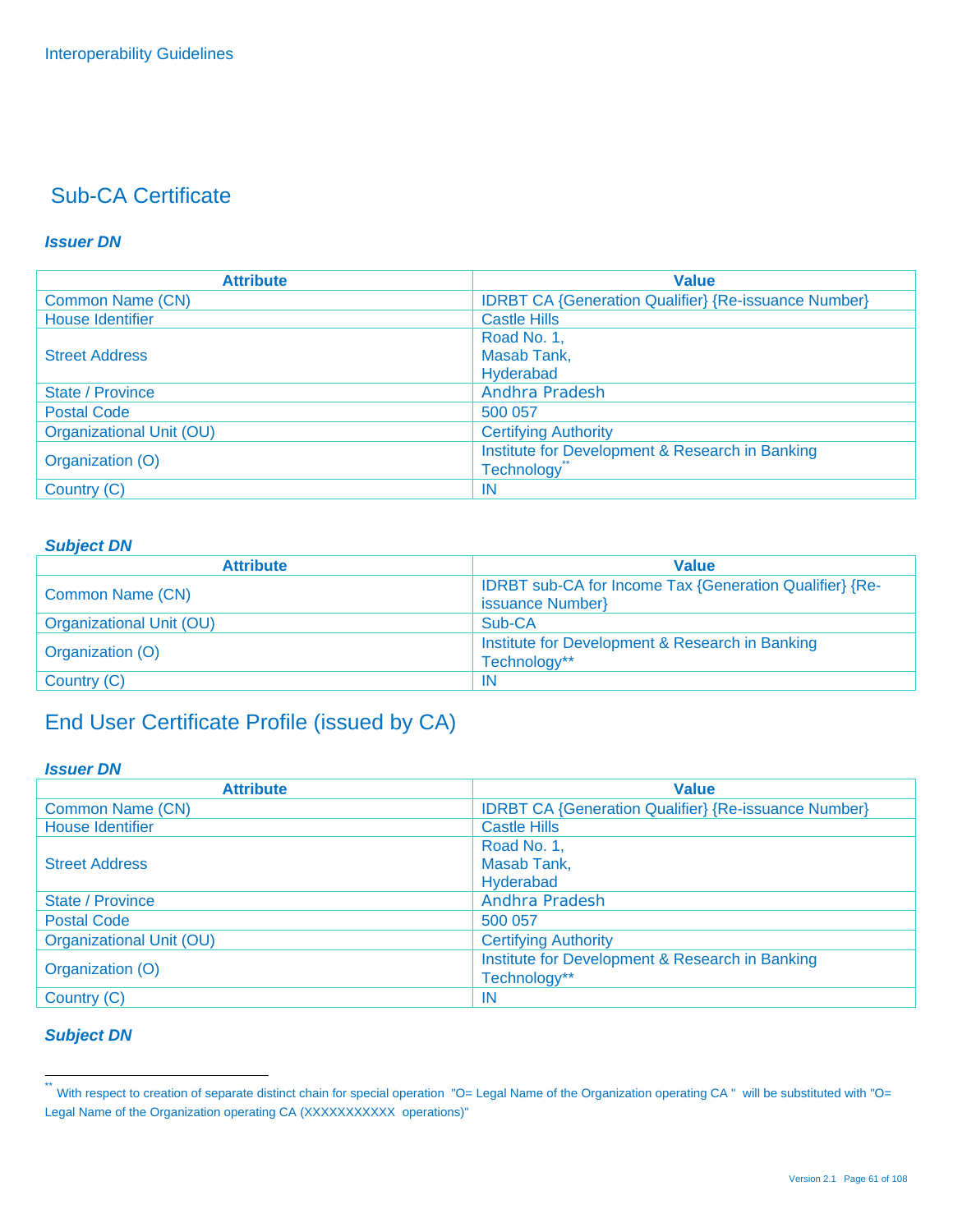## Sub-CA Certificate

***Issuer DN***

| Attribute | Value |
|---|---|
| Common Name (CN) | IDRBT CA {Generation Qualifier} {Re-issuance Number} |
| House Identifier | Castle Hills |
| Street Address | Road No. 1, Masab Tank, Hyderabad |
| State / Province | Andhra Pradesh |
| Postal Code | 500 057 |
| Organizational Unit (OU) | Certifying Authority |
| Organization (O) | Institute for Development & Research in Banking Technology** |
| Country (C) | IN |

***Subject DN***

| Attribute | Value |
|---|---|
| Common Name (CN) | IDRBT sub-CA for Income Tax {Generation Qualifier} {Re-issuance Number} |
| Organizational Unit (OU) | Sub-CA |
| Organization (O) | Institute for Development & Research in Banking Technology** |
| Country (C) | IN |

## End User Certificate Profile (issued by CA)

***Issuer DN***

| Attribute | Value |
|---|---|
| Common Name (CN) | IDRBT CA {Generation Qualifier} {Re-issuance Number} |
| House Identifier | Castle Hills |
| Street Address | Road No. 1, Masab Tank, Hyderabad |
| State / Province | Andhra Pradesh |
| Postal Code | 500 057 |
| Organizational Unit (OU) | Certifying Authority |
| Organization (O) | Institute for Development & Research in Banking Technology** |
| Country (C) | IN |

***Subject DN***

---

** With respect to creation of separate distinct chain for special operation "O= Legal Name of the Organization operating CA " will be substituted with "O= Legal Name of the Organization operating CA (XXXXXXXXXXX operations)"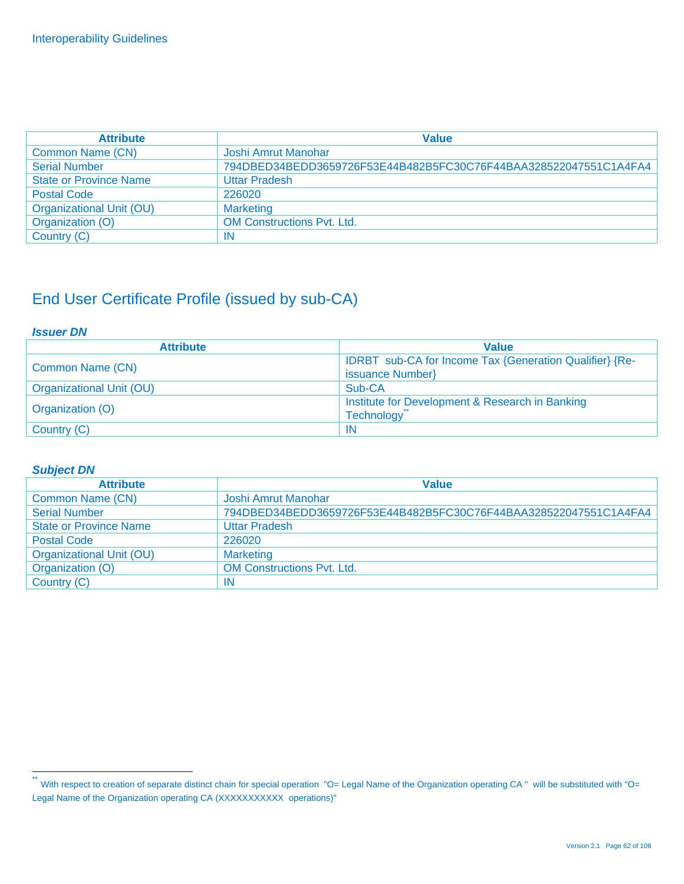| Attribute | Value |
| --- | --- |
| Common Name (CN) | Joshi Amrut Manohar |
| Serial Number | 794DBED34BEDD3659726F53E44B482B5FC30C76F44BAA328522047551C1A4FA4 |
| State or Province Name | Uttar Pradesh |
| Postal Code | 226020 |
| Organizational Unit (OU) | Marketing |
| Organization (O) | OM Constructions Pvt. Ltd. |
| Country (C) | IN |

## End User Certificate Profile (issued by sub-CA)

***Issuer DN***

| Attribute | Value |
| --- | --- |
| Common Name (CN) | IDRBT sub-CA for Income Tax {Generation Qualifier} {Re-issuance Number} |
| Organizational Unit (OU) | Sub-CA |
| Organization (O) | Institute for Development & Research in Banking Technology** |
| Country (C) | IN |

***Subject DN***

| Attribute | Value |
| --- | --- |
| Common Name (CN) | Joshi Amrut Manohar |
| Serial Number | 794DBED34BEDD3659726F53E44B482B5FC30C76F44BAA328522047551C1A4FA4 |
| State or Province Name | Uttar Pradesh |
| Postal Code | 226020 |
| Organizational Unit (OU) | Marketing |
| Organization (O) | OM Constructions Pvt. Ltd. |
| Country (C) | IN |

** With respect to creation of separate distinct chain for special operation "O= Legal Name of the Organization operating CA " will be substituted with "O= Legal Name of the Organization operating CA (XXXXXXXXXXX operations)"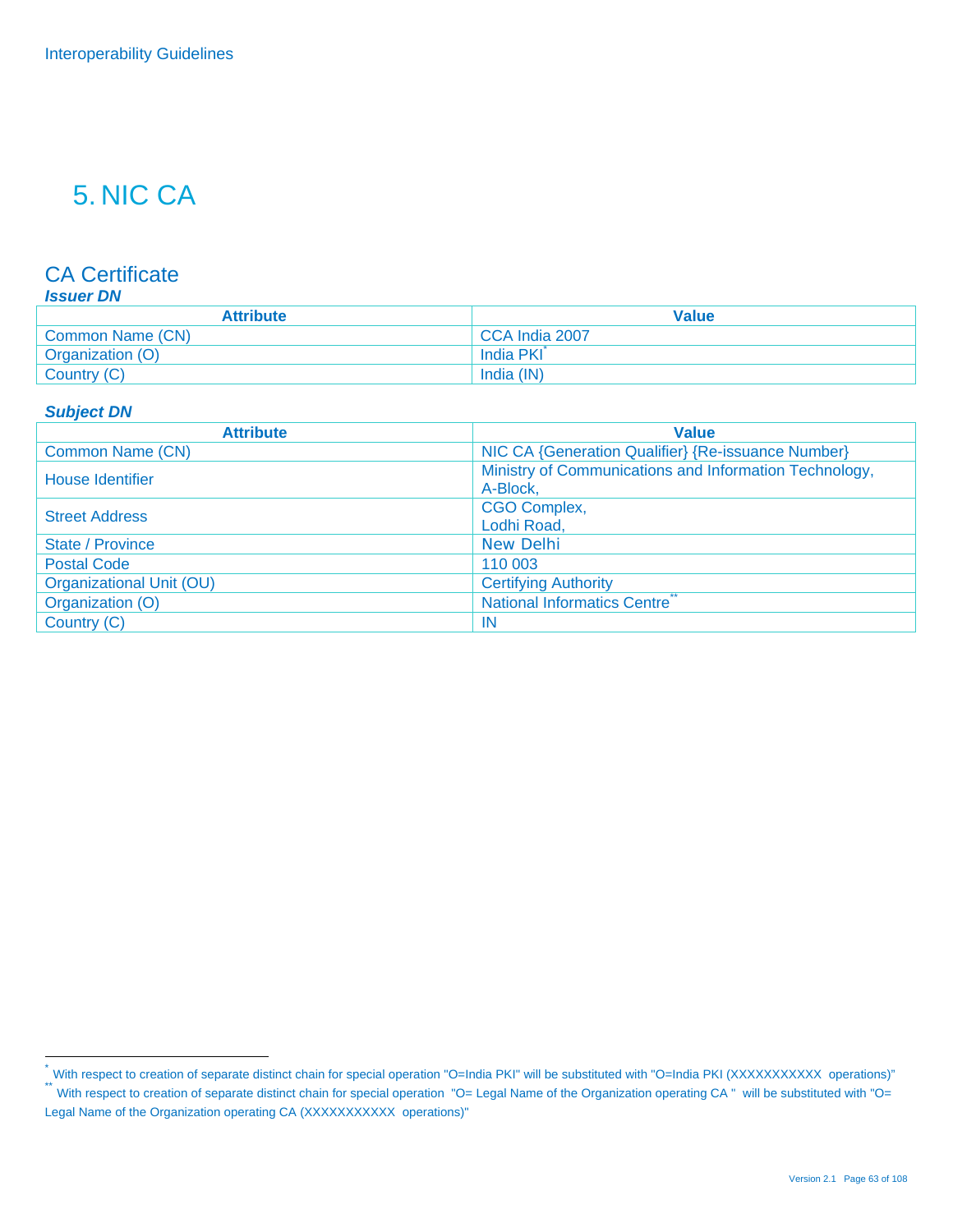# 5. NIC CA

## CA Certificate

### *Issuer DN*

| Attribute | Value |
|---|---|
| Common Name (CN) | CCA India 2007 |
| Organization (O) | India PKI[*] |
| Country (C) | India (IN) |

### *Subject DN*

| Attribute | Value |
|---|---|
| Common Name (CN) | NIC CA {Generation Qualifier} {Re-issuance Number} |
| House Identifier | Ministry of Communications and Information Technology, A-Block, |
| Street Address | CGO Complex, Lodhi Road, |
| State / Province | New Delhi |
| Postal Code | 110 003 |
| Organizational Unit (OU) | Certifying Authority |
| Organization (O) | National Informatics Centre[**] |
| Country (C) | IN |

---

[*] With respect to creation of separate distinct chain for special operation "O=India PKI" will be substituted with "O=India PKI (XXXXXXXXXXX operations)"

[**] With respect to creation of separate distinct chain for special operation "O= Legal Name of the Organization operating CA " will be substituted with "O= Legal Name of the Organization operating CA (XXXXXXXXXXX operations)"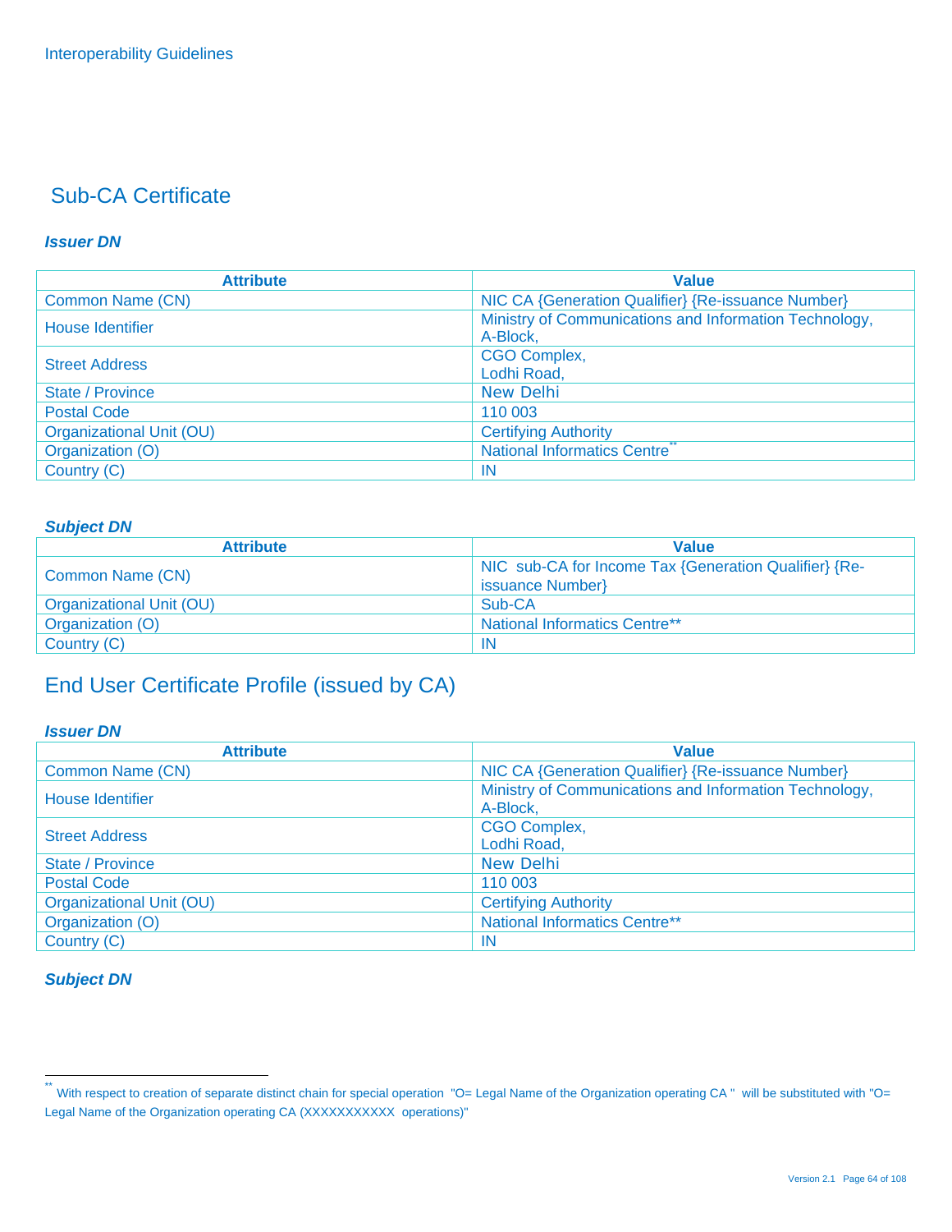## Sub-CA Certificate

### *Issuer DN*

| Attribute | Value |
|---|---|
| Common Name (CN) | NIC CA {Generation Qualifier} {Re-issuance Number} |
| House Identifier | Ministry of Communications and Information Technology, A-Block, |
| Street Address | CGO Complex, Lodhi Road, |
| State / Province | New Delhi |
| Postal Code | 110 003 |
| Organizational Unit (OU) | Certifying Authority |
| Organization (O) | National Informatics Centre** |
| Country (C) | IN |

### *Subject DN*

| Attribute | Value |
|---|---|
| Common Name (CN) | NIC sub-CA for Income Tax {Generation Qualifier} {Re-issuance Number} |
| Organizational Unit (OU) | Sub-CA |
| Organization (O) | National Informatics Centre** |
| Country (C) | IN |

## End User Certificate Profile (issued by CA)

### *Issuer DN*

| Attribute | Value |
|---|---|
| Common Name (CN) | NIC CA {Generation Qualifier} {Re-issuance Number} |
| House Identifier | Ministry of Communications and Information Technology, A-Block, |
| Street Address | CGO Complex, Lodhi Road, |
| State / Province | New Delhi |
| Postal Code | 110 003 |
| Organizational Unit (OU) | Certifying Authority |
| Organization (O) | National Informatics Centre** |
| Country (C) | IN |

### *Subject DN*

---

** With respect to creation of separate distinct chain for special operation "O= Legal Name of the Organization operating CA " will be substituted with "O= Legal Name of the Organization operating CA (XXXXXXXXXXX operations)"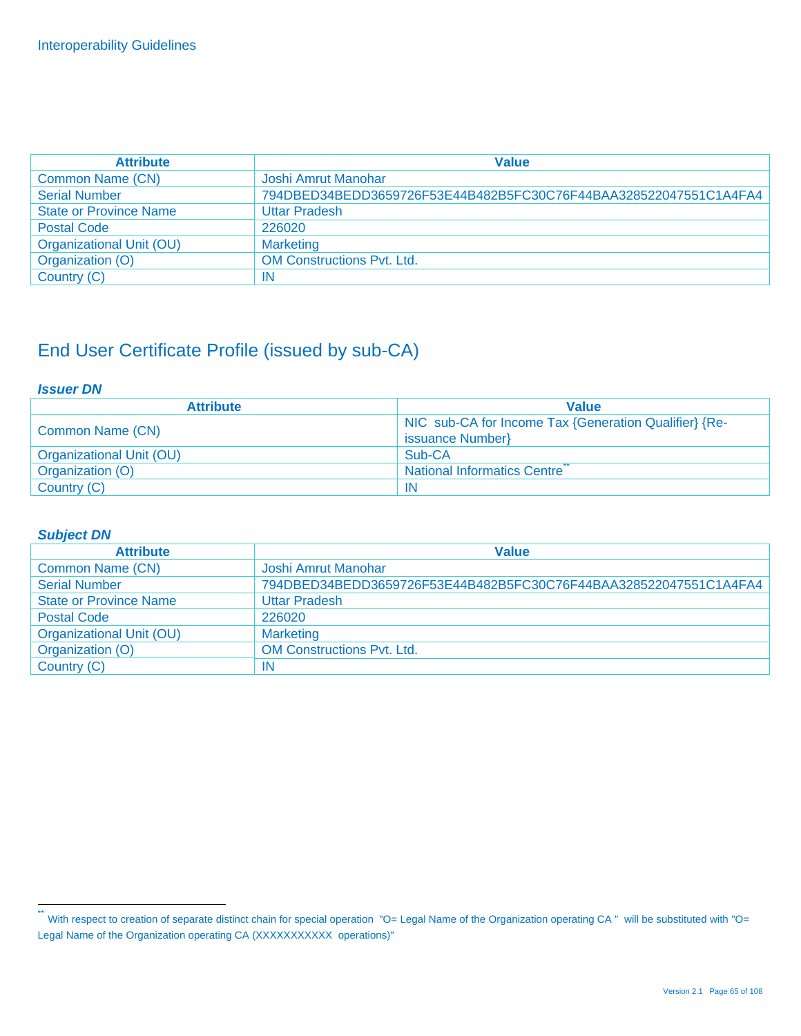| Attribute | Value |
|---|---|
| Common Name (CN) | Joshi Amrut Manohar |
| Serial Number | 794DBED34BEDD3659726F53E44B482B5FC30C76F44BAA328522047551C1A4FA4 |
| State or Province Name | Uttar Pradesh |
| Postal Code | 226020 |
| Organizational Unit (OU) | Marketing |
| Organization (O) | OM Constructions Pvt. Ltd. |
| Country (C) | IN |

## End User Certificate Profile (issued by sub-CA)

***Issuer DN***

| Attribute | Value |
|---|---|
| Common Name (CN) | NIC sub-CA for Income Tax {Generation Qualifier} {Re-issuance Number} |
| Organizational Unit (OU) | Sub-CA |
| Organization (O) | National Informatics Centre[**] |
| Country (C) | IN |

***Subject DN***

| Attribute | Value |
|---|---|
| Common Name (CN) | Joshi Amrut Manohar |
| Serial Number | 794DBED34BEDD3659726F53E44B482B5FC30C76F44BAA328522047551C1A4FA4 |
| State or Province Name | Uttar Pradesh |
| Postal Code | 226020 |
| Organizational Unit (OU) | Marketing |
| Organization (O) | OM Constructions Pvt. Ltd. |
| Country (C) | IN |

[**] With respect to creation of separate distinct chain for special operation "O= Legal Name of the Organization operating CA " will be substituted with "O= Legal Name of the Organization operating CA (XXXXXXXXXXX operations)"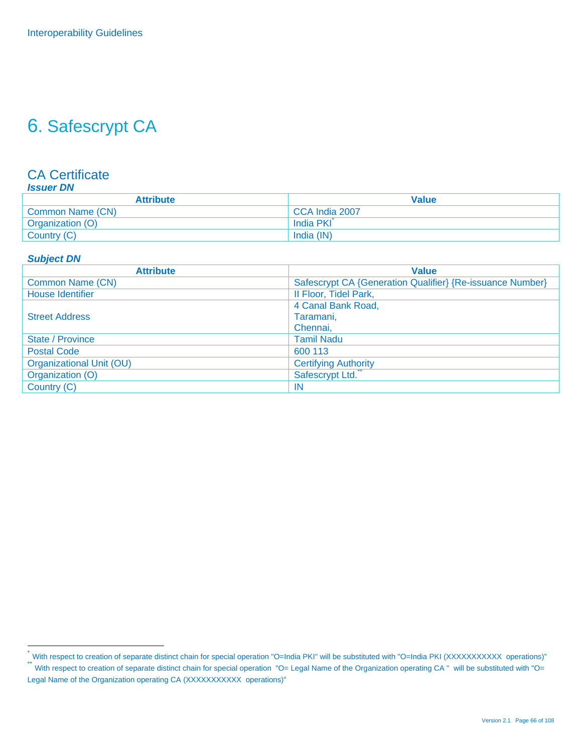# 6. Safescrypt CA

## CA Certificate

***Issuer DN***

| Attribute | Value |
|---|---|
| Common Name (CN) | CCA India 2007 |
| Organization (O) | India PKI[*] |
| Country (C) | India (IN) |

***Subject DN***

| Attribute | Value |
|---|---|
| Common Name (CN) | Safescrypt CA {Generation Qualifier} {Re-issuance Number} |
| House Identifier | II Floor, Tidel Park, |
| Street Address | 4 Canal Bank Road, Taramani, Chennai, |
| State / Province | Tamil Nadu |
| Postal Code | 600 113 |
| Organizational Unit (OU) | Certifying Authority |
| Organization (O) | Safescrypt Ltd.[**] |
| Country (C) | IN |

[*] With respect to creation of separate distinct chain for special operation "O=India PKI" will be substituted with "O=India PKI (XXXXXXXXXXX operations)"

[**] With respect to creation of separate distinct chain for special operation "O= Legal Name of the Organization operating CA " will be substituted with "O= Legal Name of the Organization operating CA (XXXXXXXXXXX operations)"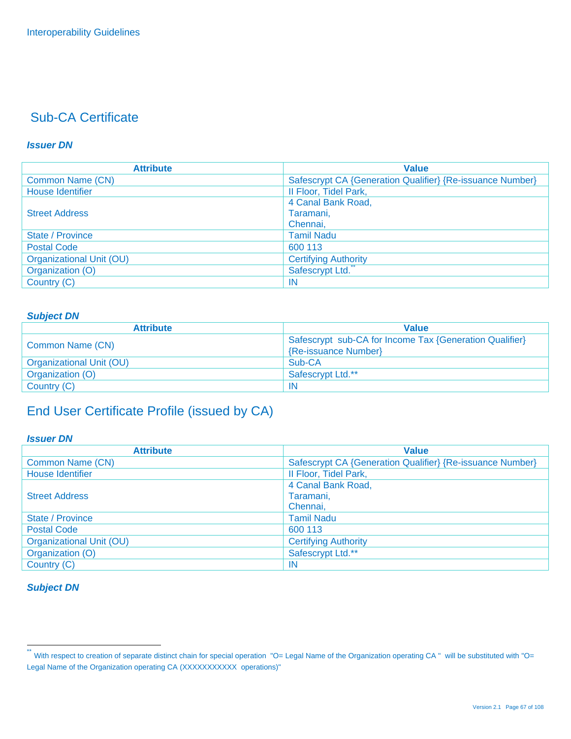## Sub-CA Certificate

***Issuer DN***

| Attribute | Value |
|---|---|
| Common Name (CN) | Safescrypt CA {Generation Qualifier} {Re-issuance Number} |
| House Identifier | II Floor, Tidel Park, |
| Street Address | 4 Canal Bank Road,<br>Taramani,<br>Chennai, |
| State / Province | Tamil Nadu |
| Postal Code | 600 113 |
| Organizational Unit (OU) | Certifying Authority |
| Organization (O) | Safescrypt Ltd.** |
| Country (C) | IN |

***Subject DN***

| Attribute | Value |
|---|---|
| Common Name (CN) | Safescrypt sub-CA for Income Tax {Generation Qualifier} {Re-issuance Number} |
| Organizational Unit (OU) | Sub-CA |
| Organization (O) | Safescrypt Ltd.** |
| Country (C) | IN |

## End User Certificate Profile (issued by CA)

***Issuer DN***

| Attribute | Value |
|---|---|
| Common Name (CN) | Safescrypt CA {Generation Qualifier} {Re-issuance Number} |
| House Identifier | II Floor, Tidel Park, |
| Street Address | 4 Canal Bank Road,<br>Taramani,<br>Chennai, |
| State / Province | Tamil Nadu |
| Postal Code | 600 113 |
| Organizational Unit (OU) | Certifying Authority |
| Organization (O) | Safescrypt Ltd.** |
| Country (C) | IN |

***Subject DN***

** With respect to creation of separate distinct chain for special operation "O= Legal Name of the Organization operating CA " will be substituted with "O= Legal Name of the Organization operating CA (XXXXXXXXXXX operations)"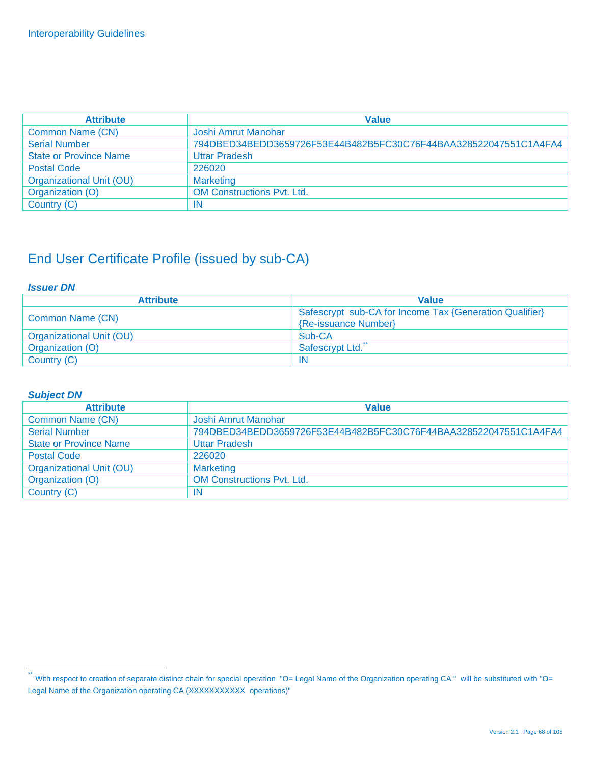| Attribute | Value |
|---|---|
| Common Name (CN) | Joshi Amrut Manohar |
| Serial Number | 794DBED34BEDD3659726F53E44B482B5FC30C76F44BAA328522047551C1A4FA4 |
| State or Province Name | Uttar Pradesh |
| Postal Code | 226020 |
| Organizational Unit (OU) | Marketing |
| Organization (O) | OM Constructions Pvt. Ltd. |
| Country (C) | IN |

## End User Certificate Profile (issued by sub-CA)

***Issuer DN***

| Attribute | Value |
|---|---|
| Common Name (CN) | Safescrypt sub-CA for Income Tax {Generation Qualifier} {Re-issuance Number} |
| Organizational Unit (OU) | Sub-CA |
| Organization (O) | Safescrypt Ltd.[**] |
| Country (C) | IN |

***Subject DN***

| Attribute | Value |
|---|---|
| Common Name (CN) | Joshi Amrut Manohar |
| Serial Number | 794DBED34BEDD3659726F53E44B482B5FC30C76F44BAA328522047551C1A4FA4 |
| State or Province Name | Uttar Pradesh |
| Postal Code | 226020 |
| Organizational Unit (OU) | Marketing |
| Organization (O) | OM Constructions Pvt. Ltd. |
| Country (C) | IN |

---

[**] With respect to creation of separate distinct chain for special operation "O= Legal Name of the Organization operating CA " will be substituted with "O= Legal Name of the Organization operating CA (XXXXXXXXXXX operations)"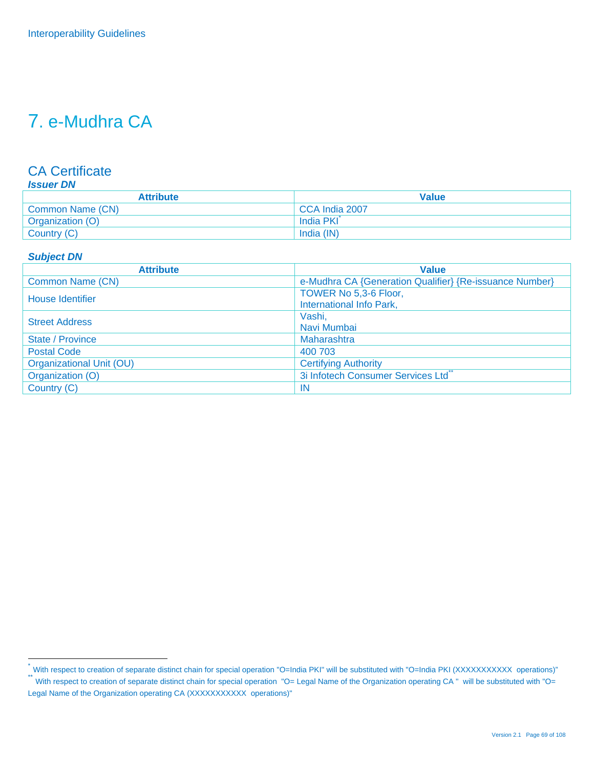# 7. e-Mudhra CA

## CA Certificate

***Issuer DN***

| Attribute | Value |
|---|---|
| Common Name (CN) | CCA India 2007 |
| Organization (O) | India PKI[*] |
| Country (C) | India (IN) |

***Subject DN***

| Attribute | Value |
|---|---|
| Common Name (CN) | e-Mudhra CA {Generation Qualifier} {Re-issuance Number} |
| House Identifier | TOWER No 5,3-6 Floor, International Info Park, |
| Street Address | Vashi, Navi Mumbai |
| State / Province | Maharashtra |
| Postal Code | 400 703 |
| Organizational Unit (OU) | Certifying Authority |
| Organization (O) | 3i Infotech Consumer Services Ltd[**] |
| Country (C) | IN |

---

[*] With respect to creation of separate distinct chain for special operation "O=India PKI" will be substituted with "O=India PKI (XXXXXXXXXXX operations)"

[**] With respect to creation of separate distinct chain for special operation "O= Legal Name of the Organization operating CA " will be substituted with "O= Legal Name of the Organization operating CA (XXXXXXXXXXX operations)"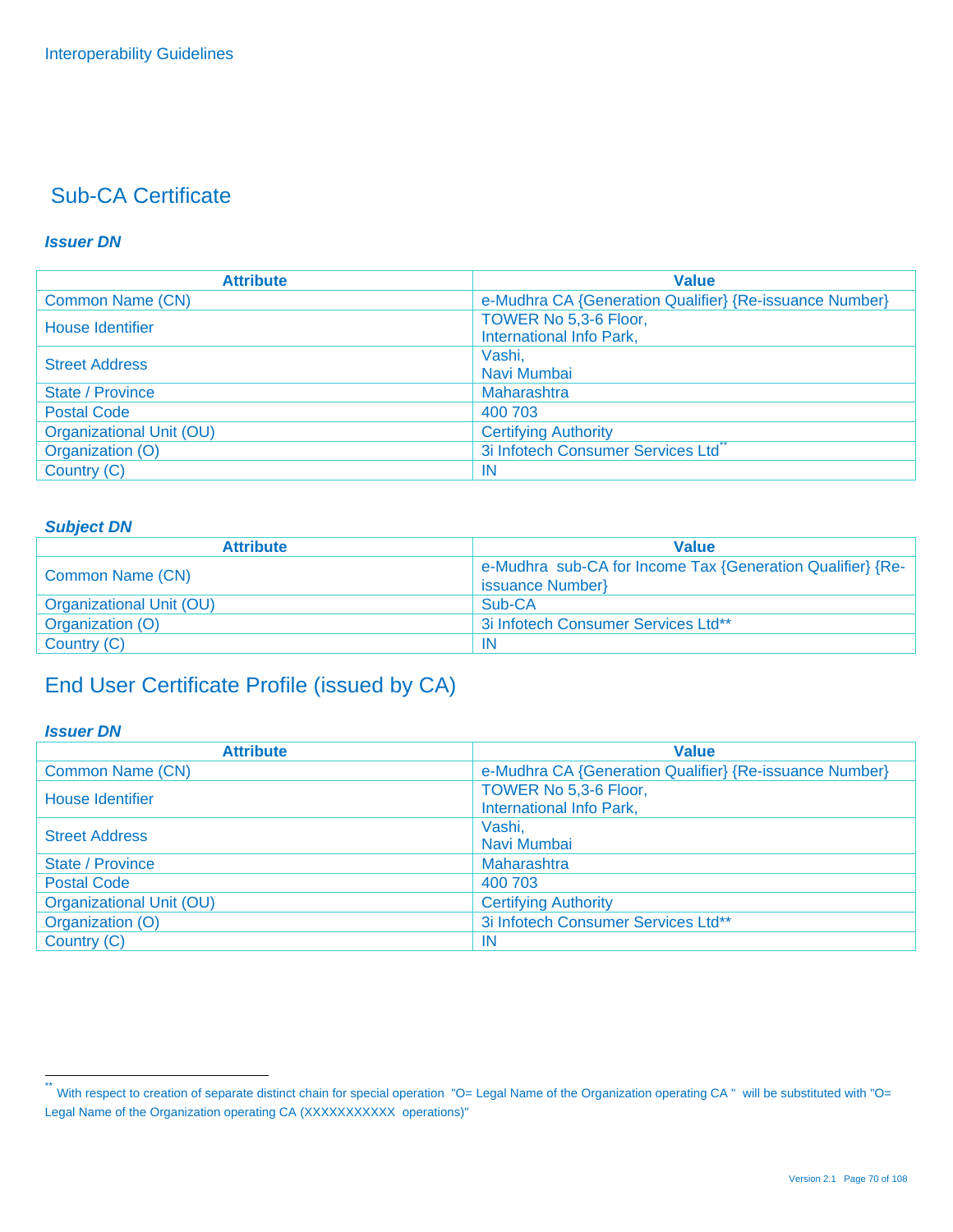## Sub-CA Certificate

### *Issuer DN*

| Attribute | Value |
|---|---|
| Common Name (CN) | e-Mudhra CA {Generation Qualifier} {Re-issuance Number} |
| House Identifier | TOWER No 5,3-6 Floor,<br>International Info Park, |
| Street Address | Vashi,<br>Navi Mumbai |
| State / Province | Maharashtra |
| Postal Code | 400 703 |
| Organizational Unit (OU) | Certifying Authority |
| Organization (O) | 3i Infotech Consumer Services Ltd** |
| Country (C) | IN |

### *Subject DN*

| Attribute | Value |
|---|---|
| Common Name (CN) | e-Mudhra sub-CA for Income Tax {Generation Qualifier} {Re-issuance Number} |
| Organizational Unit (OU) | Sub-CA |
| Organization (O) | 3i Infotech Consumer Services Ltd** |
| Country (C) | IN |

## End User Certificate Profile (issued by CA)

### *Issuer DN*

| Attribute | Value |
|---|---|
| Common Name (CN) | e-Mudhra CA {Generation Qualifier} {Re-issuance Number} |
| House Identifier | TOWER No 5,3-6 Floor,<br>International Info Park, |
| Street Address | Vashi,<br>Navi Mumbai |
| State / Province | Maharashtra |
| Postal Code | 400 703 |
| Organizational Unit (OU) | Certifying Authority |
| Organization (O) | 3i Infotech Consumer Services Ltd** |
| Country (C) | IN |

---

** With respect to creation of separate distinct chain for special operation "O= Legal Name of the Organization operating CA " will be substituted with "O= Legal Name of the Organization operating CA (XXXXXXXXXXX operations)"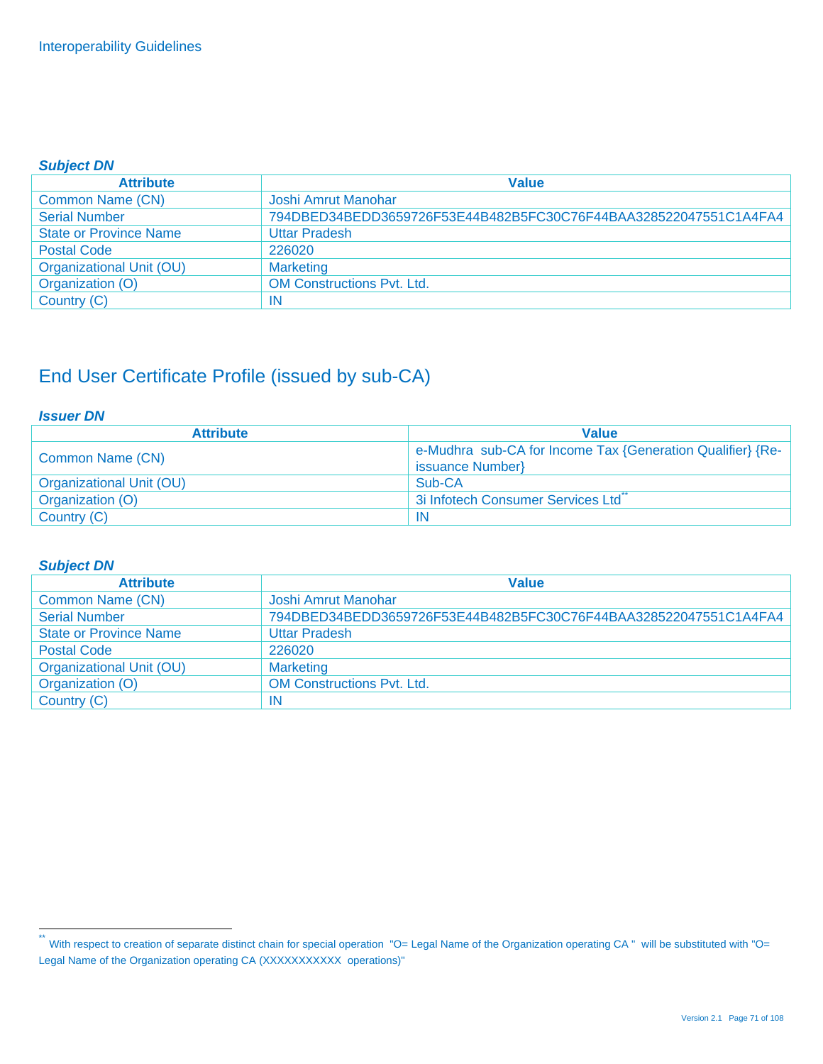***Subject DN***

| Attribute | Value |
|---|---|
| Common Name (CN) | Joshi Amrut Manohar |
| Serial Number | 794DBED34BEDD3659726F53E44B482B5FC30C76F44BAA328522047551C1A4FA4 |
| State or Province Name | Uttar Pradesh |
| Postal Code | 226020 |
| Organizational Unit (OU) | Marketing |
| Organization (O) | OM Constructions Pvt. Ltd. |
| Country (C) | IN |

# End User Certificate Profile (issued by sub-CA)

***Issuer DN***

| Attribute | Value |
|---|---|
| Common Name (CN) | e-Mudhra sub-CA for Income Tax {Generation Qualifier} {Re-issuance Number} |
| Organizational Unit (OU) | Sub-CA |
| Organization (O) | 3i Infotech Consumer Services Ltd** |
| Country (C) | IN |

***Subject DN***

| Attribute | Value |
|---|---|
| Common Name (CN) | Joshi Amrut Manohar |
| Serial Number | 794DBED34BEDD3659726F53E44B482B5FC30C76F44BAA328522047551C1A4FA4 |
| State or Province Name | Uttar Pradesh |
| Postal Code | 226020 |
| Organizational Unit (OU) | Marketing |
| Organization (O) | OM Constructions Pvt. Ltd. |
| Country (C) | IN |

** With respect to creation of separate distinct chain for special operation "O= Legal Name of the Organization operating CA " will be substituted with "O= Legal Name of the Organization operating CA (XXXXXXXXXXX operations)"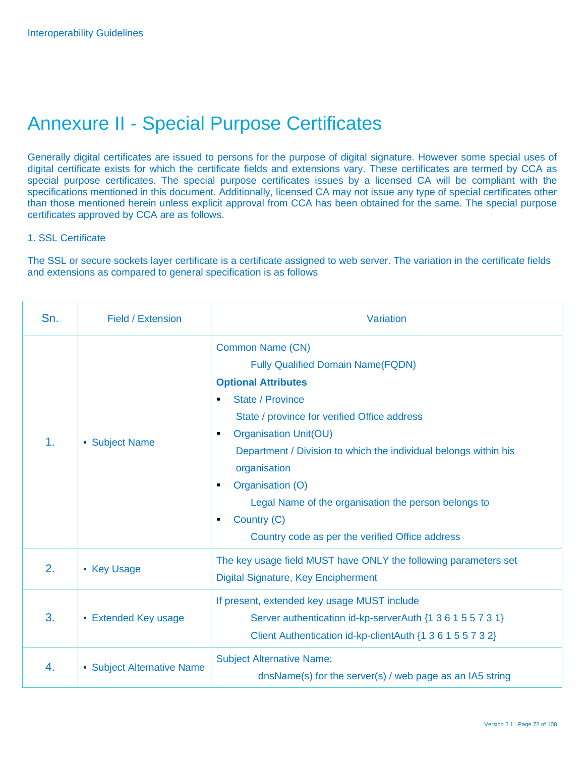# Annexure II - Special Purpose Certificates

Generally digital certificates are issued to persons for the purpose of digital signature. However some special uses of digital certificate exists for which the certificate fields and extensions vary. These certificates are termed by CCA as special purpose certificates. The special purpose certificates issues by a licensed CA will be compliant with the specifications mentioned in this document. Additionally, licensed CA may not issue any type of special certificates other than those mentioned herein unless explicit approval from CCA has been obtained for the same. The special purpose certificates approved by CCA are as follows.

1. SSL Certificate

The SSL or secure sockets layer certificate is a certificate assigned to web server. The variation in the certificate fields and extensions as compared to general specification is as follows

| Sn. | Field / Extension | Variation |
|---|---|---|
| 1. | • Subject Name | Common Name (CN)<br>Fully Qualified Domain Name(FQDN)<br>**Optional Attributes**<br>▪ State / Province<br>State / province for verified Office address<br>▪ Organisation Unit(OU)<br>Department / Division to which the individual belongs within his organisation<br>▪ Organisation (O)<br>Legal Name of the organisation the person belongs to<br>▪ Country (C)<br>Country code as per the verified Office address |
| 2. | • Key Usage | The key usage field MUST have ONLY the following parameters set<br>Digital Signature, Key Encipherment |
| 3. | • Extended Key usage | If present, extended key usage MUST include<br>Server authentication id-kp-serverAuth {1 3 6 1 5 5 7 3 1}<br>Client Authentication id-kp-clientAuth {1 3 6 1 5 5 7 3 2} |
| 4. | • Subject Alternative Name | Subject Alternative Name:<br>dnsName(s) for the server(s) / web page as an IA5 string |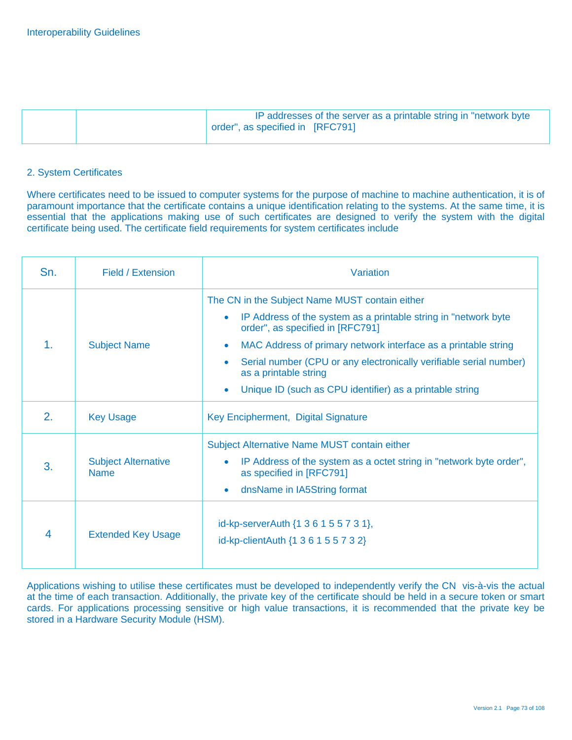| | | IP addresses of the server as a printable string in "network byte order", as specified in [RFC791] |
|---|---|---|

## 2. System Certificates

Where certificates need to be issued to computer systems for the purpose of machine to machine authentication, it is of paramount importance that the certificate contains a unique identification relating to the systems. At the same time, it is essential that the applications making use of such certificates are designed to verify the system with the digital certificate being used. The certificate field requirements for system certificates include

| Sn. | Field / Extension | Variation |
|---|---|---|
| 1. | Subject Name | The CN in the Subject Name MUST contain either<br>• IP Address of the system as a printable string in "network byte order", as specified in [RFC791]<br>• MAC Address of primary network interface as a printable string<br>• Serial number (CPU or any electronically verifiable serial number) as a printable string<br>• Unique ID (such as CPU identifier) as a printable string |
| 2. | Key Usage | Key Encipherment, Digital Signature |
| 3. | Subject Alternative Name | Subject Alternative Name MUST contain either<br>• IP Address of the system as a octet string in "network byte order", as specified in [RFC791]<br>• dnsName in IA5String format |
| 4 | Extended Key Usage | id-kp-serverAuth {1 3 6 1 5 5 7 3 1},<br>id-kp-clientAuth {1 3 6 1 5 5 7 3 2} |

Applications wishing to utilise these certificates must be developed to independently verify the CN vis-à-vis the actual at the time of each transaction. Additionally, the private key of the certificate should be held in a secure token or smart cards. For applications processing sensitive or high value transactions, it is recommended that the private key be stored in a Hardware Security Module (HSM).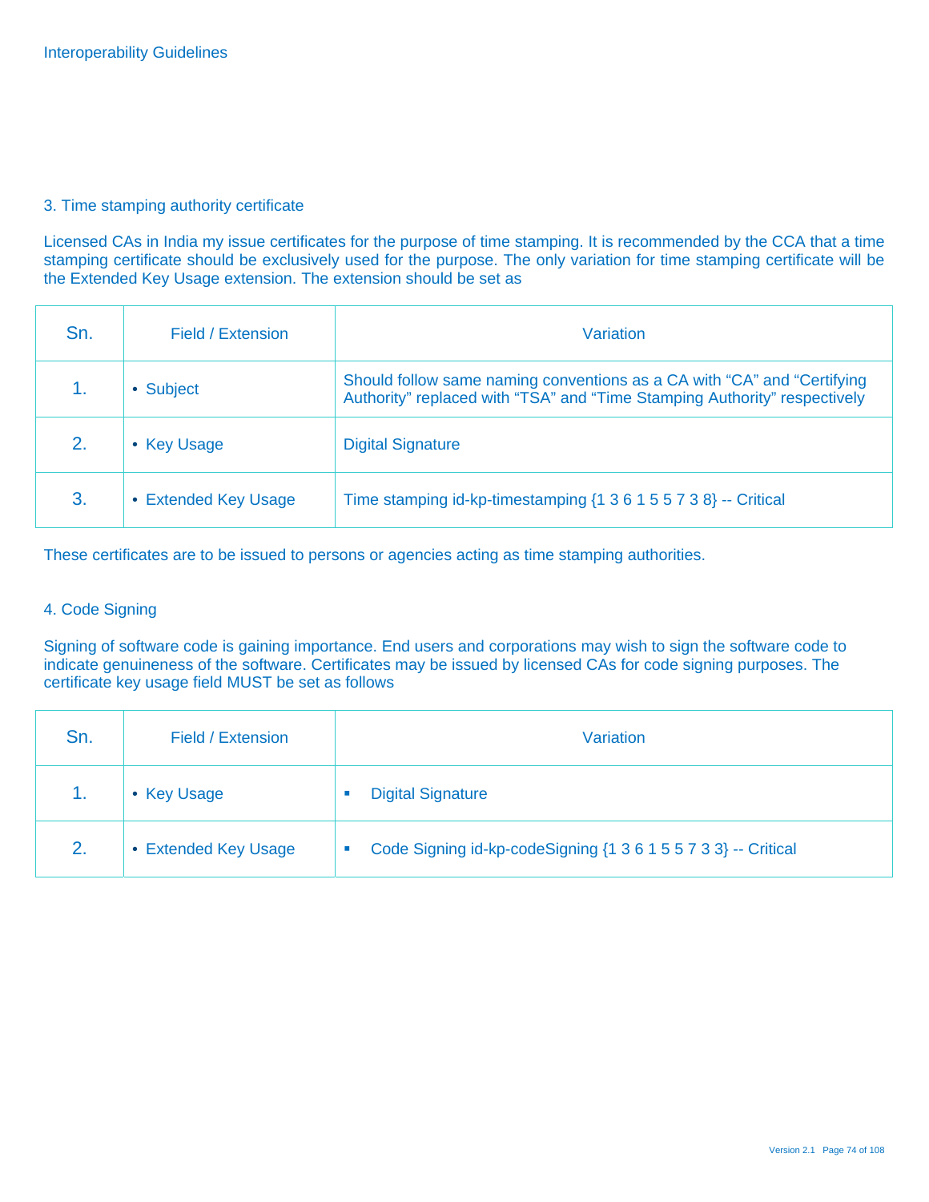### 3. Time stamping authority certificate

Licensed CAs in India my issue certificates for the purpose of time stamping. It is recommended by the CCA that a time stamping certificate should be exclusively used for the purpose. The only variation for time stamping certificate will be the Extended Key Usage extension. The extension should be set as

| Sn. | Field / Extension | Variation |
|---|---|---|
| 1. | • Subject | Should follow same naming conventions as a CA with “CA” and “Certifying Authority” replaced with “TSA” and “Time Stamping Authority” respectively |
| 2. | • Key Usage | Digital Signature |
| 3. | • Extended Key Usage | Time stamping id-kp-timestamping {1 3 6 1 5 5 7 3 8} -- Critical |

These certificates are to be issued to persons or agencies acting as time stamping authorities.

### 4. Code Signing

Signing of software code is gaining importance. End users and corporations may wish to sign the software code to indicate genuineness of the software. Certificates may be issued by licensed CAs for code signing purposes. The certificate key usage field MUST be set as follows

| Sn. | Field / Extension | Variation |
|---|---|---|
| 1. | • Key Usage | ▪ Digital Signature |
| 2. | • Extended Key Usage | ▪ Code Signing id-kp-codeSigning {1 3 6 1 5 5 7 3 3} -- Critical |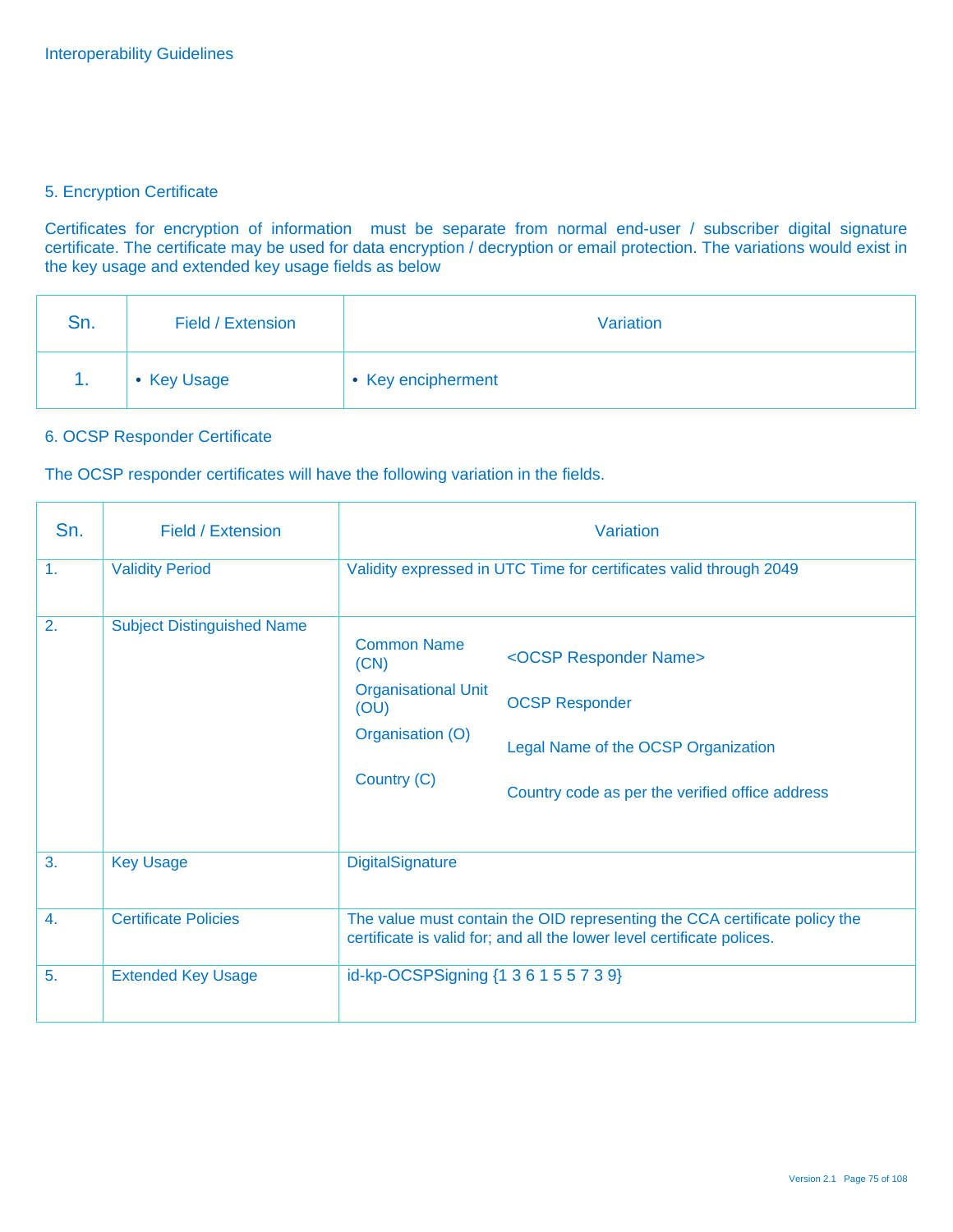## 5. Encryption Certificate

Certificates for encryption of information must be separate from normal end-user / subscriber digital signature certificate. The certificate may be used for data encryption / decryption or email protection. The variations would exist in the key usage and extended key usage fields as below

| Sn. | Field / Extension | Variation |
|---|---|---|
| 1. | • Key Usage | • Key encipherment |

## 6. OCSP Responder Certificate

The OCSP responder certificates will have the following variation in the fields.

| Sn. | Field / Extension | Variation |
|---|---|---|
| 1. | Validity Period | Validity expressed in UTC Time for certificates valid through 2049 |
| 2. | Subject Distinguished Name | Common Name (CN): <OCSP Responder Name><br>Organisational Unit (OU): OCSP Responder<br>Organisation (O): Legal Name of the OCSP Organization<br>Country (C): Country code as per the verified office address |
| 3. | Key Usage | DigitalSignature |
| 4. | Certificate Policies | The value must contain the OID representing the CCA certificate policy the certificate is valid for; and all the lower level certificate polices. |
| 5. | Extended Key Usage | id-kp-OCSPSigning {1 3 6 1 5 5 7 3 9} |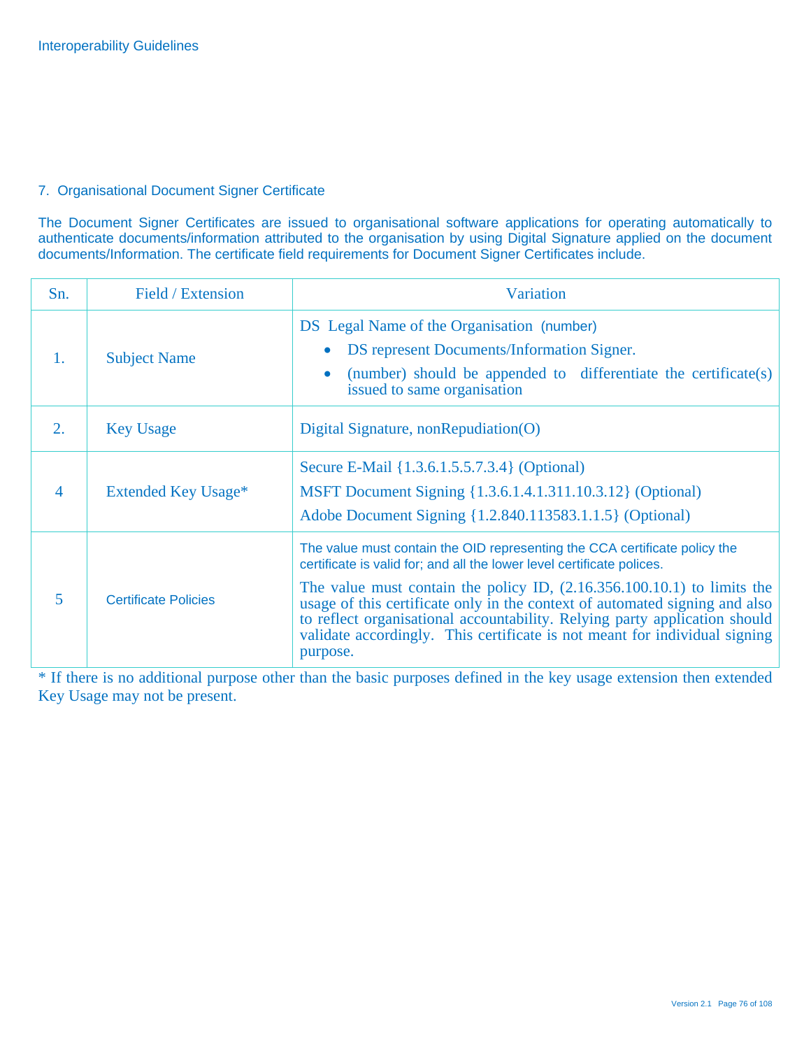## 7. Organisational Document Signer Certificate

The Document Signer Certificates are issued to organisational software applications for operating automatically to authenticate documents/information attributed to the organisation by using Digital Signature applied on the document documents/Information. The certificate field requirements for Document Signer Certificates include.

| Sn. | Field / Extension | Variation |
|---|---|---|
| 1. | Subject Name | DS Legal Name of the Organisation (number)<br>• DS represent Documents/Information Signer.<br>• (number) should be appended to differentiate the certificate(s) issued to same organisation |
| 2. | Key Usage | Digital Signature, nonRepudiation(O) |
| 4 | Extended Key Usage* | Secure E-Mail {1.3.6.1.5.5.7.3.4} (Optional)<br>MSFT Document Signing {1.3.6.1.4.1.311.10.3.12} (Optional)<br>Adobe Document Signing {1.2.840.113583.1.1.5} (Optional) |
| 5 | Certificate Policies | The value must contain the OID representing the CCA certificate policy the certificate is valid for; and all the lower level certificate polices.<br>The value must contain the policy ID, (2.16.356.100.10.1) to limits the usage of this certificate only in the context of automated signing and also to reflect organisational accountability. Relying party application should validate accordingly. This certificate is not meant for individual signing purpose. |

* If there is no additional purpose other than the basic purposes defined in the key usage extension then extended Key Usage may not be present.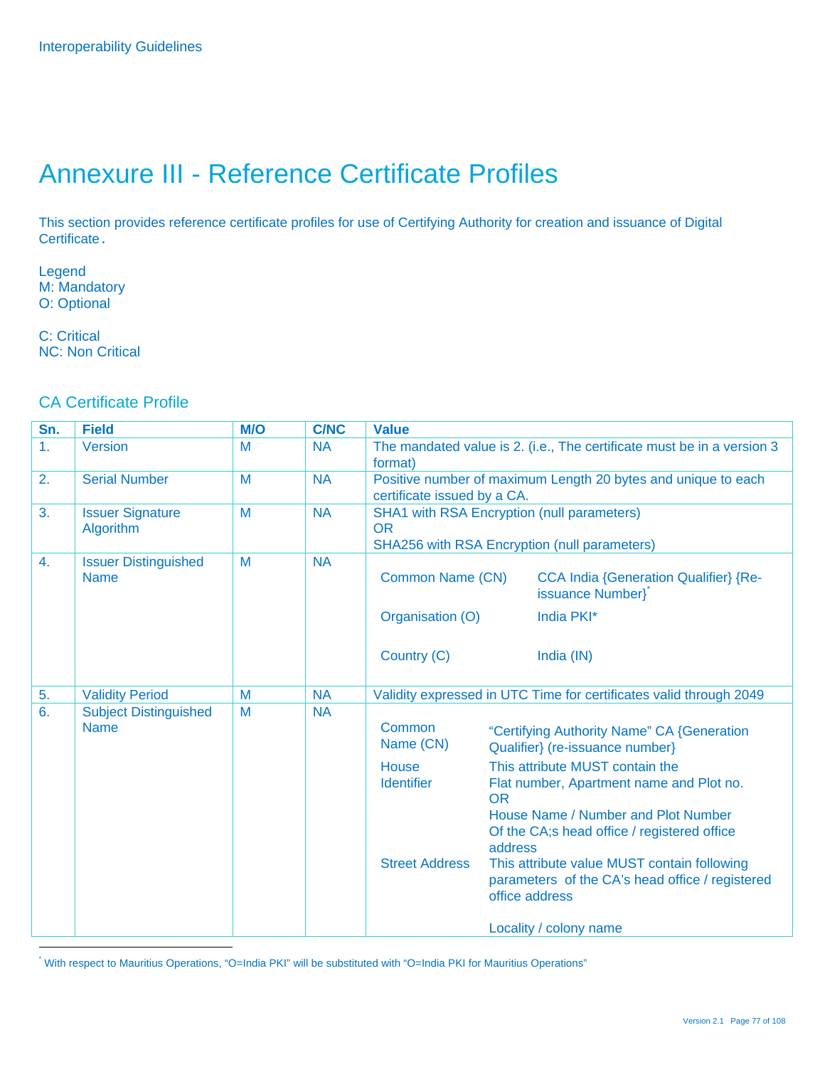# Annexure III - Reference Certificate Profiles

This section provides reference certificate profiles for use of Certifying Authority for creation and issuance of Digital Certificate.

Legend
M: Mandatory
O: Optional

C: Critical
NC: Non Critical

## CA Certificate Profile

| Sn. | Field | M/O | C/NC | Value |
|---|---|---|---|---|
| 1. | Version | M | NA | The mandated value is 2. (i.e., The certificate must be in a version 3 format) |
| 2. | Serial Number | M | NA | Positive number of maximum Length 20 bytes and unique to each certificate issued by a CA. |
| 3. | Issuer Signature Algorithm | M | NA | SHA1 with RSA Encryption (null parameters)<br>OR<br>SHA256 with RSA Encryption (null parameters) |
| 4. | Issuer Distinguished Name | M | NA | Common Name (CN): CCA India {Generation Qualifier} {Re-issuance Number}[*]<br>Organisation (O): India PKI*<br>Country (C): India (IN) |
| 5. | Validity Period | M | NA | Validity expressed in UTC Time for certificates valid through 2049 |
| 6. | Subject Distinguished Name | M | NA | Common Name (CN): "Certifying Authority Name" CA {Generation Qualifier} (re-issuance number)<br>House Identifier: This attribute MUST contain the Flat number, Apartment name and Plot no. OR House Name / Number and Plot Number Of the CA;s head office / registered office address<br>Street Address: This attribute value MUST contain following parameters of the CA's head office / registered office address<br><br>Locality / colony name |

[*] With respect to Mauritius Operations, "O=India PKI" will be substituted with "O=India PKI for Mauritius Operations"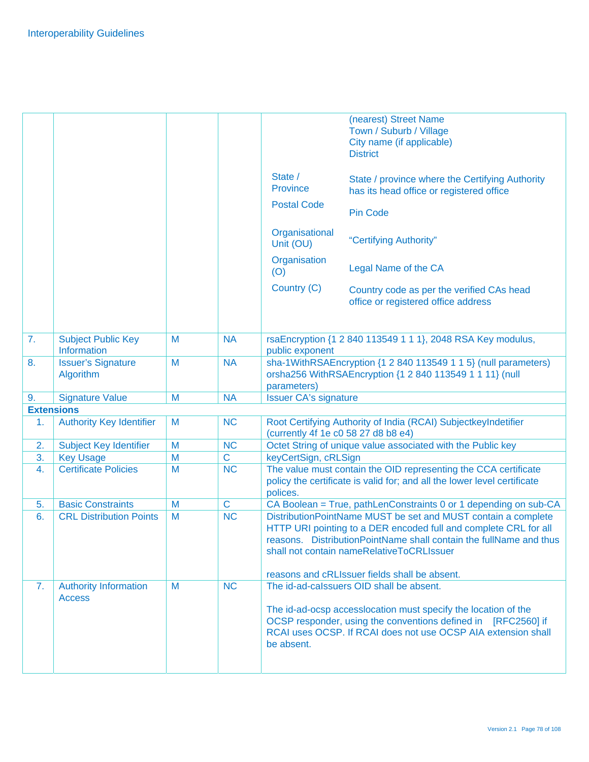| | | | | | |
|---|---|---|---|---|---|
| | | | | | (nearest) Street Name<br>Town / Suburb / Village<br>City name (if applicable)<br>District |
| | | | | State / Province | State / province where the Certifying Authority has its head office or registered office |
| | | | | Postal Code | Pin Code |
| | | | | Organisational Unit (OU) | "Certifying Authority" |
| | | | | Organisation (O) | Legal Name of the CA |
| | | | | Country (C) | Country code as per the verified CAs head office or registered office address |
| 7. | Subject Public Key Information | M | NA | rsaEncryption {1 2 840 113549 1 1 1}, 2048 RSA Key modulus, public exponent | |
| 8. | Issuer's Signature Algorithm | M | NA | sha-1WithRSAEncryption {1 2 840 113549 1 1 5} (null parameters) orsha256 WithRSAEncryption {1 2 840 113549 1 1 11} (null parameters) | |
| 9. | Signature Value | M | NA | Issuer CA's signature | |
| **Extensions** | | | | | |
| 1. | Authority Key Identifier | M | NC | Root Certifying Authority of India (RCAI) SubjectkeyIndetifier (currently 4f 1e c0 58 27 d8 b8 e4) | |
| 2. | Subject Key Identifier | M | NC | Octet String of unique value associated with the Public key | |
| 3. | Key Usage | M | C | keyCertSign, cRLSign | |
| 4. | Certificate Policies | M | NC | The value must contain the OID representing the CCA certificate policy the certificate is valid for; and all the lower level certificate polices. | |
| 5. | Basic Constraints | M | C | CA Boolean = True, pathLenConstraints 0 or 1 depending on sub-CA | |
| 6. | CRL Distribution Points | M | NC | DistributionPointName MUST be set and MUST contain a complete HTTP URI pointing to a DER encoded full and complete CRL for all reasons. DistributionPointName shall contain the fullName and thus shall not contain nameRelativeToCRLIssuer<br><br>reasons and cRLIssuer fields shall be absent. | |
| 7. | Authority Information Access | M | NC | The id-ad-caIssuers OID shall be absent.<br><br>The id-ad-ocsp accesslocation must specify the location of the OCSP responder, using the conventions defined in [RFC2560] if RCAI uses OCSP. If RCAI does not use OCSP AIA extension shall be absent. | |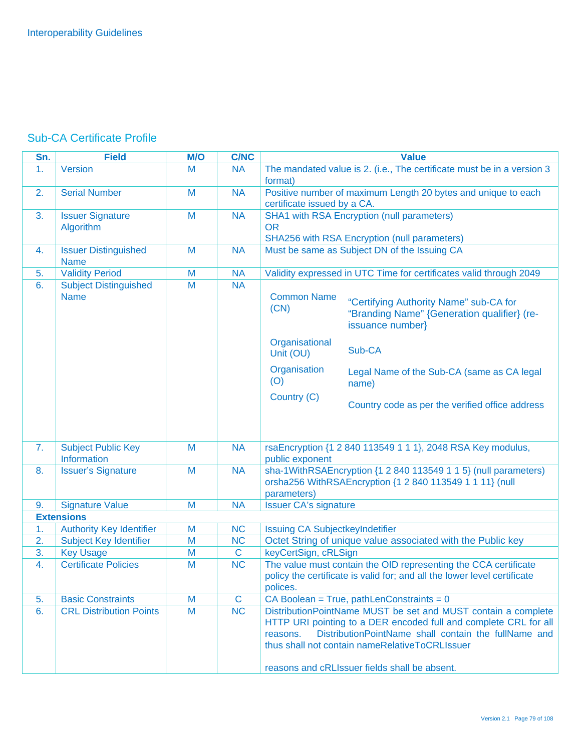## Sub-CA Certificate Profile

| Sn. | Field | M/O | C/NC | Value |
|---|---|---|---|---|
| 1. | Version | M | NA | The mandated value is 2. (i.e., The certificate must be in a version 3 format) |
| 2. | Serial Number | M | NA | Positive number of maximum Length 20 bytes and unique to each certificate issued by a CA. |
| 3. | Issuer Signature Algorithm | M | NA | SHA1 with RSA Encryption (null parameters)<br>OR<br>SHA256 with RSA Encryption (null parameters) |
| 4. | Issuer Distinguished Name | M | NA | Must be same as Subject DN of the Issuing CA |
| 5. | Validity Period | M | NA | Validity expressed in UTC Time for certificates valid through 2049 |
| 6. | Subject Distinguished Name | M | NA | Common Name (CN): "Certifying Authority Name" sub-CA for "Branding Name" {Generation qualifier} (re-issuance number}<br>Organisational Unit (OU): Sub-CA<br>Organisation (O): Legal Name of the Sub-CA (same as CA legal name)<br>Country (C): Country code as per the verified office address |
| 7. | Subject Public Key Information | M | NA | rsaEncryption {1 2 840 113549 1 1 1}, 2048 RSA Key modulus, public exponent |
| 8. | Issuer's Signature | M | NA | sha-1WithRSAEncryption {1 2 840 113549 1 1 5} (null parameters) orsha256 WithRSAEncryption {1 2 840 113549 1 1 11} (null parameters) |
| 9. | Signature Value | M | NA | Issuer CA's signature |
| **Extensions** | | | | |
| 1. | Authority Key Identifier | M | NC | Issuing CA SubjectkeyIndetifier |
| 2. | Subject Key Identifier | M | NC | Octet String of unique value associated with the Public key |
| 3. | Key Usage | M | C | keyCertSign, cRLSign |
| 4. | Certificate Policies | M | NC | The value must contain the OID representing the CCA certificate policy the certificate is valid for; and all the lower level certificate polices. |
| 5. | Basic Constraints | M | C | CA Boolean = True, pathLenConstraints = 0 |
| 6. | CRL Distribution Points | M | NC | DistributionPointName MUST be set and MUST contain a complete HTTP URI pointing to a DER encoded full and complete CRL for all reasons. DistributionPointName shall contain the fullName and thus shall not contain nameRelativeToCRLIssuer<br><br>reasons and cRLIssuer fields shall be absent. |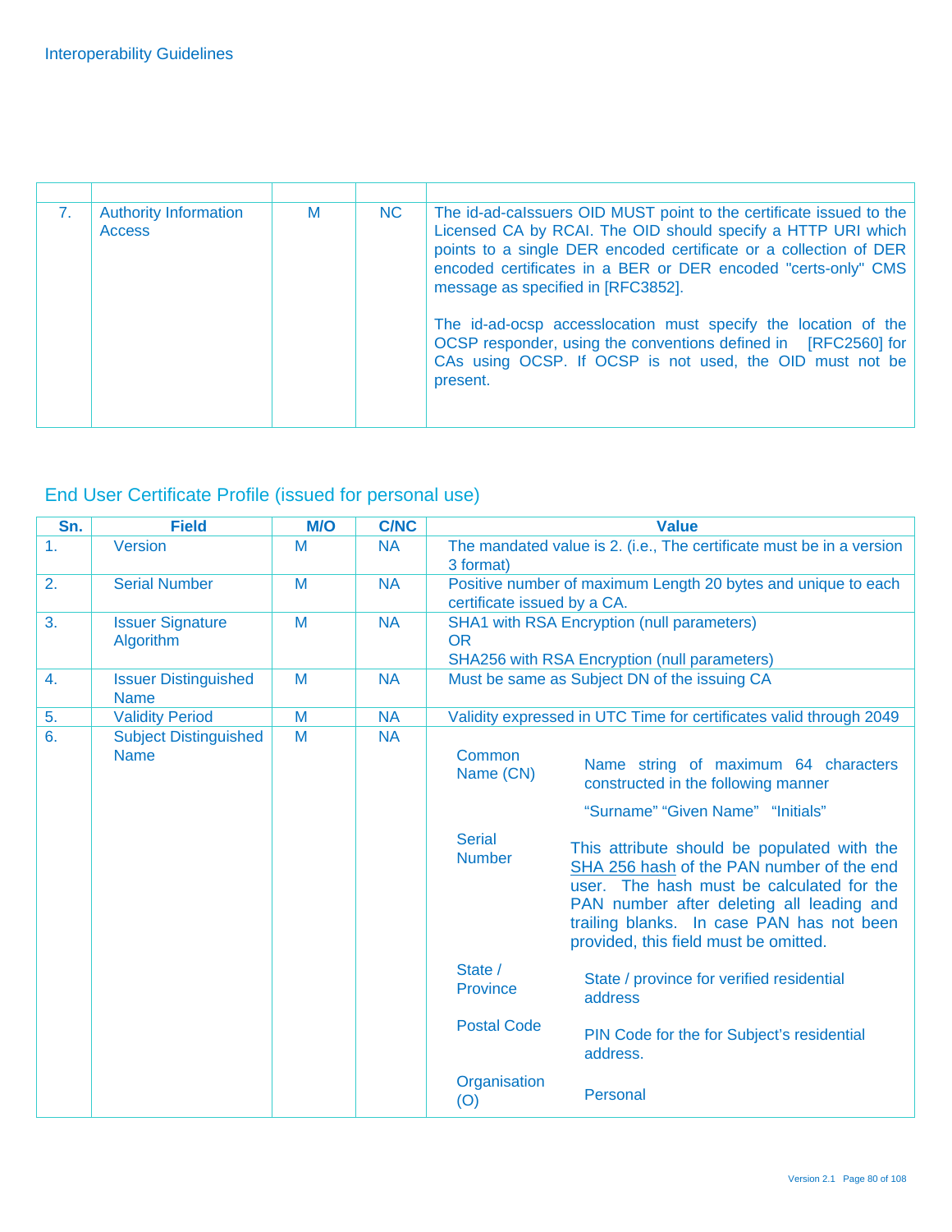| | | | | |
|---|---|---|---|---|
| 7. | Authority Information Access | M | NC | The id-ad-caIssuers OID MUST point to the certificate issued to the Licensed CA by RCAI. The OID should specify a HTTP URI which points to a single DER encoded certificate or a collection of DER encoded certificates in a BER or DER encoded "certs-only" CMS message as specified in [RFC3852].<br><br>The id-ad-ocsp accesslocation must specify the location of the OCSP responder, using the conventions defined in [RFC2560] for CAs using OCSP. If OCSP is not used, the OID must not be present. |

## End User Certificate Profile (issued for personal use)

| Sn. | Field | M/O | C/NC | Value |
|---|---|---|---|---|
| 1. | Version | M | NA | The mandated value is 2. (i.e., The certificate must be in a version 3 format) |
| 2. | Serial Number | M | NA | Positive number of maximum Length 20 bytes and unique to each certificate issued by a CA. |
| 3. | Issuer Signature Algorithm | M | NA | SHA1 with RSA Encryption (null parameters)<br>OR<br>SHA256 with RSA Encryption (null parameters) |
| 4. | Issuer Distinguished Name | M | NA | Must be same as Subject DN of the issuing CA |
| 5. | Validity Period | M | NA | Validity expressed in UTC Time for certificates valid through 2049 |
| 6. | Subject Distinguished Name | M | NA | **Common Name (CN):** Name string of maximum 64 characters constructed in the following manner<br>"Surname" "Given Name" "Initials"<br><br>**Serial Number:** This attribute should be populated with the SHA 256 hash of the PAN number of the end user. The hash must be calculated for the PAN number after deleting all leading and trailing blanks. In case PAN has not been provided, this field must be omitted.<br><br>**State / Province:** State / province for verified residential address<br><br>**Postal Code:** PIN Code for the for Subject's residential address.<br><br>**Organisation (O):** Personal |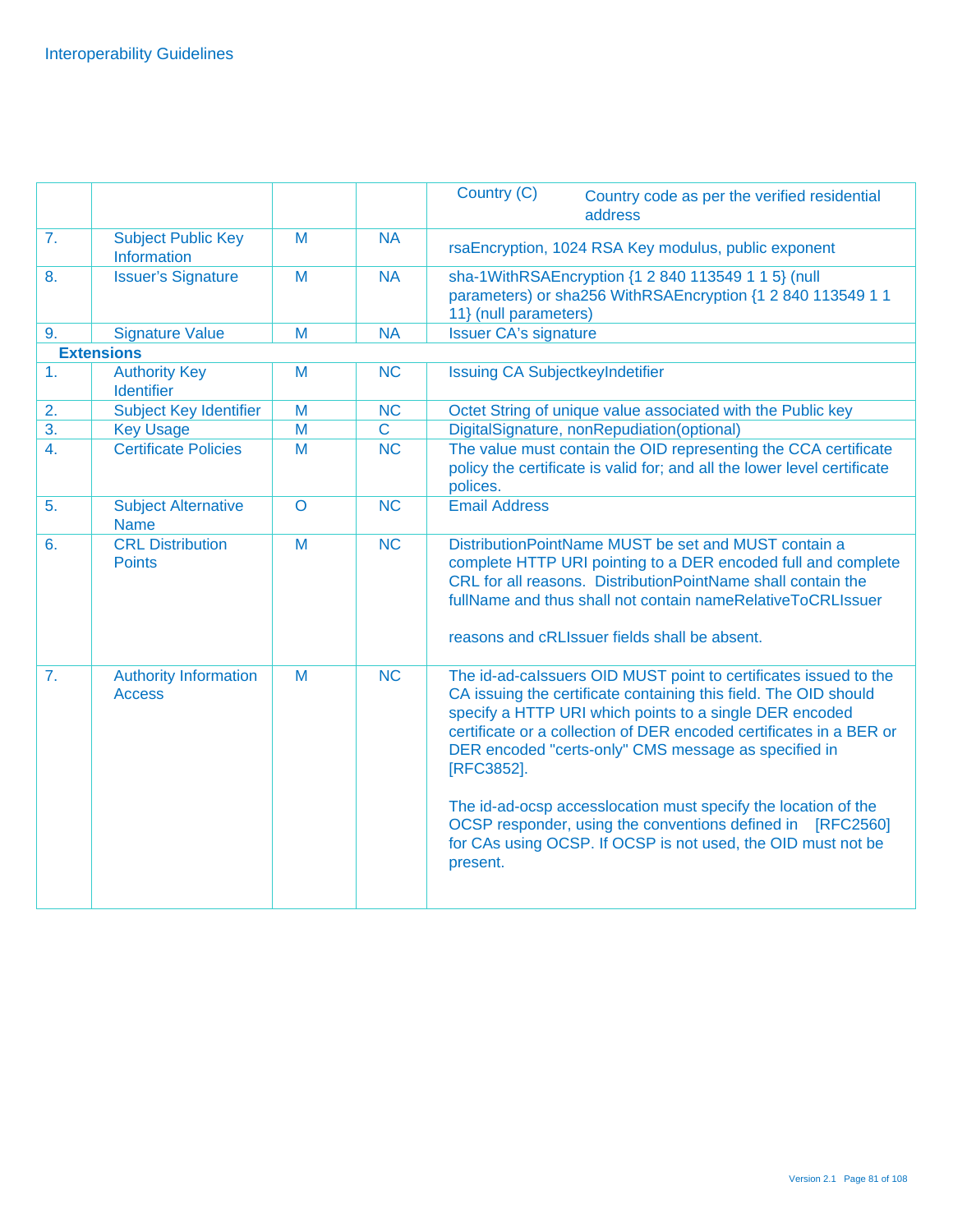| | | | | |
|---|---|---|---|---|
| | | | | Country (C) — Country code as per the verified residential address |
| 7. | Subject Public Key Information | M | NA | rsaEncryption, 1024 RSA Key modulus, public exponent |
| 8. | Issuer's Signature | M | NA | sha-1WithRSAEncryption {1 2 840 113549 1 1 5} (null parameters) or sha256 WithRSAEncryption {1 2 840 113549 1 1 11} (null parameters) |
| 9. | Signature Value | M | NA | Issuer CA's signature |
| **Extensions** | | | | |
| 1. | Authority Key Identifier | M | NC | Issuing CA SubjectkeyIndetifier |
| 2. | Subject Key Identifier | M | NC | Octet String of unique value associated with the Public key |
| 3. | Key Usage | M | C | DigitalSignature, nonRepudiation(optional) |
| 4. | Certificate Policies | M | NC | The value must contain the OID representing the CCA certificate policy the certificate is valid for; and all the lower level certificate polices. |
| 5. | Subject Alternative Name | O | NC | Email Address |
| 6. | CRL Distribution Points | M | NC | DistributionPointName MUST be set and MUST contain a complete HTTP URI pointing to a DER encoded full and complete CRL for all reasons. DistributionPointName shall contain the fullName and thus shall not contain nameRelativeToCRLIssuer<br><br>reasons and cRLIssuer fields shall be absent. |
| 7. | Authority Information Access | M | NC | The id-ad-caIssuers OID MUST point to certificates issued to the CA issuing the certificate containing this field. The OID should specify a HTTP URI which points to a single DER encoded certificate or a collection of DER encoded certificates in a BER or DER encoded "certs-only" CMS message as specified in [RFC3852].<br><br>The id-ad-ocsp accesslocation must specify the location of the OCSP responder, using the conventions defined in [RFC2560] for CAs using OCSP. If OCSP is not used, the OID must not be present. |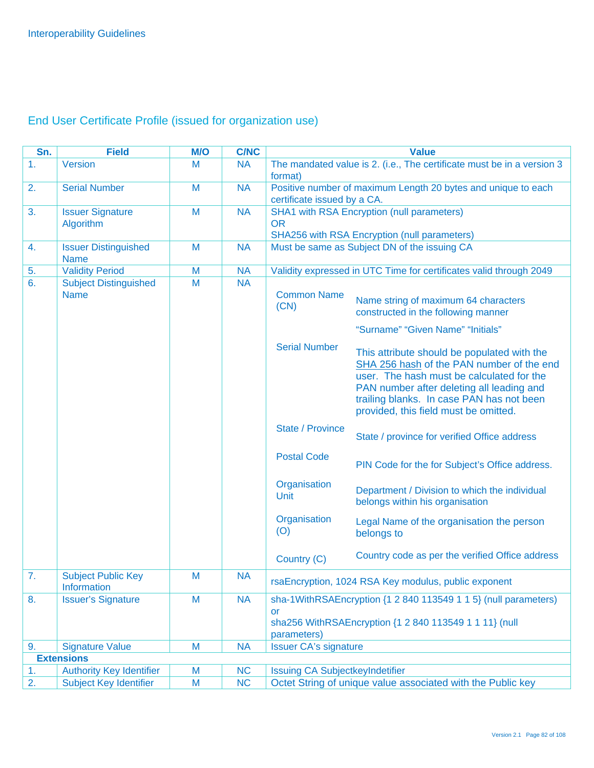## End User Certificate Profile (issued for organization use)

| Sn. | Field | M/O | C/NC | Value |
|---|---|---|---|---|
| 1. | Version | M | NA | The mandated value is 2. (i.e., The certificate must be in a version 3 format) |
| 2. | Serial Number | M | NA | Positive number of maximum Length 20 bytes and unique to each certificate issued by a CA. |
| 3. | Issuer Signature Algorithm | M | NA | SHA1 with RSA Encryption (null parameters)<br>OR<br>SHA256 with RSA Encryption (null parameters) |
| 4. | Issuer Distinguished Name | M | NA | Must be same as Subject DN of the issuing CA |
| 5. | Validity Period | M | NA | Validity expressed in UTC Time for certificates valid through 2049 |
| 6. | Subject Distinguished Name | M | NA | **Common Name (CN):** Name string of maximum 64 characters constructed in the following manner<br>"Surname" "Given Name" "Initials"<br>**Serial Number:** This attribute should be populated with the SHA 256 hash of the PAN number of the end user. The hash must be calculated for the PAN number after deleting all leading and trailing blanks. In case PAN has not been provided, this field must be omitted.<br>**State / Province:** State / province for verified Office address<br>**Postal Code:** PIN Code for the for Subject's Office address.<br>**Organisation Unit:** Department / Division to which the individual belongs within his organisation<br>**Organisation (O):** Legal Name of the organisation the person belongs to<br>**Country (C):** Country code as per the verified Office address |
| 7. | Subject Public Key Information | M | NA | rsaEncryption, 1024 RSA Key modulus, public exponent |
| 8. | Issuer's Signature | M | NA | sha-1WithRSAEncryption {1 2 840 113549 1 1 5} (null parameters)<br>or<br>sha256 WithRSAEncryption {1 2 840 113549 1 1 11} (null parameters) |
| 9. | Signature Value | M | NA | Issuer CA's signature |
| **Extensions** | | | | |
| 1. | Authority Key Identifier | M | NC | Issuing CA SubjectkeyIndetifier |
| 2. | Subject Key Identifier | M | NC | Octet String of unique value associated with the Public key |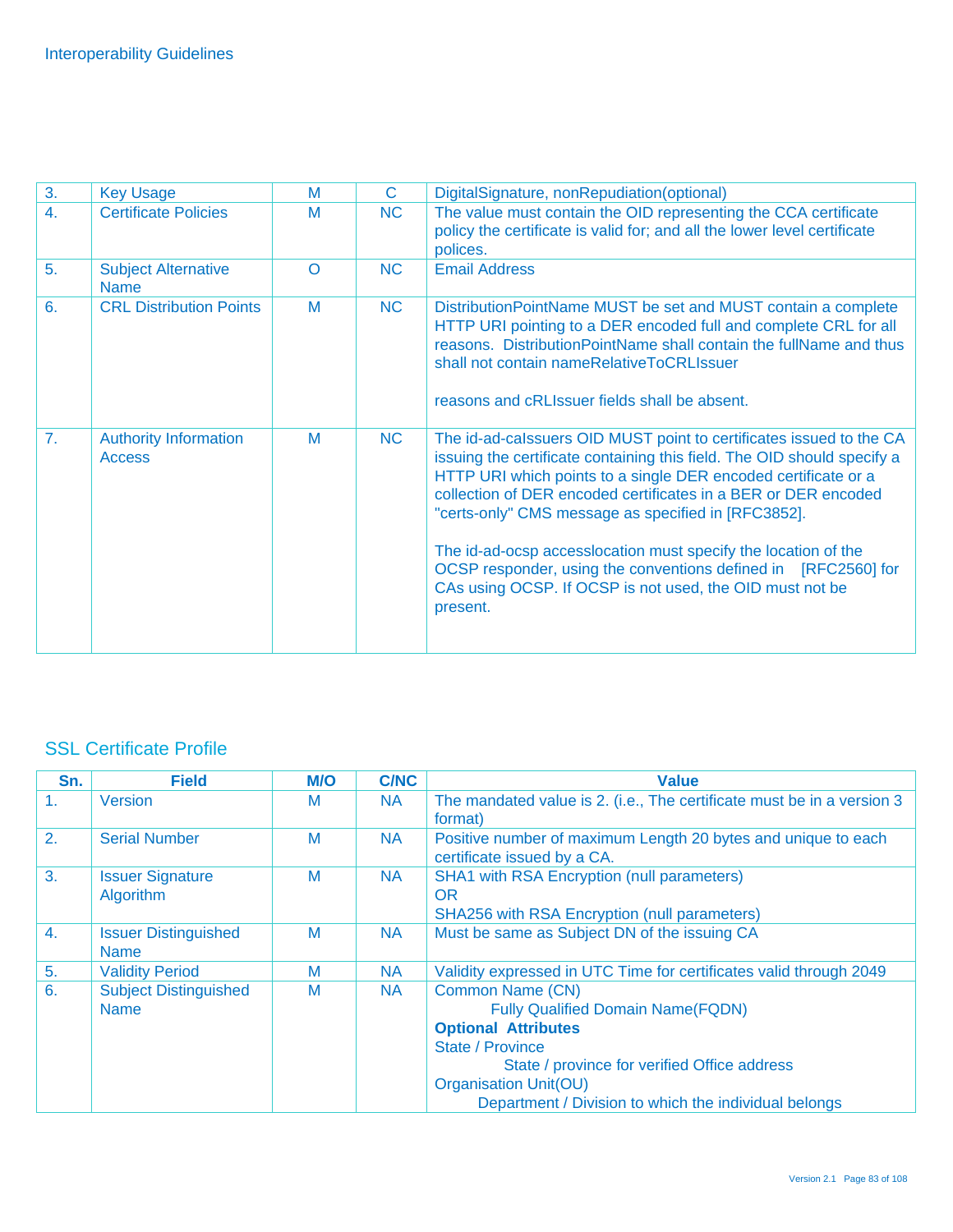| | | | | |
|---|---|---|---|---|
| 3. | Key Usage | M | C | DigitalSignature, nonRepudiation(optional) |
| 4. | Certificate Policies | M | NC | The value must contain the OID representing the CCA certificate policy the certificate is valid for; and all the lower level certificate polices. |
| 5. | Subject Alternative Name | O | NC | Email Address |
| 6. | CRL Distribution Points | M | NC | DistributionPointName MUST be set and MUST contain a complete HTTP URI pointing to a DER encoded full and complete CRL for all reasons. DistributionPointName shall contain the fullName and thus shall not contain nameRelativeToCRLIssuer<br><br>reasons and cRLIssuer fields shall be absent. |
| 7. | Authority Information Access | M | NC | The id-ad-caIssuers OID MUST point to certificates issued to the CA issuing the certificate containing this field. The OID should specify a HTTP URI which points to a single DER encoded certificate or a collection of DER encoded certificates in a BER or DER encoded "certs-only" CMS message as specified in [RFC3852].<br><br>The id-ad-ocsp accesslocation must specify the location of the OCSP responder, using the conventions defined in [RFC2560] for CAs using OCSP. If OCSP is not used, the OID must not be present. |

## SSL Certificate Profile

| Sn. | Field | M/O | C/NC | Value |
|---|---|---|---|---|
| 1. | Version | M | NA | The mandated value is 2. (i.e., The certificate must be in a version 3 format) |
| 2. | Serial Number | M | NA | Positive number of maximum Length 20 bytes and unique to each certificate issued by a CA. |
| 3. | Issuer Signature Algorithm | M | NA | SHA1 with RSA Encryption (null parameters)<br>OR<br>SHA256 with RSA Encryption (null parameters) |
| 4. | Issuer Distinguished Name | M | NA | Must be same as Subject DN of the issuing CA |
| 5. | Validity Period | M | NA | Validity expressed in UTC Time for certificates valid through 2049 |
| 6. | Subject Distinguished Name | M | NA | Common Name (CN)<br>Fully Qualified Domain Name(FQDN)<br>**Optional Attributes**<br>State / Province<br>State / province for verified Office address<br>Organisation Unit(OU)<br>Department / Division to which the individual belongs |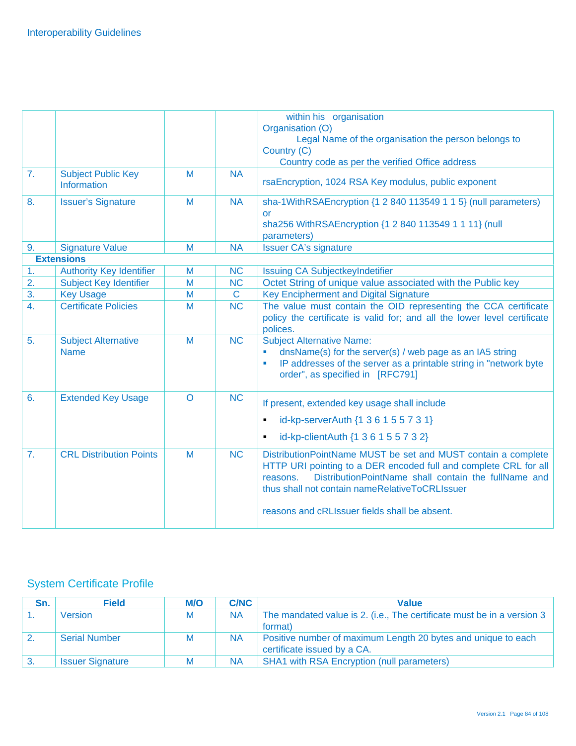| | | | | within his organisation<br>Organisation (O)<br>Legal Name of the organisation the person belongs to<br>Country (C)<br>Country code as per the verified Office address |
|---|---|---|---|---|
| 7. | Subject Public Key Information | M | NA | rsaEncryption, 1024 RSA Key modulus, public exponent |
| 8. | Issuer's Signature | M | NA | sha-1WithRSAEncryption {1 2 840 113549 1 1 5} (null parameters)<br>or<br>sha256 WithRSAEncryption {1 2 840 113549 1 1 11} (null parameters) |
| 9. | Signature Value | M | NA | Issuer CA's signature |
| **Extensions** | | | | |
| 1. | Authority Key Identifier | M | NC | Issuing CA SubjectkeyIndetifier |
| 2. | Subject Key Identifier | M | NC | Octet String of unique value associated with the Public key |
| 3. | Key Usage | M | C | Key Encipherment and Digital Signature |
| 4. | Certificate Policies | M | NC | The value must contain the OID representing the CCA certificate policy the certificate is valid for; and all the lower level certificate polices. |
| 5. | Subject Alternative Name | M | NC | Subject Alternative Name:<br>▪ dnsName(s) for the server(s) / web page as an IA5 string<br>▪ IP addresses of the server as a printable string in "network byte order", as specified in [RFC791] |
| 6. | Extended Key Usage | O | NC | If present, extended key usage shall include<br>▪ id-kp-serverAuth {1 3 6 1 5 5 7 3 1}<br>▪ id-kp-clientAuth {1 3 6 1 5 5 7 3 2} |
| 7. | CRL Distribution Points | M | NC | DistributionPointName MUST be set and MUST contain a complete HTTP URI pointing to a DER encoded full and complete CRL for all reasons. DistributionPointName shall contain the fullName and thus shall not contain nameRelativeToCRLIssuer<br><br>reasons and cRLIssuer fields shall be absent. |

## System Certificate Profile

| Sn. | Field | M/O | C/NC | Value |
|---|---|---|---|---|
| 1. | Version | M | NA | The mandated value is 2. (i.e., The certificate must be in a version 3 format) |
| 2. | Serial Number | M | NA | Positive number of maximum Length 20 bytes and unique to each certificate issued by a CA. |
| 3. | Issuer Signature | M | NA | SHA1 with RSA Encryption (null parameters) |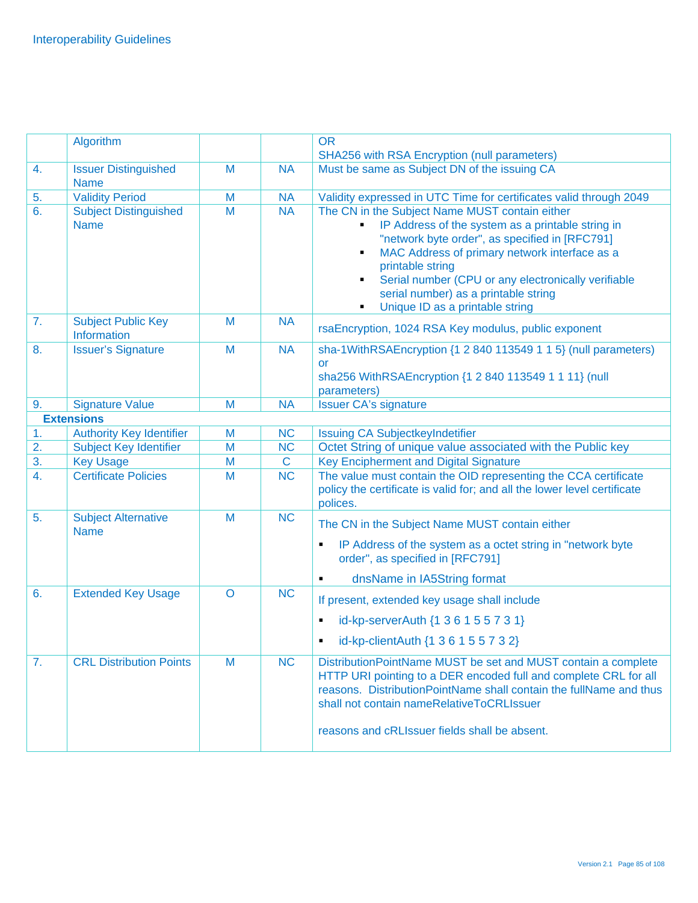| | | | | |
|---|---|---|---|---|
| | Algorithm | | | OR<br>SHA256 with RSA Encryption (null parameters) |
| 4. | Issuer Distinguished Name | M | NA | Must be same as Subject DN of the issuing CA |
| 5. | Validity Period | M | NA | Validity expressed in UTC Time for certificates valid through 2049 |
| 6. | Subject Distinguished Name | M | NA | The CN in the Subject Name MUST contain either<br>▪ IP Address of the system as a printable string in "network byte order", as specified in [RFC791]<br>▪ MAC Address of primary network interface as a printable string<br>▪ Serial number (CPU or any electronically verifiable serial number) as a printable string<br>▪ Unique ID as a printable string |
| 7. | Subject Public Key Information | M | NA | rsaEncryption, 1024 RSA Key modulus, public exponent |
| 8. | Issuer's Signature | M | NA | sha-1WithRSAEncryption {1 2 840 113549 1 1 5} (null parameters)<br>or<br>sha256 WithRSAEncryption {1 2 840 113549 1 1 11} (null parameters) |
| 9. | Signature Value | M | NA | Issuer CA's signature |
| **Extensions** | | | | |
| 1. | Authority Key Identifier | M | NC | Issuing CA SubjectkeyIndetifier |
| 2. | Subject Key Identifier | M | NC | Octet String of unique value associated with the Public key |
| 3. | Key Usage | M | C | Key Encipherment and Digital Signature |
| 4. | Certificate Policies | M | NC | The value must contain the OID representing the CCA certificate policy the certificate is valid for; and all the lower level certificate polices. |
| 5. | Subject Alternative Name | M | NC | The CN in the Subject Name MUST contain either<br>▪ IP Address of the system as a octet string in "network byte order", as specified in [RFC791]<br>▪ dnsName in IA5String format |
| 6. | Extended Key Usage | O | NC | If present, extended key usage shall include<br>▪ id-kp-serverAuth {1 3 6 1 5 5 7 3 1}<br>▪ id-kp-clientAuth {1 3 6 1 5 5 7 3 2} |
| 7. | CRL Distribution Points | M | NC | DistributionPointName MUST be set and MUST contain a complete HTTP URI pointing to a DER encoded full and complete CRL for all reasons. DistributionPointName shall contain the fullName and thus shall not contain nameRelativeToCRLIssuer<br><br>reasons and cRLIssuer fields shall be absent. |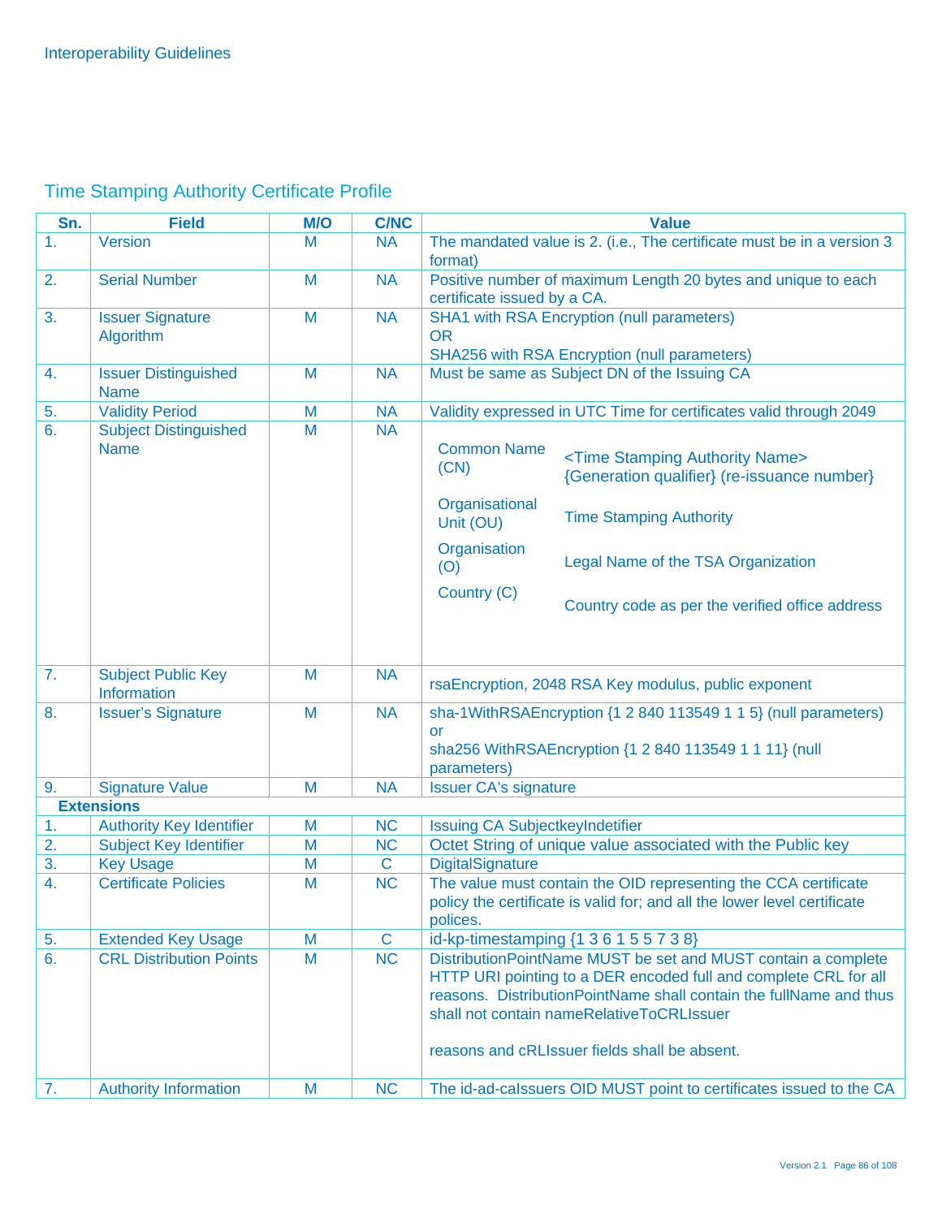## Time Stamping Authority Certificate Profile

| Sn. | Field | M/O | C/NC | Value |
|---|---|---|---|---|
| 1. | Version | M | NA | The mandated value is 2. (i.e., The certificate must be in a version 3 format) |
| 2. | Serial Number | M | NA | Positive number of maximum Length 20 bytes and unique to each certificate issued by a CA. |
| 3. | Issuer Signature Algorithm | M | NA | SHA1 with RSA Encryption (null parameters)<br>OR<br>SHA256 with RSA Encryption (null parameters) |
| 4. | Issuer Distinguished Name | M | NA | Must be same as Subject DN of the Issuing CA |
| 5. | Validity Period | M | NA | Validity expressed in UTC Time for certificates valid through 2049 |
| 6. | Subject Distinguished Name | M | NA | Common Name (CN): <Time Stamping Authority Name> {Generation qualifier} (re-issuance number)<br>Organisational Unit (OU): Time Stamping Authority<br>Organisation (O): Legal Name of the TSA Organization<br>Country (C): Country code as per the verified office address |
| 7. | Subject Public Key Information | M | NA | rsaEncryption, 2048 RSA Key modulus, public exponent |
| 8. | Issuer's Signature | M | NA | sha-1WithRSAEncryption {1 2 840 113549 1 1 5} (null parameters)<br>or<br>sha256 WithRSAEncryption {1 2 840 113549 1 1 11} (null parameters) |
| 9. | Signature Value | M | NA | Issuer CA's signature |
| **Extensions** | | | | |
| 1. | Authority Key Identifier | M | NC | Issuing CA SubjectkeyIndetifier |
| 2. | Subject Key Identifier | M | NC | Octet String of unique value associated with the Public key |
| 3. | Key Usage | M | C | DigitalSignature |
| 4. | Certificate Policies | M | NC | The value must contain the OID representing the CCA certificate policy the certificate is valid for; and all the lower level certificate polices. |
| 5. | Extended Key Usage | M | C | id-kp-timestamping {1 3 6 1 5 5 7 3 8} |
| 6. | CRL Distribution Points | M | NC | DistributionPointName MUST be set and MUST contain a complete HTTP URI pointing to a DER encoded full and complete CRL for all reasons. DistributionPointName shall contain the fullName and thus shall not contain nameRelativeToCRLIssuer<br><br>reasons and cRLIssuer fields shall be absent. |
| 7. | Authority Information | M | NC | The id-ad-caIssuers OID MUST point to certificates issued to the CA |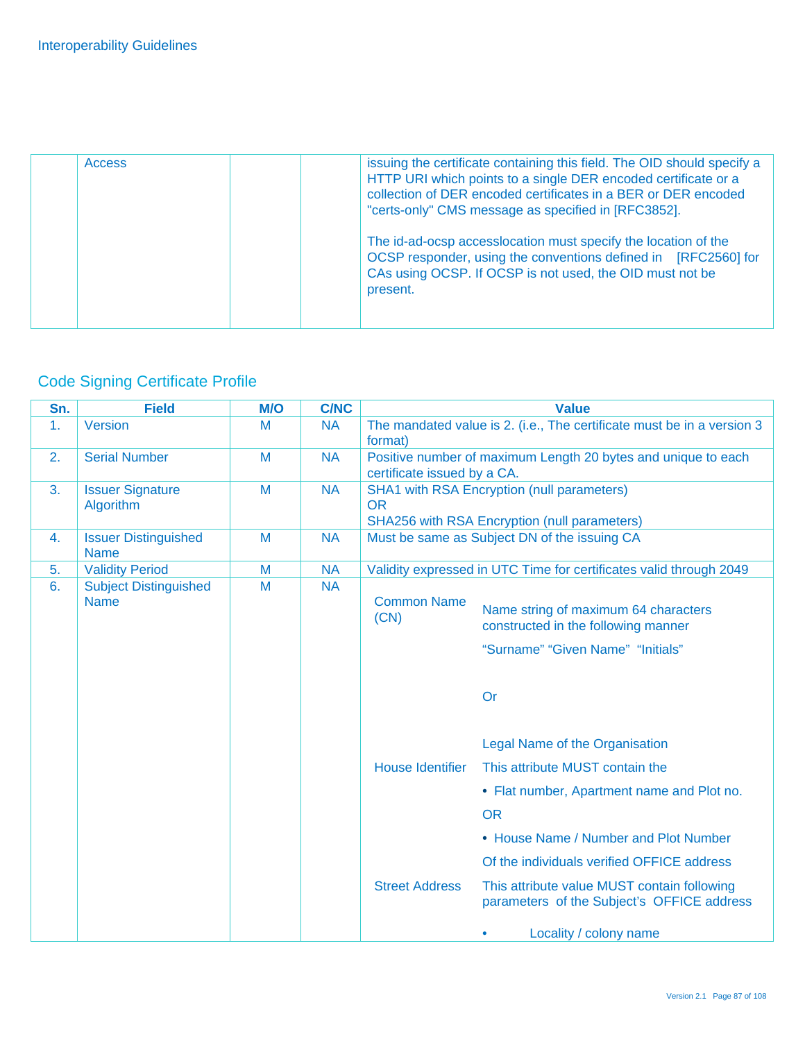| | Access | | | issuing the certificate containing this field. The OID should specify a HTTP URI which points to a single DER encoded certificate or a collection of DER encoded certificates in a BER or DER encoded "certs-only" CMS message as specified in [RFC3852].<br><br>The id-ad-ocsp accesslocation must specify the location of the OCSP responder, using the conventions defined in [RFC2560] for CAs using OCSP. If OCSP is not used, the OID must not be present. |
|---|---|---|---|---|

## Code Signing Certificate Profile

| Sn. | Field | M/O | C/NC | Value |
|---|---|---|---|---|
| 1. | Version | M | NA | The mandated value is 2. (i.e., The certificate must be in a version 3 format) |
| 2. | Serial Number | M | NA | Positive number of maximum Length 20 bytes and unique to each certificate issued by a CA. |
| 3. | Issuer Signature Algorithm | M | NA | SHA1 with RSA Encryption (null parameters)<br>OR<br>SHA256 with RSA Encryption (null parameters) |
| 4. | Issuer Distinguished Name | M | NA | Must be same as Subject DN of the issuing CA |
| 5. | Validity Period | M | NA | Validity expressed in UTC Time for certificates valid through 2049 |
| 6. | Subject Distinguished Name | M | NA | **Common Name (CN)**: Name string of maximum 64 characters constructed in the following manner<br>"Surname" "Given Name" "Initials"<br>Or<br>Legal Name of the Organisation<br><br>**House Identifier**: This attribute MUST contain the<br>• Flat number, Apartment name and Plot no.<br>OR<br>• House Name / Number and Plot Number<br>Of the individuals verified OFFICE address<br><br>**Street Address**: This attribute value MUST contain following parameters of the Subject's OFFICE address<br>• Locality / colony name |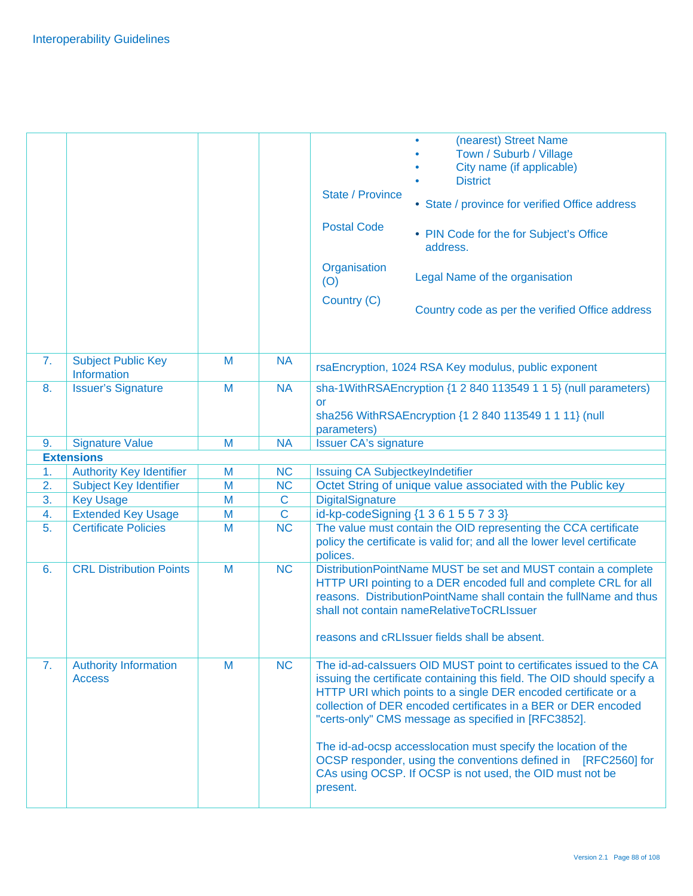| | | | | |
|---|---|---|---|---|
| | | | | • (nearest) Street Name<br>• Town / Suburb / Village<br>• City name (if applicable)<br>• District<br><br>State / Province — • State / province for verified Office address<br><br>Postal Code — • PIN Code for the for Subject's Office address.<br><br>Organisation (O) — Legal Name of the organisation<br><br>Country (C) — Country code as per the verified Office address |
| 7. | Subject Public Key Information | M | NA | rsaEncryption, 1024 RSA Key modulus, public exponent |
| 8. | Issuer's Signature | M | NA | sha-1WithRSAEncryption {1 2 840 113549 1 1 5} (null parameters)<br>or<br>sha256 WithRSAEncryption {1 2 840 113549 1 1 11} (null parameters) |
| 9. | Signature Value | M | NA | Issuer CA's signature |
| **Extensions** | | | | |
| 1. | Authority Key Identifier | M | NC | Issuing CA SubjectkeyIndetifier |
| 2. | Subject Key Identifier | M | NC | Octet String of unique value associated with the Public key |
| 3. | Key Usage | M | C | DigitalSignature |
| 4. | Extended Key Usage | M | C | id-kp-codeSigning {1 3 6 1 5 5 7 3 3} |
| 5. | Certificate Policies | M | NC | The value must contain the OID representing the CCA certificate policy the certificate is valid for; and all the lower level certificate polices. |
| 6. | CRL Distribution Points | M | NC | DistributionPointName MUST be set and MUST contain a complete HTTP URI pointing to a DER encoded full and complete CRL for all reasons. DistributionPointName shall contain the fullName and thus shall not contain nameRelativeToCRLIssuer<br><br>reasons and cRLIssuer fields shall be absent. |
| 7. | Authority Information Access | M | NC | The id-ad-caIssuers OID MUST point to certificates issued to the CA issuing the certificate containing this field. The OID should specify a HTTP URI which points to a single DER encoded certificate or a collection of DER encoded certificates in a BER or DER encoded "certs-only" CMS message as specified in [RFC3852].<br><br>The id-ad-ocsp accesslocation must specify the location of the OCSP responder, using the conventions defined in [RFC2560] for CAs using OCSP. If OCSP is not used, the OID must not be present. |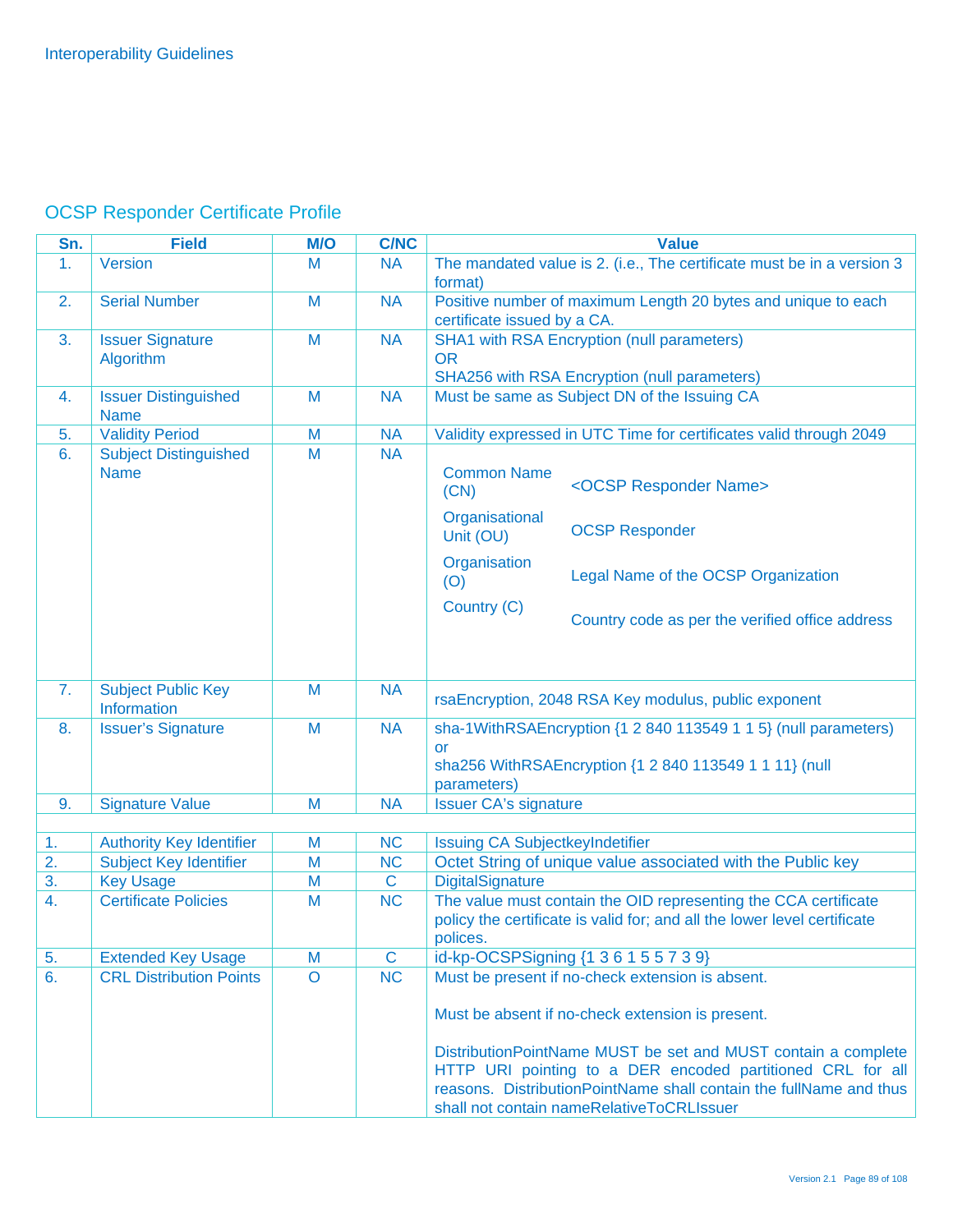## OCSP Responder Certificate Profile

| Sn. | Field | M/O | C/NC | Value |
|---|---|---|---|---|
| 1. | Version | M | NA | The mandated value is 2. (i.e., The certificate must be in a version 3 format) |
| 2. | Serial Number | M | NA | Positive number of maximum Length 20 bytes and unique to each certificate issued by a CA. |
| 3. | Issuer Signature Algorithm | M | NA | SHA1 with RSA Encryption (null parameters)<br>OR<br>SHA256 with RSA Encryption (null parameters) |
| 4. | Issuer Distinguished Name | M | NA | Must be same as Subject DN of the Issuing CA |
| 5. | Validity Period | M | NA | Validity expressed in UTC Time for certificates valid through 2049 |
| 6. | Subject Distinguished Name | M | NA | Common Name (CN): <OCSP Responder Name><br>Organisational Unit (OU): OCSP Responder<br>Organisation (O): Legal Name of the OCSP Organization<br>Country (C): Country code as per the verified office address |
| 7. | Subject Public Key Information | M | NA | rsaEncryption, 2048 RSA Key modulus, public exponent |
| 8. | Issuer's Signature | M | NA | sha-1WithRSAEncryption {1 2 840 113549 1 1 5} (null parameters)<br>or<br>sha256 WithRSAEncryption {1 2 840 113549 1 1 11} (null parameters) |
| 9. | Signature Value | M | NA | Issuer CA's signature |
| | | | | |
| 1. | Authority Key Identifier | M | NC | Issuing CA SubjectkeyIndetifier |
| 2. | Subject Key Identifier | M | NC | Octet String of unique value associated with the Public key |
| 3. | Key Usage | M | C | DigitalSignature |
| 4. | Certificate Policies | M | NC | The value must contain the OID representing the CCA certificate policy the certificate is valid for; and all the lower level certificate polices. |
| 5. | Extended Key Usage | M | C | id-kp-OCSPSigning {1 3 6 1 5 5 7 3 9} |
| 6. | CRL Distribution Points | O | NC | Must be present if no-check extension is absent.<br><br>Must be absent if no-check extension is present.<br><br>DistributionPointName MUST be set and MUST contain a complete HTTP URI pointing to a DER encoded partitioned CRL for all reasons. DistributionPointName shall contain the fullName and thus shall not contain nameRelativeToCRLIssuer |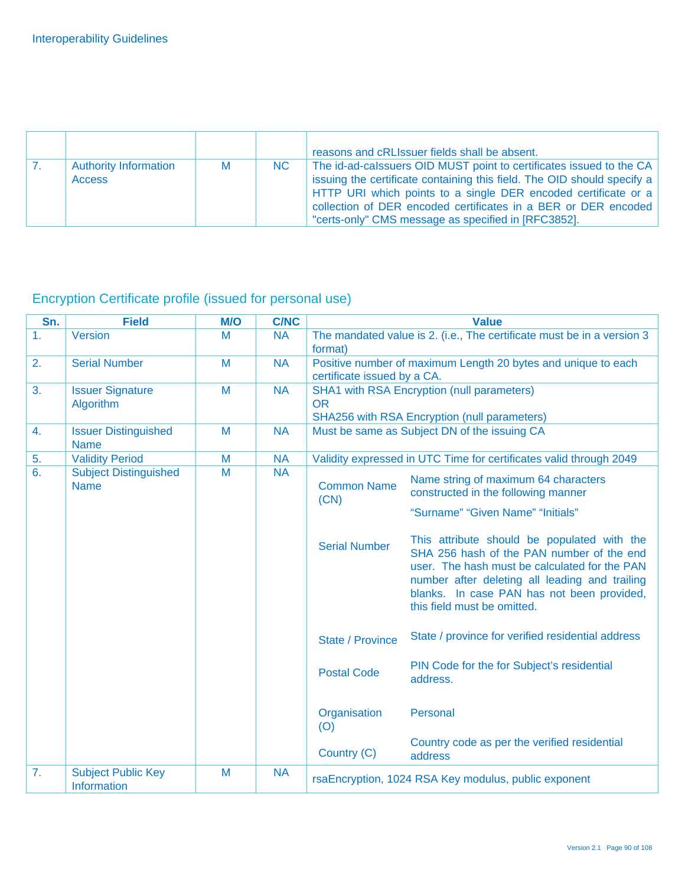| | | | | |
|---|---|---|---|---|
| | | | | reasons and cRLIssuer fields shall be absent. |
| 7. | Authority Information Access | M | NC | The id-ad-caIssuers OID MUST point to certificates issued to the CA issuing the certificate containing this field. The OID should specify a HTTP URI which points to a single DER encoded certificate or a collection of DER encoded certificates in a BER or DER encoded "certs-only" CMS message as specified in [RFC3852]. |

## Encryption Certificate profile (issued for personal use)

| Sn. | Field | M/O | C/NC | Value |
|---|---|---|---|---|
| 1. | Version | M | NA | The mandated value is 2. (i.e., The certificate must be in a version 3 format) |
| 2. | Serial Number | M | NA | Positive number of maximum Length 20 bytes and unique to each certificate issued by a CA. |
| 3. | Issuer Signature Algorithm | M | NA | SHA1 with RSA Encryption (null parameters)<br>OR<br>SHA256 with RSA Encryption (null parameters) |
| 4. | Issuer Distinguished Name | M | NA | Must be same as Subject DN of the issuing CA |
| 5. | Validity Period | M | NA | Validity expressed in UTC Time for certificates valid through 2049 |
| 6. | Subject Distinguished Name | M | NA | **Common Name (CN)**: Name string of maximum 64 characters constructed in the following manner<br>"Surname" "Given Name" "Initials"<br><br>**Serial Number**: This attribute should be populated with the SHA 256 hash of the PAN number of the end user. The hash must be calculated for the PAN number after deleting all leading and trailing blanks. In case PAN has not been provided, this field must be omitted.<br><br>**State / Province**: State / province for verified residential address<br><br>**Postal Code**: PIN Code for the for Subject's residential address.<br><br>**Organisation (O)**: Personal<br><br>**Country (C)**: Country code as per the verified residential address |
| 7. | Subject Public Key Information | M | NA | rsaEncryption, 1024 RSA Key modulus, public exponent |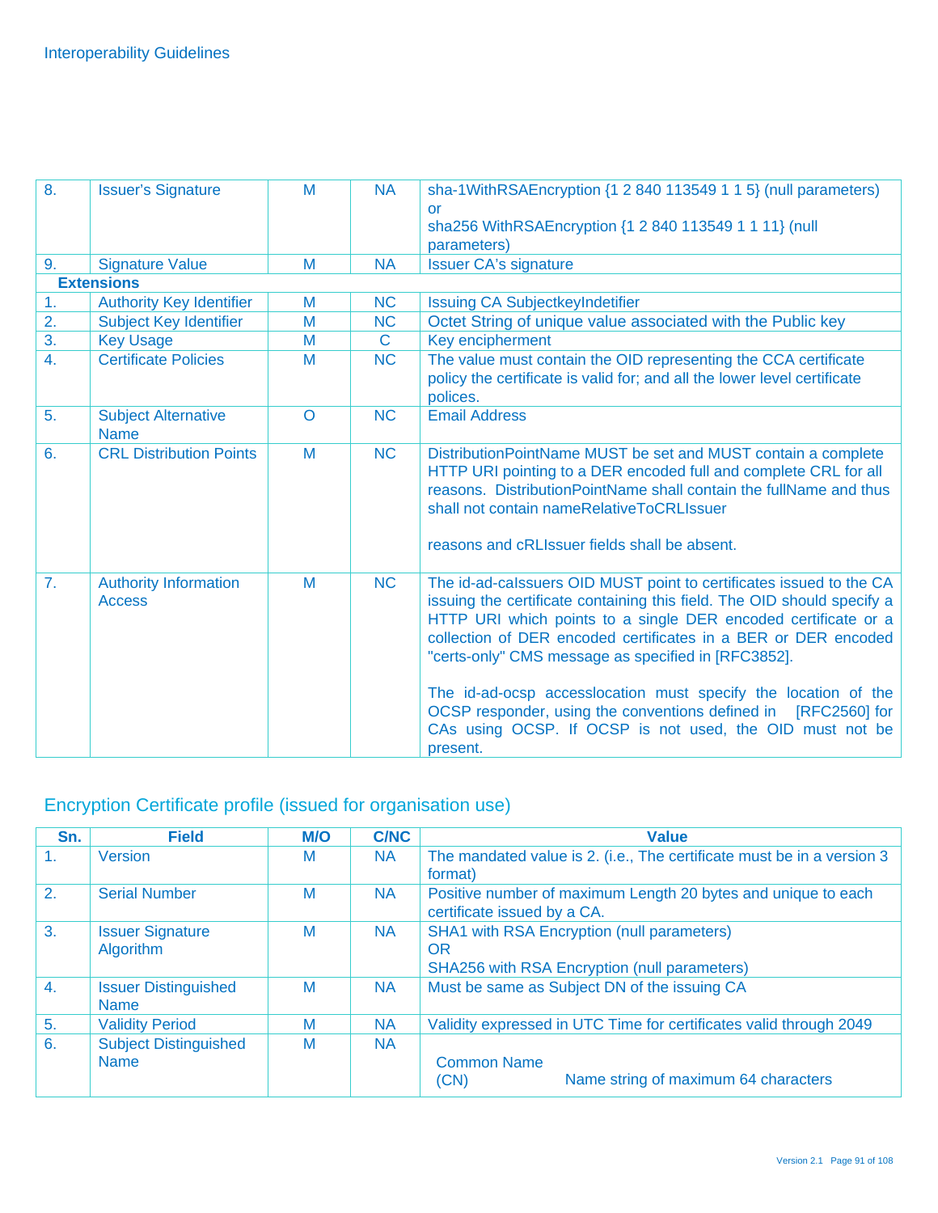| | | | | |
|---|---|---|---|---|
| 8. | Issuer's Signature | M | NA | sha-1WithRSAEncryption {1 2 840 113549 1 1 5} (null parameters) or sha256 WithRSAEncryption {1 2 840 113549 1 1 11} (null parameters) |
| 9. | Signature Value | M | NA | Issuer CA's signature |
| **Extensions** | | | | |
| 1. | Authority Key Identifier | M | NC | Issuing CA SubjectkeyIndetifier |
| 2. | Subject Key Identifier | M | NC | Octet String of unique value associated with the Public key |
| 3. | Key Usage | M | C | Key encipherment |
| 4. | Certificate Policies | M | NC | The value must contain the OID representing the CCA certificate policy the certificate is valid for; and all the lower level certificate polices. |
| 5. | Subject Alternative Name | O | NC | Email Address |
| 6. | CRL Distribution Points | M | NC | DistributionPointName MUST be set and MUST contain a complete HTTP URI pointing to a DER encoded full and complete CRL for all reasons. DistributionPointName shall contain the fullName and thus shall not contain nameRelativeToCRLIssuer<br><br>reasons and cRLIssuer fields shall be absent. |
| 7. | Authority Information Access | M | NC | The id-ad-caIssuers OID MUST point to certificates issued to the CA issuing the certificate containing this field. The OID should specify a HTTP URI which points to a single DER encoded certificate or a collection of DER encoded certificates in a BER or DER encoded "certs-only" CMS message as specified in [RFC3852].<br><br>The id-ad-ocsp accesslocation must specify the location of the OCSP responder, using the conventions defined in [RFC2560] for CAs using OCSP. If OCSP is not used, the OID must not be present. |

## Encryption Certificate profile (issued for organisation use)

| Sn. | Field | M/O | C/NC | Value |
|---|---|---|---|---|
| 1. | Version | M | NA | The mandated value is 2. (i.e., The certificate must be in a version 3 format) |
| 2. | Serial Number | M | NA | Positive number of maximum Length 20 bytes and unique to each certificate issued by a CA. |
| 3. | Issuer Signature Algorithm | M | NA | SHA1 with RSA Encryption (null parameters)<br>OR<br>SHA256 with RSA Encryption (null parameters) |
| 4. | Issuer Distinguished Name | M | NA | Must be same as Subject DN of the issuing CA |
| 5. | Validity Period | M | NA | Validity expressed in UTC Time for certificates valid through 2049 |
| 6. | Subject Distinguished Name | M | NA | Common Name (CN) — Name string of maximum 64 characters |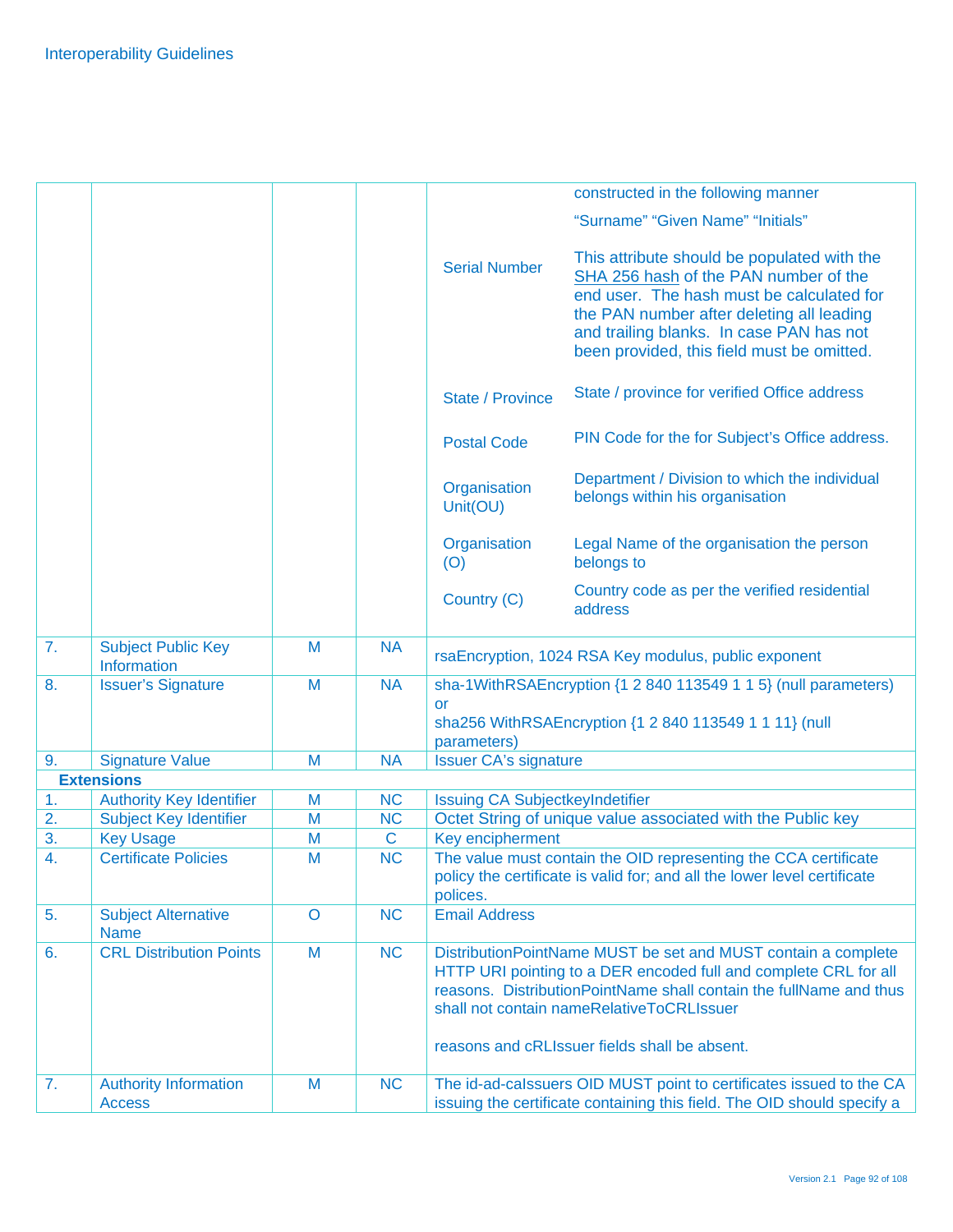| | | | | | |
|---|---|---|---|---|---|
| | | | | | constructed in the following manner<br>"Surname" "Given Name" "Initials" |
| | | | | Serial Number | This attribute should be populated with the SHA 256 hash of the PAN number of the end user. The hash must be calculated for the PAN number after deleting all leading and trailing blanks. In case PAN has not been provided, this field must be omitted. |
| | | | | State / Province | State / province for verified Office address |
| | | | | Postal Code | PIN Code for the for Subject's Office address. |
| | | | | Organisation Unit(OU) | Department / Division to which the individual belongs within his organisation |
| | | | | Organisation (O) | Legal Name of the organisation the person belongs to |
| | | | | Country (C) | Country code as per the verified residential address |
| 7. | Subject Public Key Information | M | NA | rsaEncryption, 1024 RSA Key modulus, public exponent | |
| 8. | Issuer's Signature | M | NA | sha-1WithRSAEncryption {1 2 840 113549 1 1 5} (null parameters) or<br>sha256 WithRSAEncryption {1 2 840 113549 1 1 11} (null parameters) | |
| 9. | Signature Value | M | NA | Issuer CA's signature | |
| **Extensions** | | | | | |
| 1. | Authority Key Identifier | M | NC | Issuing CA SubjectkeyIndetifier | |
| 2. | Subject Key Identifier | M | NC | Octet String of unique value associated with the Public key | |
| 3. | Key Usage | M | C | Key encipherment | |
| 4. | Certificate Policies | M | NC | The value must contain the OID representing the CCA certificate policy the certificate is valid for; and all the lower level certificate polices. | |
| 5. | Subject Alternative Name | O | NC | Email Address | |
| 6. | CRL Distribution Points | M | NC | DistributionPointName MUST be set and MUST contain a complete HTTP URI pointing to a DER encoded full and complete CRL for all reasons. DistributionPointName shall contain the fullName and thus shall not contain nameRelativeToCRLIssuer<br><br>reasons and cRLIssuer fields shall be absent. | |
| 7. | Authority Information Access | M | NC | The id-ad-caIssuers OID MUST point to certificates issued to the CA issuing the certificate containing this field. The OID should specify a | |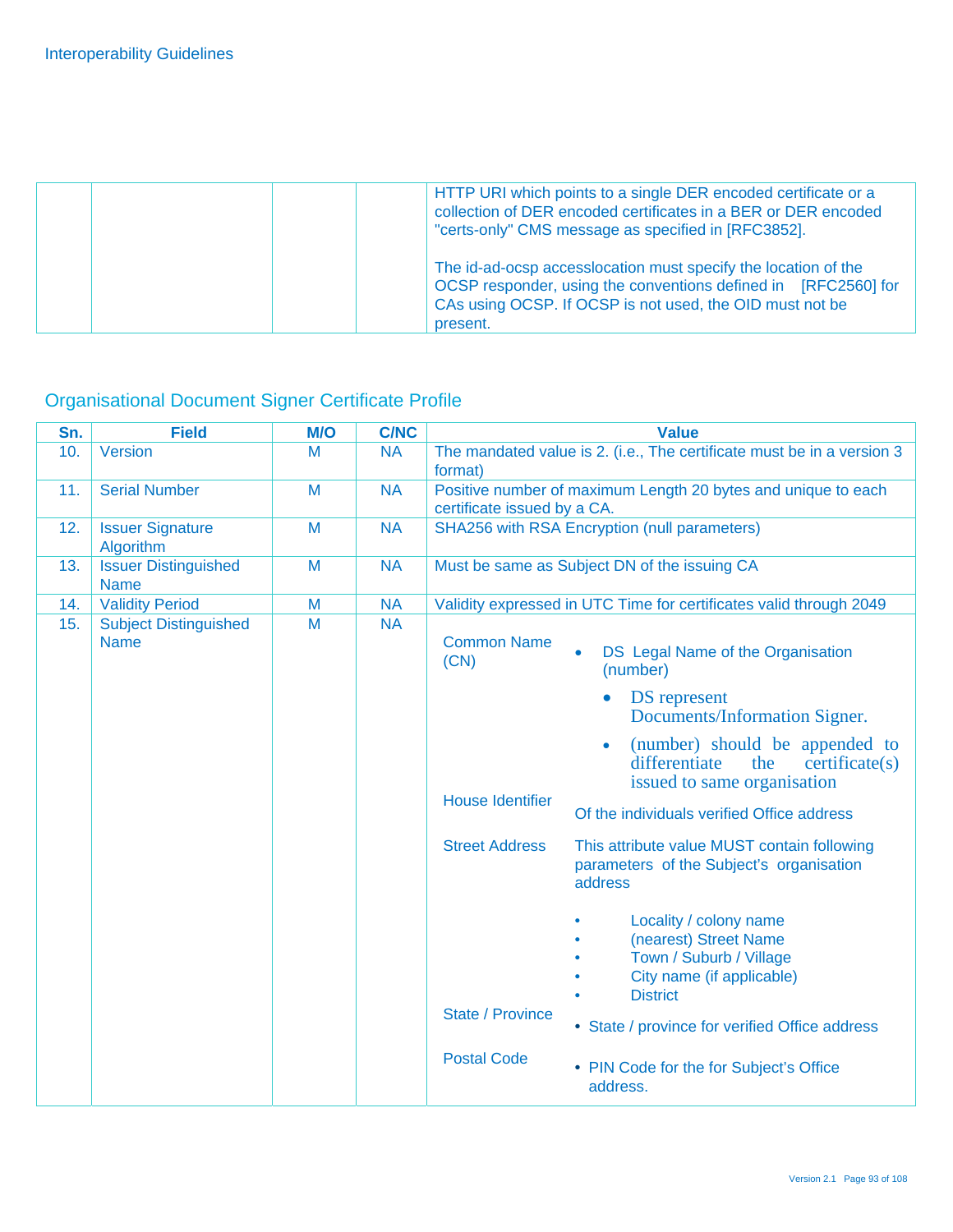| | | | | HTTP URI which points to a single DER encoded certificate or a collection of DER encoded certificates in a BER or DER encoded "certs-only" CMS message as specified in [RFC3852].<br><br>The id-ad-ocsp accesslocation must specify the location of the OCSP responder, using the conventions defined in [RFC2560] for CAs using OCSP. If OCSP is not used, the OID must not be present. |
|---|---|---|---|---|

## Organisational Document Signer Certificate Profile

| Sn. | Field | M/O | C/NC | Value |
|---|---|---|---|---|
| 10. | Version | M | NA | The mandated value is 2. (i.e., The certificate must be in a version 3 format) |
| 11. | Serial Number | M | NA | Positive number of maximum Length 20 bytes and unique to each certificate issued by a CA. |
| 12. | Issuer Signature Algorithm | M | NA | SHA256 with RSA Encryption (null parameters) |
| 13. | Issuer Distinguished Name | M | NA | Must be same as Subject DN of the issuing CA |
| 14. | Validity Period | M | NA | Validity expressed in UTC Time for certificates valid through 2049 |
| 15. | Subject Distinguished Name | M | NA | **Common Name (CN)**: • DS Legal Name of the Organisation (number)<br>  • DS represent Documents/Information Signer.<br>  • (number) should be appended to differentiate the certificate(s) issued to same organisation<br>**House Identifier**: Of the individuals verified Office address<br>**Street Address**: This attribute value MUST contain following parameters of the Subject's organisation address<br>• Locality / colony name<br>• (nearest) Street Name<br>• Town / Suburb / Village<br>• City name (if applicable)<br>• District<br>**State / Province**: • State / province for verified Office address<br>**Postal Code**: • PIN Code for the for Subject's Office address. |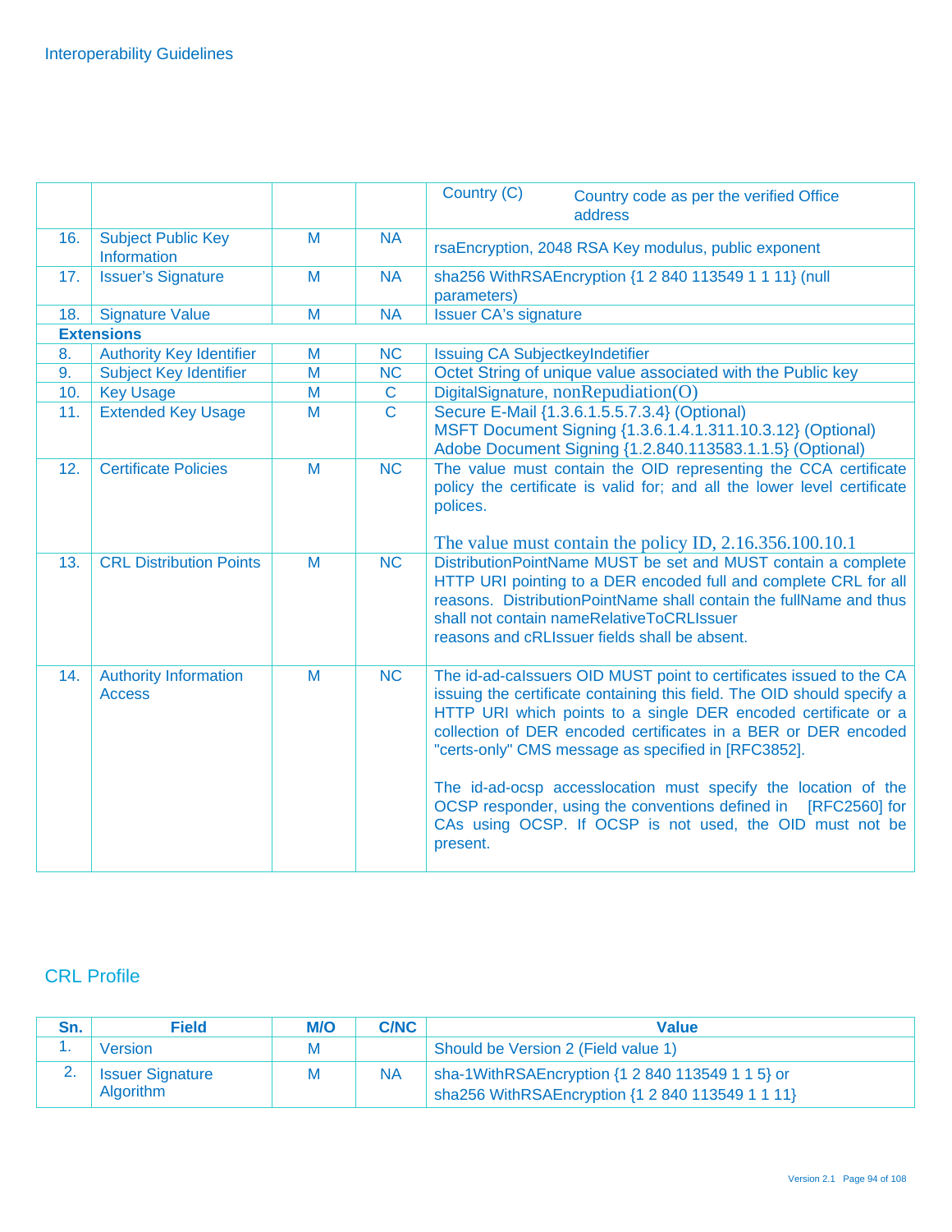| | | | | Country (C) Country code as per the verified Office address |
|---|---|---|---|---|
| 16. | Subject Public Key Information | M | NA | rsaEncryption, 2048 RSA Key modulus, public exponent |
| 17. | Issuer's Signature | M | NA | sha256 WithRSAEncryption {1 2 840 113549 1 1 11} (null parameters) |
| 18. | Signature Value | M | NA | Issuer CA's signature |
| **Extensions** | | | | |
| 8. | Authority Key Identifier | M | NC | Issuing CA SubjectkeyIndetifier |
| 9. | Subject Key Identifier | M | NC | Octet String of unique value associated with the Public key |
| 10. | Key Usage | M | C | DigitalSignature, nonRepudiation(O) |
| 11. | Extended Key Usage | M | C | Secure E-Mail {1.3.6.1.5.5.7.3.4} (Optional)<br>MSFT Document Signing {1.3.6.1.4.1.311.10.3.12} (Optional)<br>Adobe Document Signing {1.2.840.113583.1.1.5} (Optional) |
| 12. | Certificate Policies | M | NC | The value must contain the OID representing the CCA certificate policy the certificate is valid for; and all the lower level certificate polices.<br><br>The value must contain the policy ID, 2.16.356.100.10.1 |
| 13. | CRL Distribution Points | M | NC | DistributionPointName MUST be set and MUST contain a complete HTTP URI pointing to a DER encoded full and complete CRL for all reasons. DistributionPointName shall contain the fullName and thus shall not contain nameRelativeToCRLIssuer<br>reasons and cRLIssuer fields shall be absent. |
| 14. | Authority Information Access | M | NC | The id-ad-caIssuers OID MUST point to certificates issued to the CA issuing the certificate containing this field. The OID should specify a HTTP URI which points to a single DER encoded certificate or a collection of DER encoded certificates in a BER or DER encoded "certs-only" CMS message as specified in [RFC3852].<br><br>The id-ad-ocsp accesslocation must specify the location of the OCSP responder, using the conventions defined in [RFC2560] for CAs using OCSP. If OCSP is not used, the OID must not be present. |

## CRL Profile

| Sn. | Field | M/O | C/NC | Value |
|---|---|---|---|---|
| 1. | Version | M | | Should be Version 2 (Field value 1) |
| 2. | Issuer Signature Algorithm | M | NA | sha-1WithRSAEncryption {1 2 840 113549 1 1 5} or<br>sha256 WithRSAEncryption {1 2 840 113549 1 1 11} |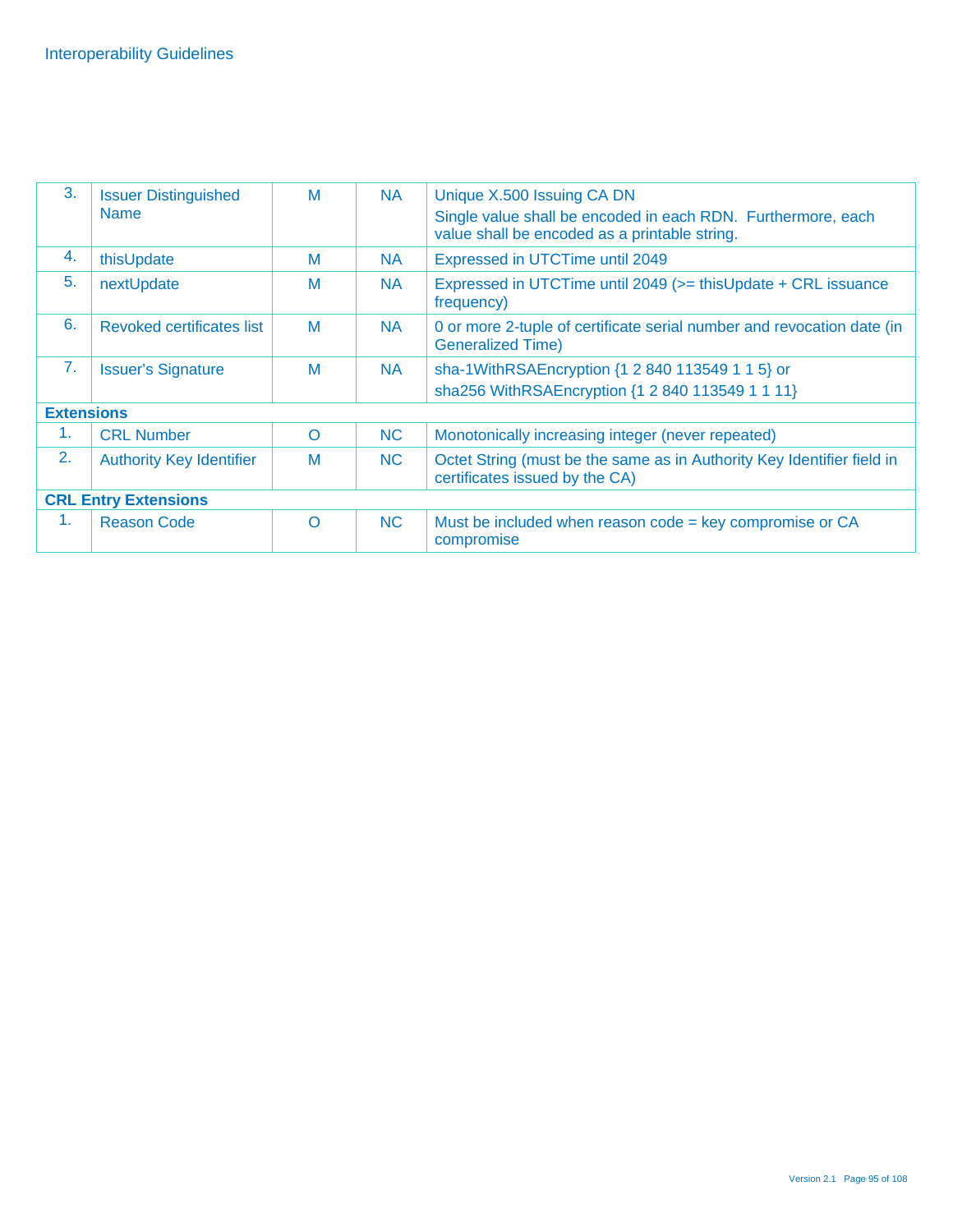| | | | | |
|---|---|---|---|---|
| 3. | Issuer Distinguished Name | M | NA | Unique X.500 Issuing CA DN<br>Single value shall be encoded in each RDN. Furthermore, each value shall be encoded as a printable string. |
| 4. | thisUpdate | M | NA | Expressed in UTCTime until 2049 |
| 5. | nextUpdate | M | NA | Expressed in UTCTime until 2049 (>= thisUpdate + CRL issuance frequency) |
| 6. | Revoked certificates list | M | NA | 0 or more 2-tuple of certificate serial number and revocation date (in Generalized Time) |
| 7. | Issuer's Signature | M | NA | sha-1WithRSAEncryption {1 2 840 113549 1 1 5} or<br>sha256 WithRSAEncryption {1 2 840 113549 1 1 11} |
| **Extensions** | | | | |
| 1. | CRL Number | O | NC | Monotonically increasing integer (never repeated) |
| 2. | Authority Key Identifier | M | NC | Octet String (must be the same as in Authority Key Identifier field in certificates issued by the CA) |
| **CRL Entry Extensions** | | | | |
| 1. | Reason Code | O | NC | Must be included when reason code = key compromise or CA compromise |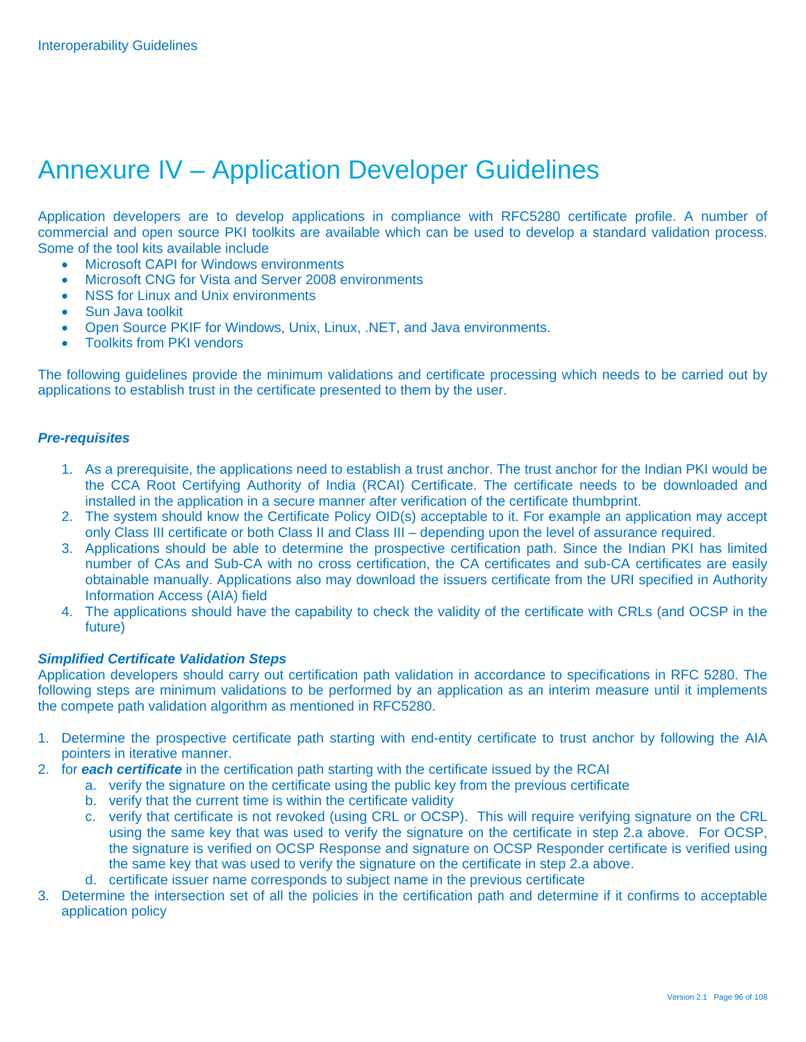# Annexure IV – Application Developer Guidelines

Application developers are to develop applications in compliance with RFC5280 certificate profile. A number of commercial and open source PKI toolkits are available which can be used to develop a standard validation process. Some of the tool kits available include

- Microsoft CAPI for Windows environments
- Microsoft CNG for Vista and Server 2008 environments
- NSS for Linux and Unix environments
- Sun Java toolkit
- Open Source PKIF for Windows, Unix, Linux, .NET, and Java environments.
- Toolkits from PKI vendors

The following guidelines provide the minimum validations and certificate processing which needs to be carried out by applications to establish trust in the certificate presented to them by the user.

***Pre-requisites***

1. As a prerequisite, the applications need to establish a trust anchor. The trust anchor for the Indian PKI would be the CCA Root Certifying Authority of India (RCAI) Certificate. The certificate needs to be downloaded and installed in the application in a secure manner after verification of the certificate thumbprint.
2. The system should know the Certificate Policy OID(s) acceptable to it. For example an application may accept only Class III certificate or both Class II and Class III – depending upon the level of assurance required.
3. Applications should be able to determine the prospective certification path. Since the Indian PKI has limited number of CAs and Sub-CA with no cross certification, the CA certificates and sub-CA certificates are easily obtainable manually. Applications also may download the issuers certificate from the URI specified in Authority Information Access (AIA) field
4. The applications should have the capability to check the validity of the certificate with CRLs (and OCSP in the future)

***Simplified Certificate Validation Steps***

Application developers should carry out certification path validation in accordance to specifications in RFC 5280. The following steps are minimum validations to be performed by an application as an interim measure until it implements the compete path validation algorithm as mentioned in RFC5280.

1. Determine the prospective certificate path starting with end-entity certificate to trust anchor by following the AIA pointers in iterative manner.
2. for ***each certificate*** in the certification path starting with the certificate issued by the RCAI
   a. verify the signature on the certificate using the public key from the previous certificate
   b. verify that the current time is within the certificate validity
   c. verify that certificate is not revoked (using CRL or OCSP). This will require verifying signature on the CRL using the same key that was used to verify the signature on the certificate in step 2.a above. For OCSP, the signature is verified on OCSP Response and signature on OCSP Responder certificate is verified using the same key that was used to verify the signature on the certificate in step 2.a above.
   d. certificate issuer name corresponds to subject name in the previous certificate
3. Determine the intersection set of all the policies in the certification path and determine if it confirms to acceptable application policy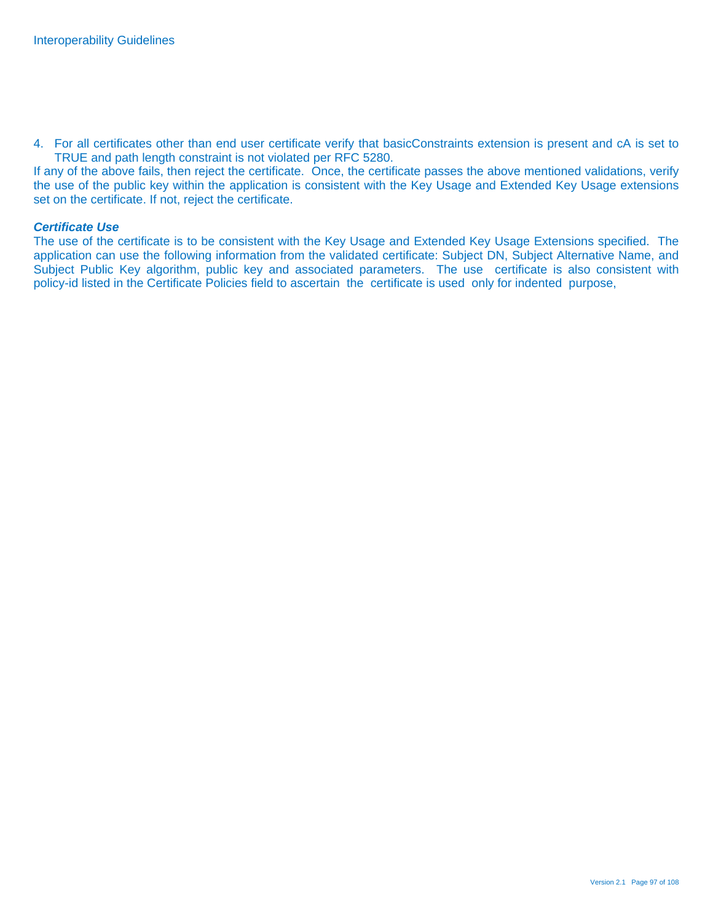4. For all certificates other than end user certificate verify that basicConstraints extension is present and cA is set to TRUE and path length constraint is not violated per RFC 5280.

If any of the above fails, then reject the certificate. Once, the certificate passes the above mentioned validations, verify the use of the public key within the application is consistent with the Key Usage and Extended Key Usage extensions set on the certificate. If not, reject the certificate.

***Certificate Use***

The use of the certificate is to be consistent with the Key Usage and Extended Key Usage Extensions specified. The application can use the following information from the validated certificate: Subject DN, Subject Alternative Name, and Subject Public Key algorithm, public key and associated parameters. The use certificate is also consistent with policy-id listed in the Certificate Policies field to ascertain the certificate is used only for indented purpose,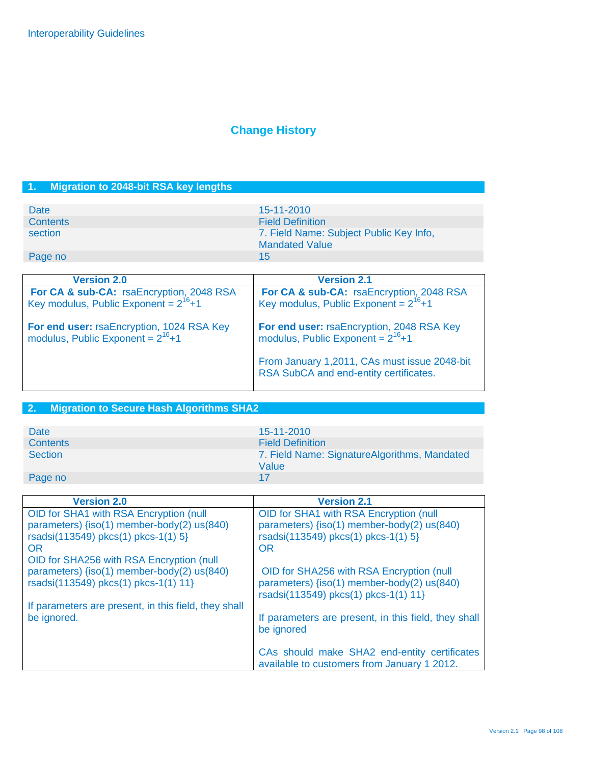# Change History

## 1. Migration to 2048-bit RSA key lengths

| | |
|---|---|
| Date | 15-11-2010 |
| Contents | Field Definition |
| section | 7. Field Name: Subject Public Key Info, Mandated Value |
| Page no | 15 |

| Version 2.0 | Version 2.1 |
|---|---|
| **For CA & sub-CA:** rsaEncryption, 2048 RSA Key modulus, Public Exponent = $2^{16}$+1<br><br>**For end user:** rsaEncryption, 1024 RSA Key modulus, Public Exponent = $2^{16}$+1 | **For CA & sub-CA:** rsaEncryption, 2048 RSA Key modulus, Public Exponent = $2^{16}$+1<br><br>**For end user:** rsaEncryption, 2048 RSA Key modulus, Public Exponent = $2^{16}$+1<br><br>From January 1,2011, CAs must issue 2048-bit RSA SubCA and end-entity certificates. |

## 2. Migration to Secure Hash Algorithms SHA2

| | |
|---|---|
| Date | 15-11-2010 |
| Contents | Field Definition |
| Section | 7. Field Name: SignatureAlgorithms, Mandated Value |
| Page no | 17 |

| Version 2.0 | Version 2.1 |
|---|---|
| OID for SHA1 with RSA Encryption (null parameters) {iso(1) member-body(2) us(840) rsadsi(113549) pkcs(1) pkcs-1(1) 5}<br>OR<br>OID for SHA256 with RSA Encryption (null parameters) {iso(1) member-body(2) us(840) rsadsi(113549) pkcs(1) pkcs-1(1) 11}<br><br>If parameters are present, in this field, they shall be ignored. | OID for SHA1 with RSA Encryption (null parameters) {iso(1) member-body(2) us(840) rsadsi(113549) pkcs(1) pkcs-1(1) 5}<br>OR<br><br>OID for SHA256 with RSA Encryption (null parameters) {iso(1) member-body(2) us(840) rsadsi(113549) pkcs(1) pkcs-1(1) 11}<br><br>If parameters are present, in this field, they shall be ignored<br><br>CAs should make SHA2 end-entity certificates available to customers from January 1 2012. |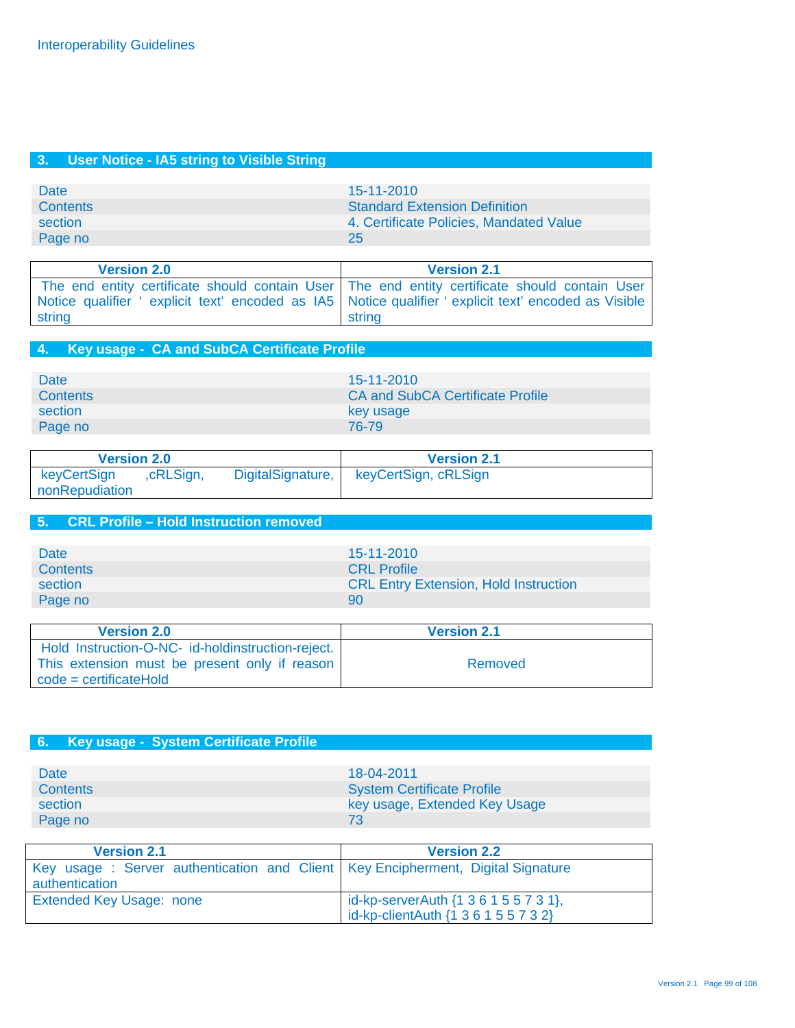## 3. User Notice - IA5 string to Visible String

| | |
|---|---|
| Date | 15-11-2010 |
| Contents | Standard Extension Definition |
| section | 4. Certificate Policies, Mandated Value |
| Page no | 25 |

| Version 2.0 | Version 2.1 |
|---|---|
| The end entity certificate should contain User Notice qualifier ' explicit text' encoded as IA5 string | The end entity certificate should contain User Notice qualifier ' explicit text' encoded as Visible string |

## 4. Key usage - CA and SubCA Certificate Profile

| | |
|---|---|
| Date | 15-11-2010 |
| Contents | CA and SubCA Certificate Profile |
| section | key usage |
| Page no | 76-79 |

| Version 2.0 | Version 2.1 |
|---|---|
| keyCertSign ,cRLSign, DigitalSignature, nonRepudiation | keyCertSign, cRLSign |

## 5. CRL Profile – Hold Instruction removed

| | |
|---|---|
| Date | 15-11-2010 |
| Contents | CRL Profile |
| section | CRL Entry Extension, Hold Instruction |
| Page no | 90 |

| Version 2.0 | Version 2.1 |
|---|---|
| Hold Instruction-O-NC- id-holdinstruction-reject. This extension must be present only if reason code = certificateHold | Removed |

## 6. Key usage - System Certificate Profile

| | |
|---|---|
| Date | 18-04-2011 |
| Contents | System Certificate Profile |
| section | key usage, Extended Key Usage |
| Page no | 73 |

| Version 2.1 | Version 2.2 |
|---|---|
| Key usage : Server authentication and Client authentication | Key Encipherment, Digital Signature |
| Extended Key Usage: none | id-kp-serverAuth {1 3 6 1 5 5 7 3 1}, id-kp-clientAuth {1 3 6 1 5 5 7 3 2} |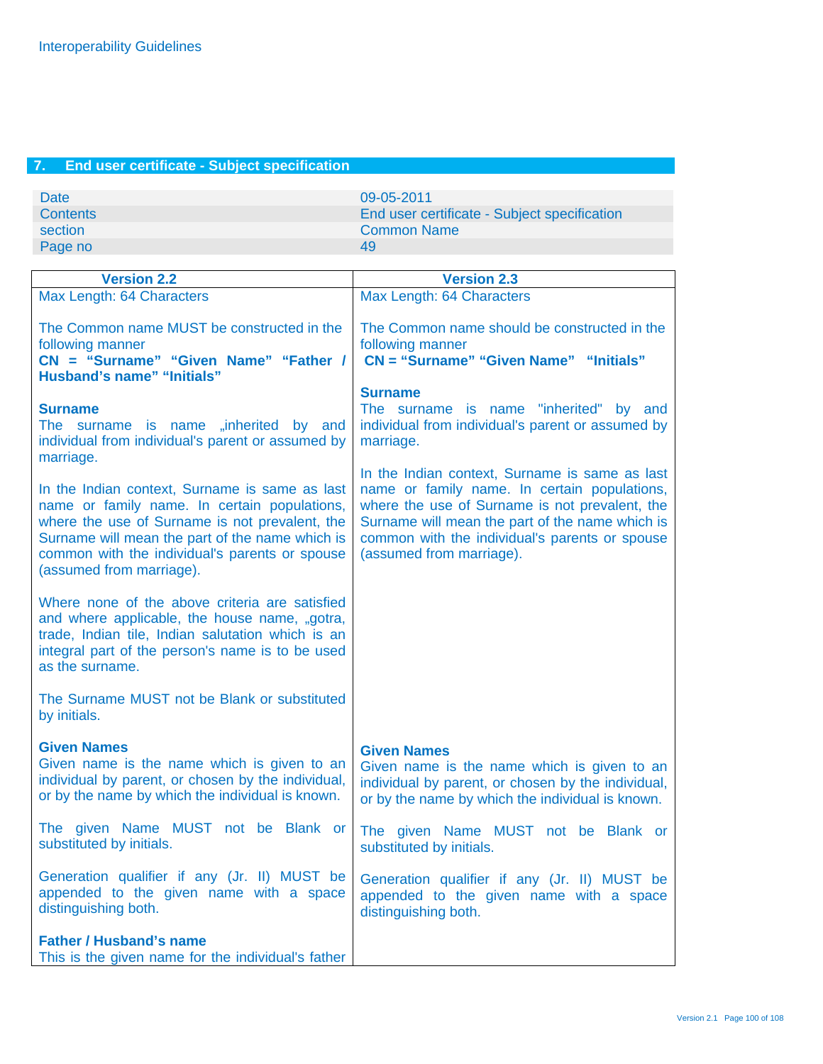## 7. End user certificate - Subject specification

| | |
|---|---|
| Date | 09-05-2011 |
| Contents | End user certificate - Subject specification |
| section | Common Name |
| Page no | 49 |

| Version 2.2 | Version 2.3 |
|---|---|
| Max Length: 64 Characters<br><br>The Common name MUST be constructed in the following manner<br>**CN = "Surname" "Given Name" "Father / Husband's name" "Initials"**<br><br>**Surname**<br>The surname is name „inherited by and individual from individual's parent or assumed by marriage.<br><br>In the Indian context, Surname is same as last name or family name. In certain populations, where the use of Surname is not prevalent, the Surname will mean the part of the name which is common with the individual's parents or spouse (assumed from marriage).<br><br>Where none of the above criteria are satisfied and where applicable, the house name, „gotra, trade, Indian tile, Indian salutation which is an integral part of the person's name is to be used as the surname.<br><br>The Surname MUST not be Blank or substituted by initials.<br><br>**Given Names**<br>Given name is the name which is given to an individual by parent, or chosen by the individual, or by the name by which the individual is known.<br><br>The given Name MUST not be Blank or substituted by initials.<br><br>Generation qualifier if any (Jr. II) MUST be appended to the given name with a space distinguishing both.<br><br>**Father / Husband's name**<br>This is the given name for the individual's father | Max Length: 64 Characters<br><br>The Common name should be constructed in the following manner<br>**CN = "Surname" "Given Name" "Initials"**<br><br>**Surname**<br>The surname is name "inherited" by and individual from individual's parent or assumed by marriage.<br><br>In the Indian context, Surname is same as last name or family name. In certain populations, where the use of Surname is not prevalent, the Surname will mean the part of the name which is common with the individual's parents or spouse (assumed from marriage).<br><br>**Given Names**<br>Given name is the name which is given to an individual by parent, or chosen by the individual, or by the name by which the individual is known.<br><br>The given Name MUST not be Blank or substituted by initials.<br><br>Generation qualifier if any (Jr. II) MUST be appended to the given name with a space distinguishing both. |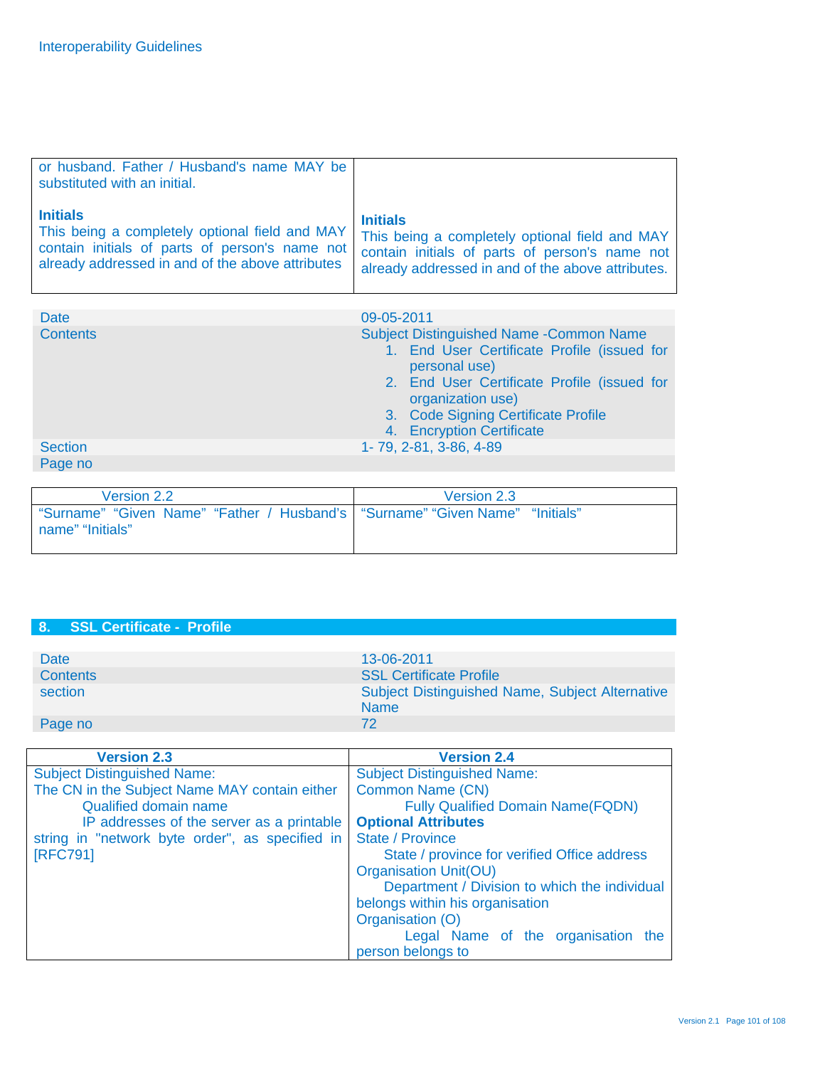| | |
|---|---|
| or husband. Father / Husband's name MAY be substituted with an initial.<br><br>**Initials**<br>This being a completely optional field and MAY contain initials of parts of person's name not already addressed in and of the above attributes | **Initials**<br>This being a completely optional field and MAY contain initials of parts of person's name not already addressed in and of the above attributes. |

| | |
|---|---|
| Date | 09-05-2011 |
| Contents | Subject Distinguished Name -Common Name<br>1. End User Certificate Profile (issued for personal use)<br>2. End User Certificate Profile (issued for organization use)<br>3. Code Signing Certificate Profile<br>4. Encryption Certificate |
| Section | 1- 79, 2-81, 3-86, 4-89 |
| Page no | |

| Version 2.2 | Version 2.3 |
|---|---|
| "Surname" "Given Name" "Father / Husband's name" "Initials" | "Surname" "Given Name" "Initials" |

## 8. SSL Certificate - Profile

| | |
|---|---|
| Date | 13-06-2011 |
| Contents | SSL Certificate Profile |
| section | Subject Distinguished Name, Subject Alternative Name |
| Page no | 72 |

| **Version 2.3** | **Version 2.4** |
|---|---|
| Subject Distinguished Name:<br>The CN in the Subject Name MAY contain either<br>Qualified domain name<br>IP addresses of the server as a printable string in "network byte order", as specified in [RFC791] | Subject Distinguished Name:<br>Common Name (CN)<br>Fully Qualified Domain Name(FQDN)<br>**Optional Attributes**<br>State / Province<br>State / province for verified Office address<br>Organisation Unit(OU)<br>Department / Division to which the individual belongs within his organisation<br>Organisation (O)<br>Legal Name of the organisation the person belongs to |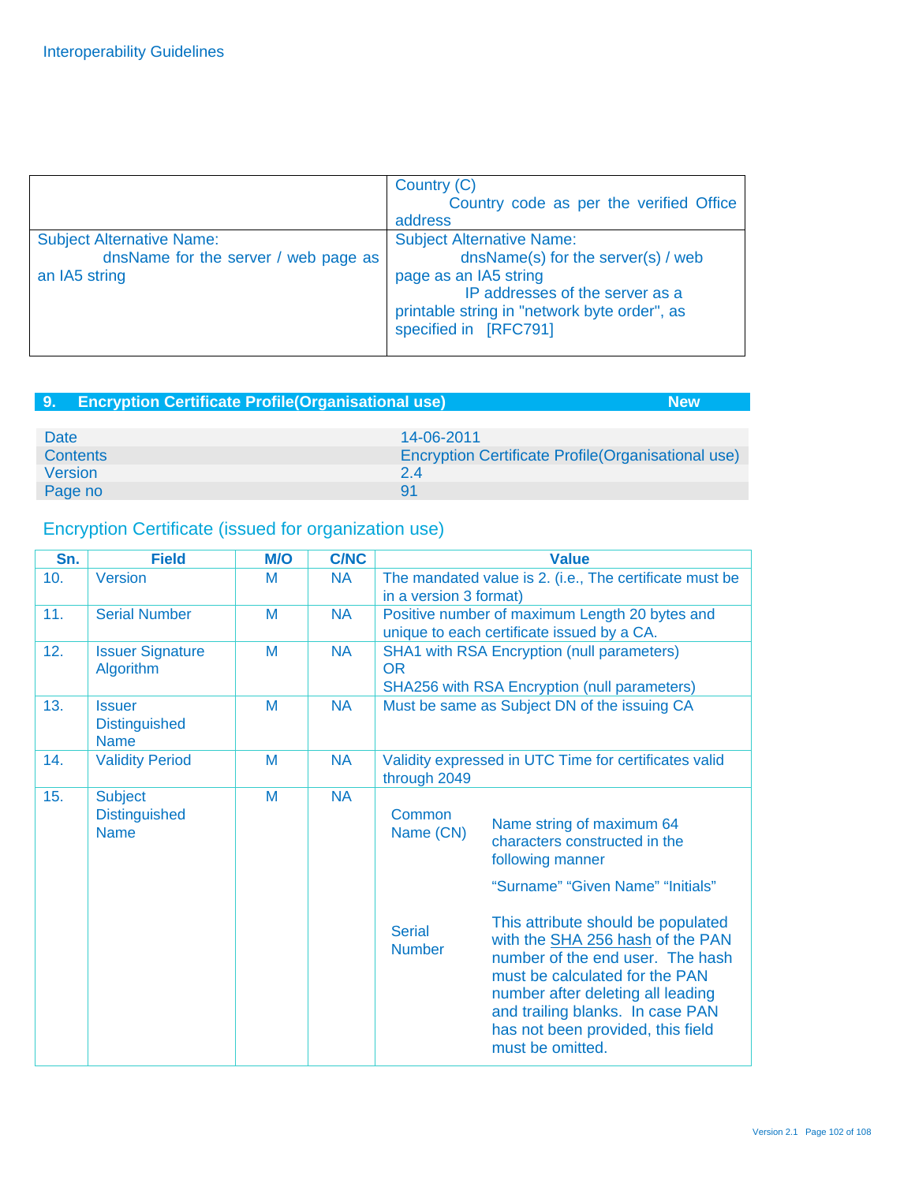| | |
|---|---|
| | Country (C)<br>Country code as per the verified Office address |
| Subject Alternative Name:<br>dnsName for the server / web page as an IA5 string | Subject Alternative Name:<br>dnsName(s) for the server(s) / web page as an IA5 string<br>IP addresses of the server as a printable string in "network byte order", as specified in [RFC791] |

## 9. Encryption Certificate Profile(Organisational use) — New

| | |
|---|---|
| Date | 14-06-2011 |
| Contents | Encryption Certificate Profile(Organisational use) |
| Version | 2.4 |
| Page no | 91 |

### Encryption Certificate (issued for organization use)

| Sn. | Field | M/O | C/NC | Value |
|---|---|---|---|---|
| 10. | Version | M | NA | The mandated value is 2. (i.e., The certificate must be in a version 3 format) |
| 11. | Serial Number | M | NA | Positive number of maximum Length 20 bytes and unique to each certificate issued by a CA. |
| 12. | Issuer Signature Algorithm | M | NA | SHA1 with RSA Encryption (null parameters)<br>OR<br>SHA256 with RSA Encryption (null parameters) |
| 13. | Issuer Distinguished Name | M | NA | Must be same as Subject DN of the issuing CA |
| 14. | Validity Period | M | NA | Validity expressed in UTC Time for certificates valid through 2049 |
| 15. | Subject Distinguished Name | M | NA | **Common Name (CN)**: Name string of maximum 64 characters constructed in the following manner<br>"Surname" "Given Name" "Initials"<br><br>**Serial Number**: This attribute should be populated with the SHA 256 hash of the PAN number of the end user. The hash must be calculated for the PAN number after deleting all leading and trailing blanks. In case PAN has not been provided, this field must be omitted. |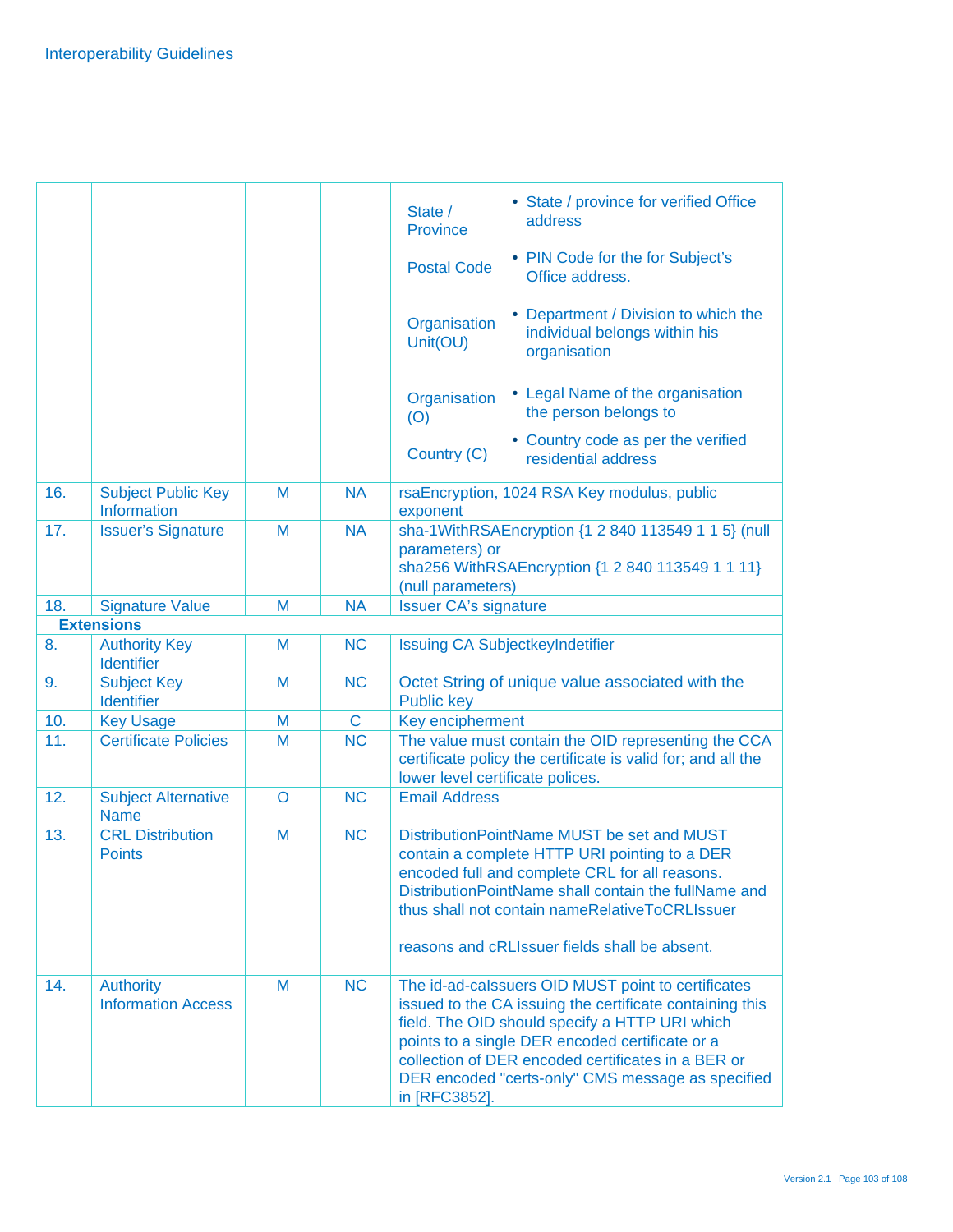| | | | | |
|---|---|---|---|---|
| | | | | State / Province — • State / province for verified Office address<br>Postal Code — • PIN Code for the for Subject's Office address.<br>Organisation Unit(OU) — • Department / Division to which the individual belongs within his organisation<br>Organisation (O) — • Legal Name of the organisation the person belongs to<br>Country (C) — • Country code as per the verified residential address |
| 16. | Subject Public Key Information | M | NA | rsaEncryption, 1024 RSA Key modulus, public exponent |
| 17. | Issuer's Signature | M | NA | sha-1WithRSAEncryption {1 2 840 113549 1 1 5} (null parameters) or<br>sha256 WithRSAEncryption {1 2 840 113549 1 1 11} (null parameters) |
| 18. | Signature Value | M | NA | Issuer CA's signature |
| **Extensions** | | | | |
| 8. | Authority Key Identifier | M | NC | Issuing CA SubjectkeyIndetifier |
| 9. | Subject Key Identifier | M | NC | Octet String of unique value associated with the Public key |
| 10. | Key Usage | M | C | Key encipherment |
| 11. | Certificate Policies | M | NC | The value must contain the OID representing the CCA certificate policy the certificate is valid for; and all the lower level certificate polices. |
| 12. | Subject Alternative Name | O | NC | Email Address |
| 13. | CRL Distribution Points | M | NC | DistributionPointName MUST be set and MUST contain a complete HTTP URI pointing to a DER encoded full and complete CRL for all reasons. DistributionPointName shall contain the fullName and thus shall not contain nameRelativeToCRLIssuer<br><br>reasons and cRLIssuer fields shall be absent. |
| 14. | Authority Information Access | M | NC | The id-ad-caIssuers OID MUST point to certificates issued to the CA issuing the certificate containing this field. The OID should specify a HTTP URI which points to a single DER encoded certificate or a collection of DER encoded certificates in a BER or DER encoded "certs-only" CMS message as specified in [RFC3852]. |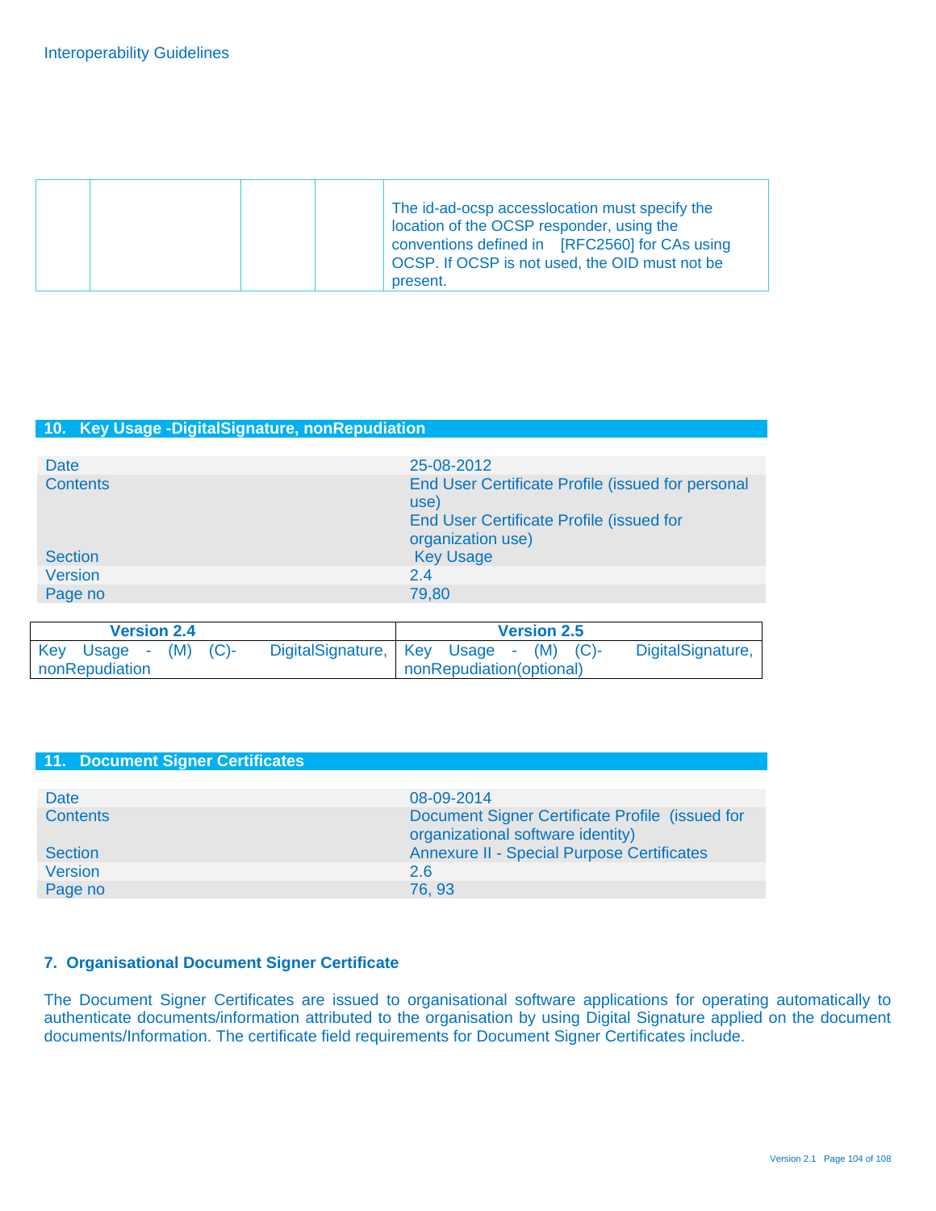| | | | | The id-ad-ocsp accesslocation must specify the location of the OCSP responder, using the conventions defined in [RFC2560] for CAs using OCSP. If OCSP is not used, the OID must not be present. |
|---|---|---|---|---|

## 10. Key Usage -DigitalSignature, nonRepudiation

| | |
|---|---|
| Date | 25-08-2012 |
| Contents | End User Certificate Profile (issued for personal use)<br>End User Certificate Profile (issued for organization use) |
| Section | Key Usage |
| Version | 2.4 |
| Page no | 79,80 |

| Version 2.4 | Version 2.5 |
|---|---|
| Key Usage - (M) (C)- DigitalSignature, nonRepudiation | Key Usage - (M) (C)- DigitalSignature, nonRepudiation(optional) |

## 11. Document Signer Certificates

| | |
|---|---|
| Date | 08-09-2014 |
| Contents | Document Signer Certificate Profile (issued for organizational software identity) |
| Section | Annexure II - Special Purpose Certificates |
| Version | 2.6 |
| Page no | 76, 93 |

### 7. Organisational Document Signer Certificate

The Document Signer Certificates are issued to organisational software applications for operating automatically to authenticate documents/information attributed to the organisation by using Digital Signature applied on the document documents/Information. The certificate field requirements for Document Signer Certificates include.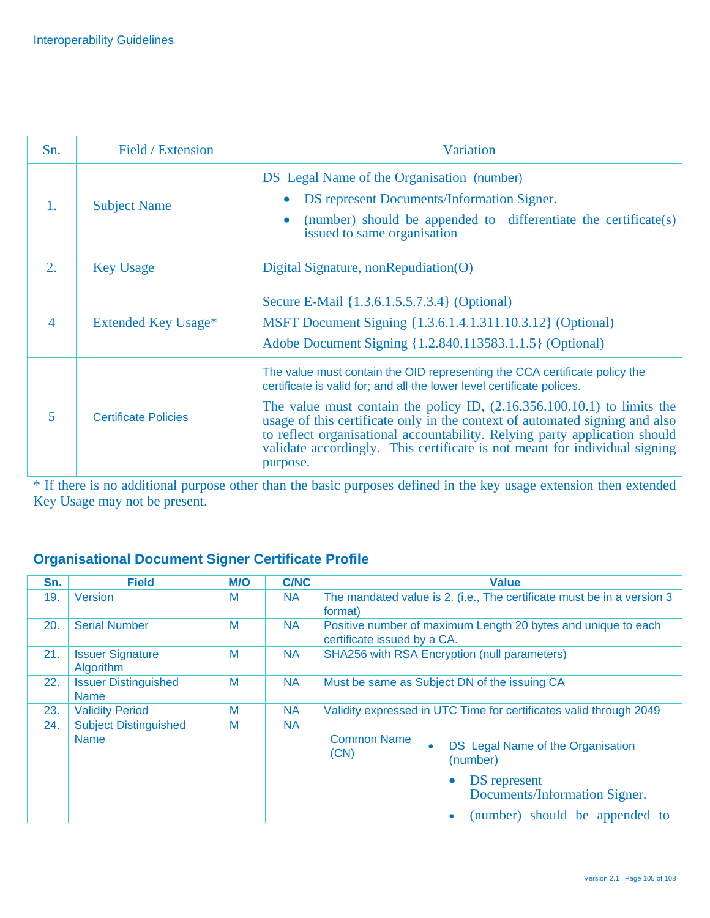| Sn. | Field / Extension | Variation |
|---|---|---|
| 1. | Subject Name | DS Legal Name of the Organisation (number)<br>• DS represent Documents/Information Signer.<br>• (number) should be appended to differentiate the certificate(s) issued to same organisation |
| 2. | Key Usage | Digital Signature, nonRepudiation(O) |
| 4 | Extended Key Usage* | Secure E-Mail {1.3.6.1.5.5.7.3.4} (Optional)<br>MSFT Document Signing {1.3.6.1.4.1.311.10.3.12} (Optional)<br>Adobe Document Signing {1.2.840.113583.1.1.5} (Optional) |
| 5 | Certificate Policies | The value must contain the OID representing the CCA certificate policy the certificate is valid for; and all the lower level certificate polices.<br>The value must contain the policy ID, (2.16.356.100.10.1) to limits the usage of this certificate only in the context of automated signing and also to reflect organisational accountability. Relying party application should validate accordingly. This certificate is not meant for individual signing purpose. |

* If there is no additional purpose other than the basic purposes defined in the key usage extension then extended Key Usage may not be present.

### Organisational Document Signer Certificate Profile

| Sn. | Field | M/O | C/NC | Value |
|---|---|---|---|---|
| 19. | Version | M | NA | The mandated value is 2. (i.e., The certificate must be in a version 3 format) |
| 20. | Serial Number | M | NA | Positive number of maximum Length 20 bytes and unique to each certificate issued by a CA. |
| 21. | Issuer Signature Algorithm | M | NA | SHA256 with RSA Encryption (null parameters) |
| 22. | Issuer Distinguished Name | M | NA | Must be same as Subject DN of the issuing CA |
| 23. | Validity Period | M | NA | Validity expressed in UTC Time for certificates valid through 2049 |
| 24. | Subject Distinguished Name | M | NA | Common Name (CN): • DS Legal Name of the Organisation (number)<br>• DS represent Documents/Information Signer.<br>• (number) should be appended to |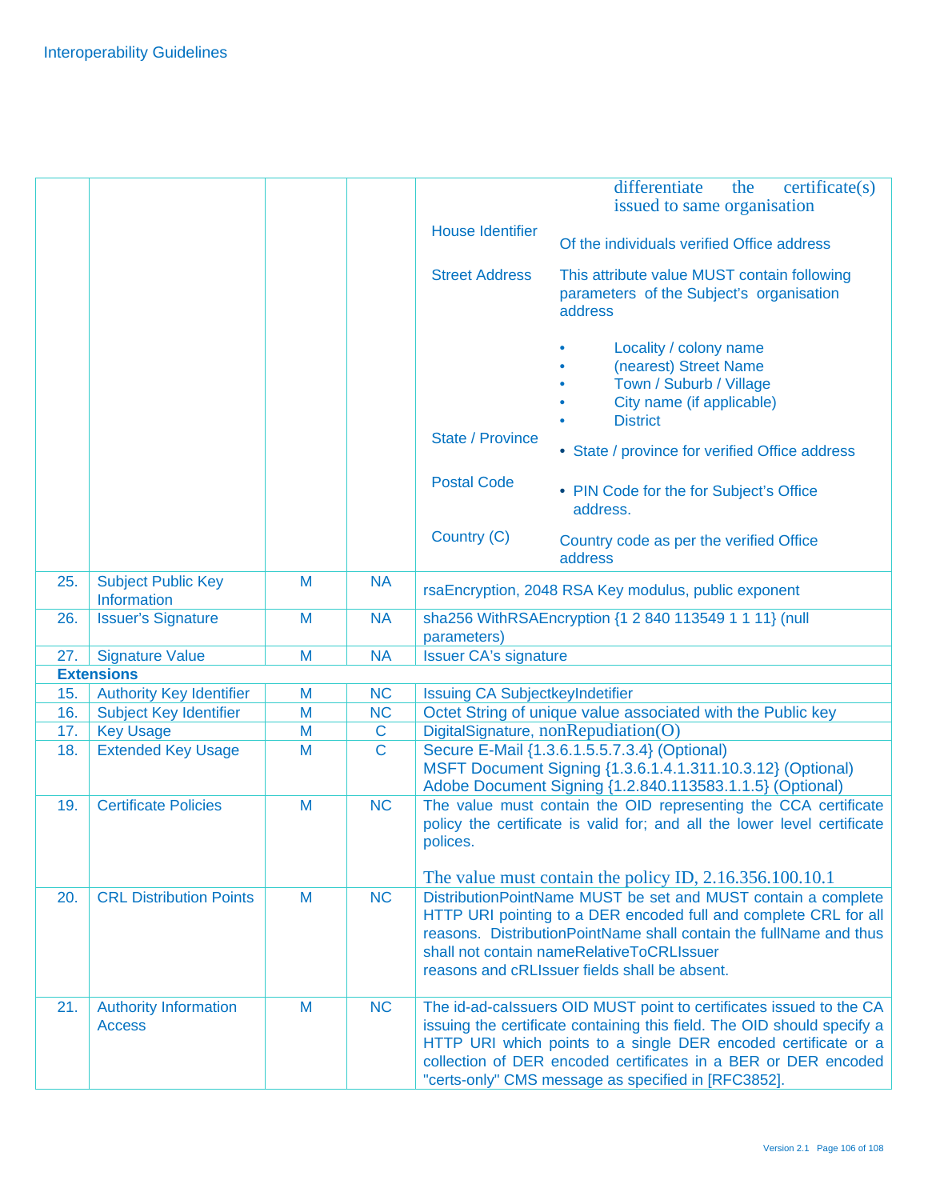| | | | | |
|---|---|---|---|---|
| | | | | differentiate the certificate(s) issued to same organisation<br><br>House Identifier — Of the individuals verified Office address<br><br>Street Address — This attribute value MUST contain following parameters of the Subject's organisation address<br>• Locality / colony name<br>• (nearest) Street Name<br>• Town / Suburb / Village<br>• City name (if applicable)<br>• District<br><br>State / Province — • State / province for verified Office address<br><br>Postal Code — • PIN Code for the for Subject's Office address.<br><br>Country (C) — Country code as per the verified Office address |
| 25. | Subject Public Key Information | M | NA | rsaEncryption, 2048 RSA Key modulus, public exponent |
| 26. | Issuer's Signature | M | NA | sha256 WithRSAEncryption {1 2 840 113549 1 1 11} (null parameters) |
| 27. | Signature Value | M | NA | Issuer CA's signature |
| **Extensions** | | | | |
| 15. | Authority Key Identifier | M | NC | Issuing CA SubjectkeyIndetifier |
| 16. | Subject Key Identifier | M | NC | Octet String of unique value associated with the Public key |
| 17. | Key Usage | M | C | DigitalSignature, nonRepudiation(O) |
| 18. | Extended Key Usage | M | C | Secure E-Mail {1.3.6.1.5.5.7.3.4} (Optional)<br>MSFT Document Signing {1.3.6.1.4.1.311.10.3.12} (Optional)<br>Adobe Document Signing {1.2.840.113583.1.1.5} (Optional) |
| 19. | Certificate Policies | M | NC | The value must contain the OID representing the CCA certificate policy the certificate is valid for; and all the lower level certificate polices.<br><br>The value must contain the policy ID, 2.16.356.100.10.1 |
| 20. | CRL Distribution Points | M | NC | DistributionPointName MUST be set and MUST contain a complete HTTP URI pointing to a DER encoded full and complete CRL for all reasons. DistributionPointName shall contain the fullName and thus shall not contain nameRelativeToCRLIssuer reasons and cRLIssuer fields shall be absent. |
| 21. | Authority Information Access | M | NC | The id-ad-caIssuers OID MUST point to certificates issued to the CA issuing the certificate containing this field. The OID should specify a HTTP URI which points to a single DER encoded certificate or a collection of DER encoded certificates in a BER or DER encoded "certs-only" CMS message as specified in [RFC3852]. |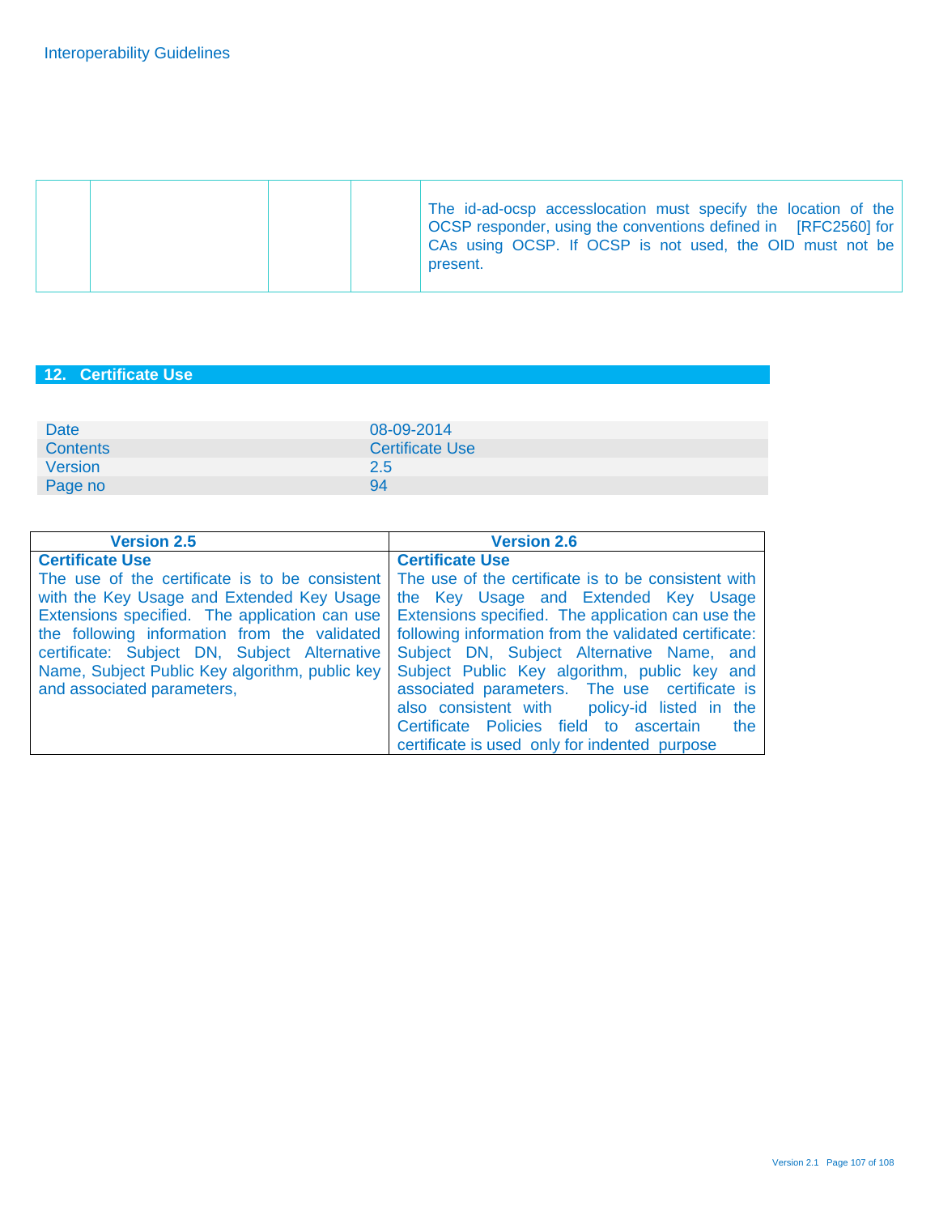| | | | | |
|---|---|---|---|---|
| | | | | The id-ad-ocsp accesslocation must specify the location of the OCSP responder, using the conventions defined in [RFC2560] for CAs using OCSP. If OCSP is not used, the OID must not be present. |

## 12. Certificate Use

| | |
|---|---|
| Date | 08-09-2014 |
| Contents | Certificate Use |
| Version | 2.5 |
| Page no | 94 |

| Version 2.5 | Version 2.6 |
|---|---|
| **Certificate Use**<br>The use of the certificate is to be consistent with the Key Usage and Extended Key Usage Extensions specified. The application can use the following information from the validated certificate: Subject DN, Subject Alternative Name, Subject Public Key algorithm, public key and associated parameters, | **Certificate Use**<br>The use of the certificate is to be consistent with the Key Usage and Extended Key Usage Extensions specified. The application can use the following information from the validated certificate: Subject DN, Subject Alternative Name, and Subject Public Key algorithm, public key and associated parameters. The use certificate is also consistent with policy-id listed in the Certificate Policies field to ascertain the certificate is used only for indented purpose |